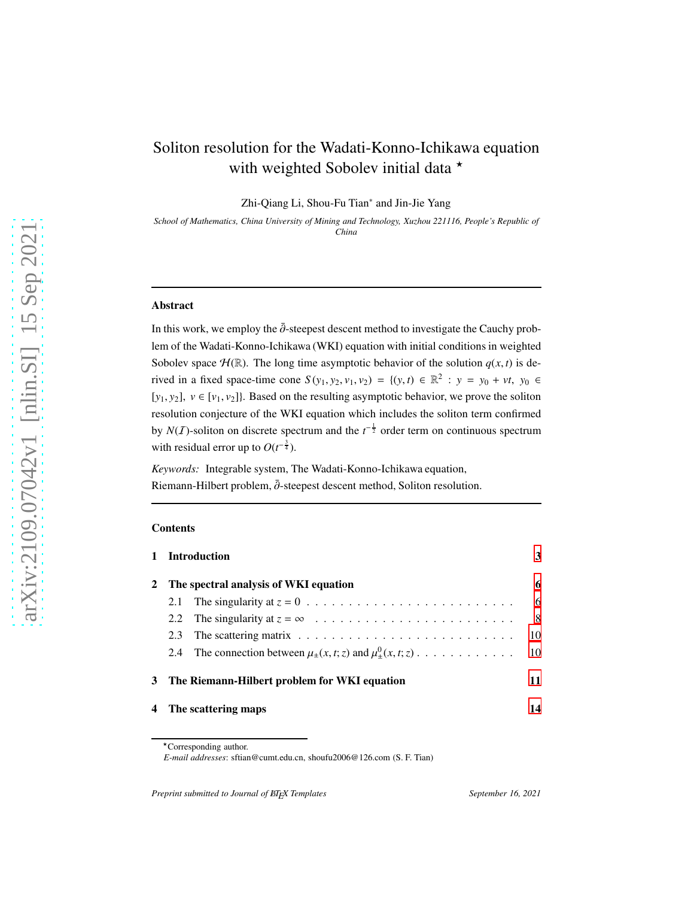# Soliton resolution for the Wadati-Konno-Ichikawa equation with weighted Sobolev initial data ⋆

Zhi-Qiang Li, Shou-Fu Tian* and Jin-Jie Yang

*School of Mathematics, China University of Mining and Technology, Xuzhou 221116, People's Republic of China*

---

## Abstract

In this work, we employ the $\bar{\partial}$-steepest descent method to investigate the Cauchy problem of the Wadati-Konno-Ichikawa (WKI) equation with initial conditions in weighted Sobolev space $\mathcal{H}(\mathbb{R})$. The long time asymptotic behavior of the solution $q(x,t)$ is derived in a fixed space-time cone $S(y_1, y_2, v_1, v_2) = \{(y,t) \in \mathbb{R}^2 : y = y_0 + vt,\ y_0 \in [y_1, y_2],\ v \in [v_1, v_2]\}$. Based on the resulting asymptotic behavior, we prove the soliton resolution conjecture of the WKI equation which includes the soliton term confirmed by $N(\mathcal{I})$-soliton on discrete spectrum and the $t^{-\frac{1}{2}}$ order term on continuous spectrum with residual error up to $O(t^{-\frac{3}{4}})$.

*Keywords:* Integrable system, The Wadati-Konno-Ichikawa equation, Riemann-Hilbert problem, $\bar{\partial}$-steepest descent method, Soliton resolution.

---

## Contents

**1 Introduction** 3

**2 The spectral analysis of WKI equation** 6
- 2.1 The singularity at $z = 0$ 6
- 2.2 The singularity at $z = \infty$ 8
- 2.3 The scattering matrix 10
- 2.4 The connection between $\mu_\pm(x,t;z)$ and $\mu^0_\pm(x,t;z)$ 10

**3 The Riemann-Hilbert problem for WKI equation** 11

**4 The scattering maps** 14

---

⋆Corresponding author.
*E-mail addresses*: sftian@cumt.edu.cn, shoufu2006@126.com (S. F. Tian)

*Preprint submitted to Journal of LaTeX Templates* September 16, 2021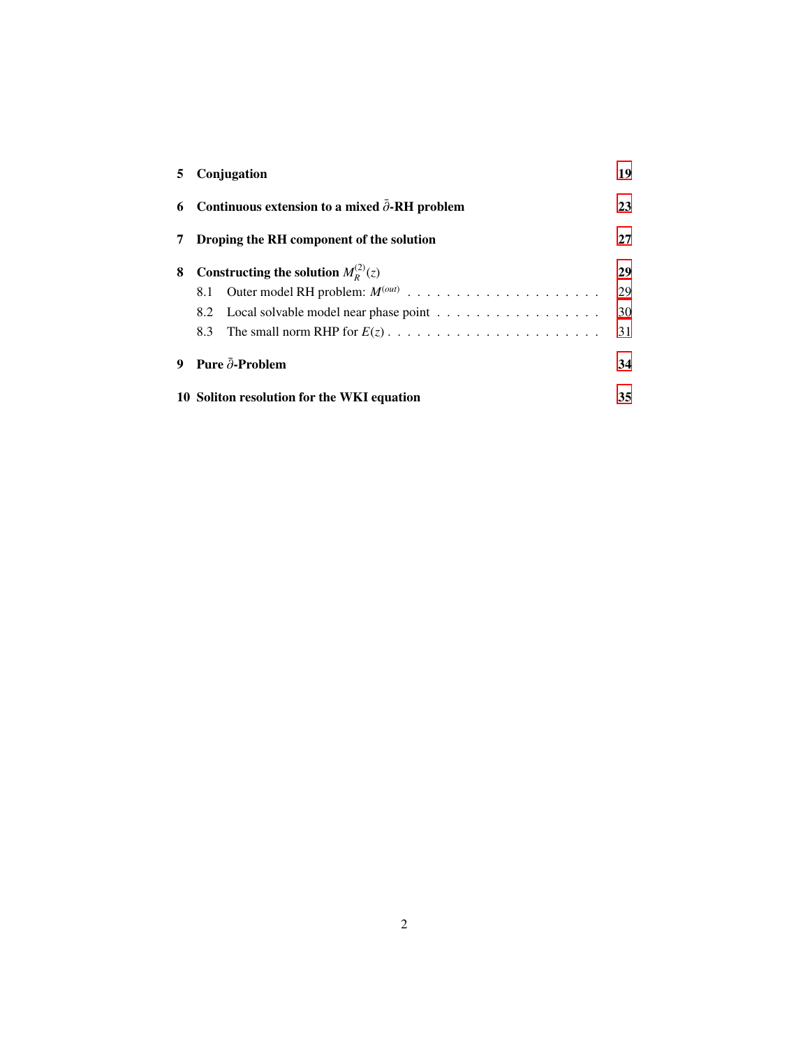5 **Conjugation** 19

6 **Continuous extension to a mixed $\bar{\partial}$-RH problem** 23

7 **Droping the RH component of the solution** 27

8 **Constructing the solution $M_R^{(2)}(z)$** 29

- 8.1 Outer model RH problem: $M^{(out)}$ . . . . . . . . . . . . . . . . . . . 29
- 8.2 Local solvable model near phase point . . . . . . . . . . . . . . . . . 30
- 8.3 The small norm RHP for $E(z)$ . . . . . . . . . . . . . . . . . . . . . 31

9 **Pure $\bar{\partial}$-Problem** 34

10 **Soliton resolution for the WKI equation** 35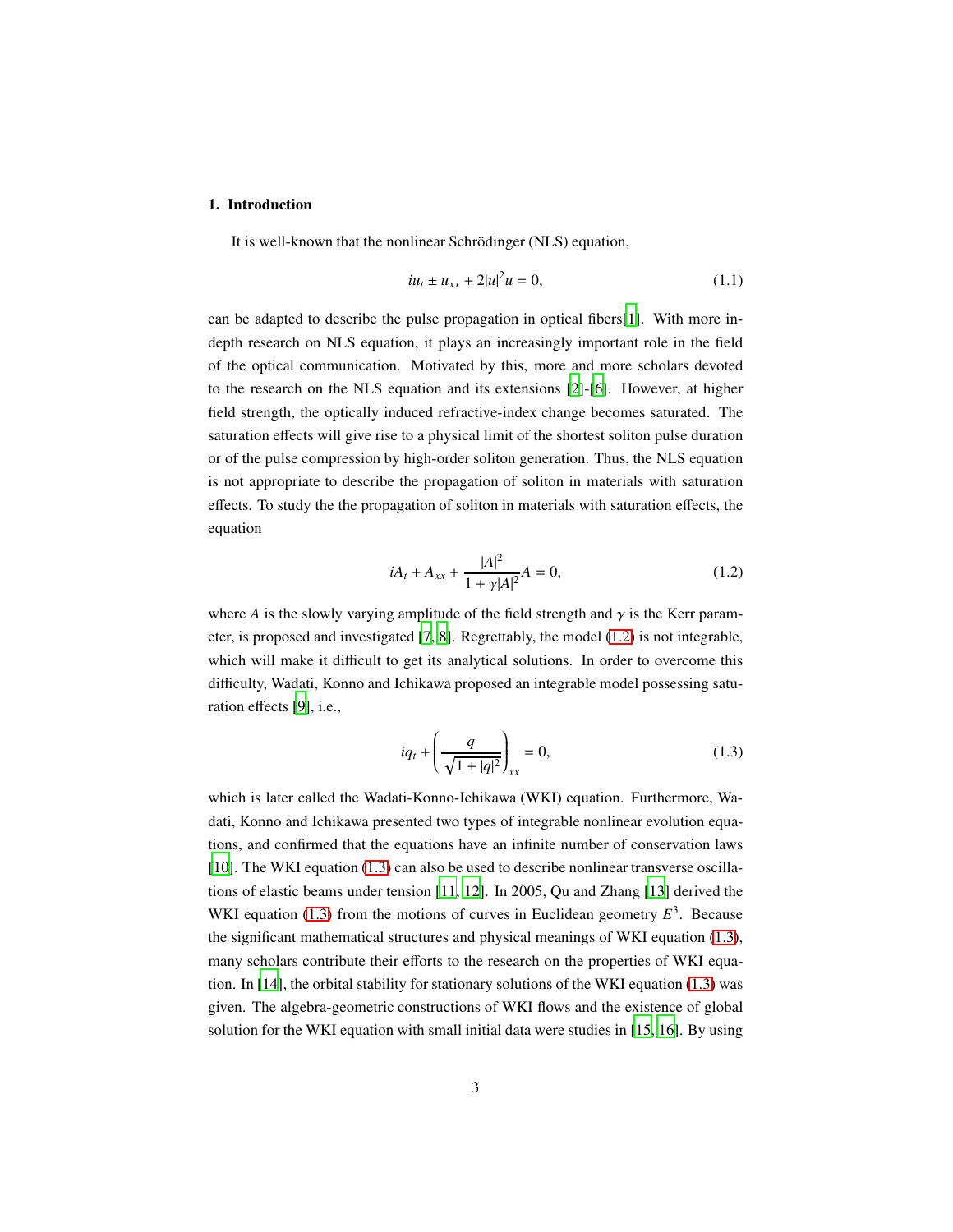## 1. Introduction

It is well-known that the nonlinear Schrödinger (NLS) equation,

$$iu_t \pm u_{xx} + 2|u|^2 u = 0, \tag{1.1}$$

can be adapted to describe the pulse propagation in optical fibers[1]. With more in-depth research on NLS equation, it plays an increasingly important role in the field of the optical communication. Motivated by this, more and more scholars devoted to the research on the NLS equation and its extensions [2]-[6]. However, at higher field strength, the optically induced refractive-index change becomes saturated. The saturation effects will give rise to a physical limit of the shortest soliton pulse duration or of the pulse compression by high-order soliton generation. Thus, the NLS equation is not appropriate to describe the propagation of soliton in materials with saturation effects. To study the the propagation of soliton in materials with saturation effects, the equation

$$iA_t + A_{xx} + \frac{|A|^2}{1+\gamma|A|^2}A = 0, \tag{1.2}$$

where $A$ is the slowly varying amplitude of the field strength and $\gamma$ is the Kerr parameter, is proposed and investigated [7, 8]. Regrettably, the model (1.2) is not integrable, which will make it difficult to get its analytical solutions. In order to overcome this difficulty, Wadati, Konno and Ichikawa proposed an integrable model possessing saturation effects [9], i.e.,

$$iq_t + \left(\frac{q}{\sqrt{1+|q|^2}}\right)_{xx} = 0, \tag{1.3}$$

which is later called the Wadati-Konno-Ichikawa (WKI) equation. Furthermore, Wadati, Konno and Ichikawa presented two types of integrable nonlinear evolution equations, and confirmed that the equations have an infinite number of conservation laws [10]. The WKI equation (1.3) can also be used to describe nonlinear transverse oscillations of elastic beams under tension [11, 12]. In 2005, Qu and Zhang [13] derived the WKI equation (1.3) from the motions of curves in Euclidean geometry $E^3$. Because the significant mathematical structures and physical meanings of WKI equation (1.3), many scholars contribute their efforts to the research on the properties of WKI equation. In [14], the orbital stability for stationary solutions of the WKI equation (1.3) was given. The algebra-geometric constructions of WKI flows and the existence of global solution for the WKI equation with small initial data were studies in [15, 16]. By using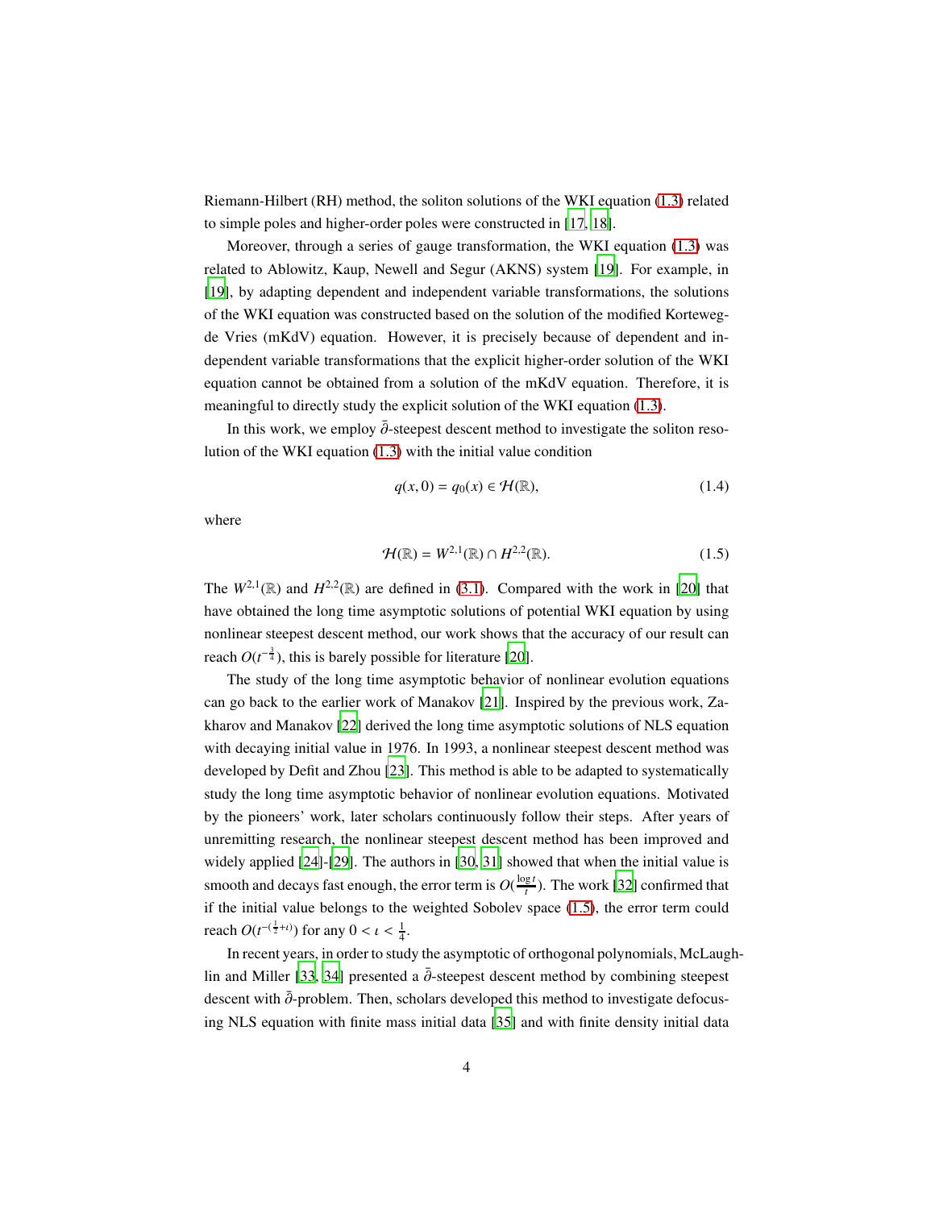Riemann-Hilbert (RH) method, the soliton solutions of the WKI equation (1.3) related to simple poles and higher-order poles were constructed in [17, 18].

Moreover, through a series of gauge transformation, the WKI equation (1.3) was related to Ablowitz, Kaup, Newell and Segur (AKNS) system [19]. For example, in [19], by adapting dependent and independent variable transformations, the solutions of the WKI equation was constructed based on the solution of the modified Korteweg-de Vries (mKdV) equation. However, it is precisely because of dependent and independent variable transformations that the explicit higher-order solution of the WKI equation cannot be obtained from a solution of the mKdV equation. Therefore, it is meaningful to directly study the explicit solution of the WKI equation (1.3).

In this work, we employ $\bar{\partial}$-steepest descent method to investigate the soliton resolution of the WKI equation (1.3) with the initial value condition

$$q(x,0) = q_0(x) \in \mathcal{H}(\mathbb{R}), \tag{1.4}$$

where

$$\mathcal{H}(\mathbb{R}) = W^{2,1}(\mathbb{R}) \cap H^{2,2}(\mathbb{R}). \tag{1.5}$$

The $W^{2,1}(\mathbb{R})$ and $H^{2,2}(\mathbb{R})$ are defined in (3.1). Compared with the work in [20] that have obtained the long time asymptotic solutions of potential WKI equation by using nonlinear steepest descent method, our work shows that the accuracy of our result can reach $O(t^{-\frac{3}{4}})$, this is barely possible for literature [20].

The study of the long time asymptotic behavior of nonlinear evolution equations can go back to the earlier work of Manakov [21]. Inspired by the previous work, Zakharov and Manakov [22] derived the long time asymptotic solutions of NLS equation with decaying initial value in 1976. In 1993, a nonlinear steepest descent method was developed by Defit and Zhou [23]. This method is able to be adapted to systematically study the long time asymptotic behavior of nonlinear evolution equations. Motivated by the pioneers' work, later scholars continuously follow their steps. After years of unremitting research, the nonlinear steepest descent method has been improved and widely applied [24]-[29]. The authors in [30, 31] showed that when the initial value is smooth and decays fast enough, the error term is $O(\frac{\log t}{t})$. The work [32] confirmed that if the initial value belongs to the weighted Sobolev space (1.5), the error term could reach $O(t^{-(\frac{1}{2}+\iota)})$ for any $0 < \iota < \frac{1}{4}$.

In recent years, in order to study the asymptotic of orthogonal polynomials, McLaughlin and Miller [33, 34] presented a $\bar{\partial}$-steepest descent method by combining steepest descent with $\bar{\partial}$-problem. Then, scholars developed this method to investigate defocusing NLS equation with finite mass initial data [35] and with finite density initial data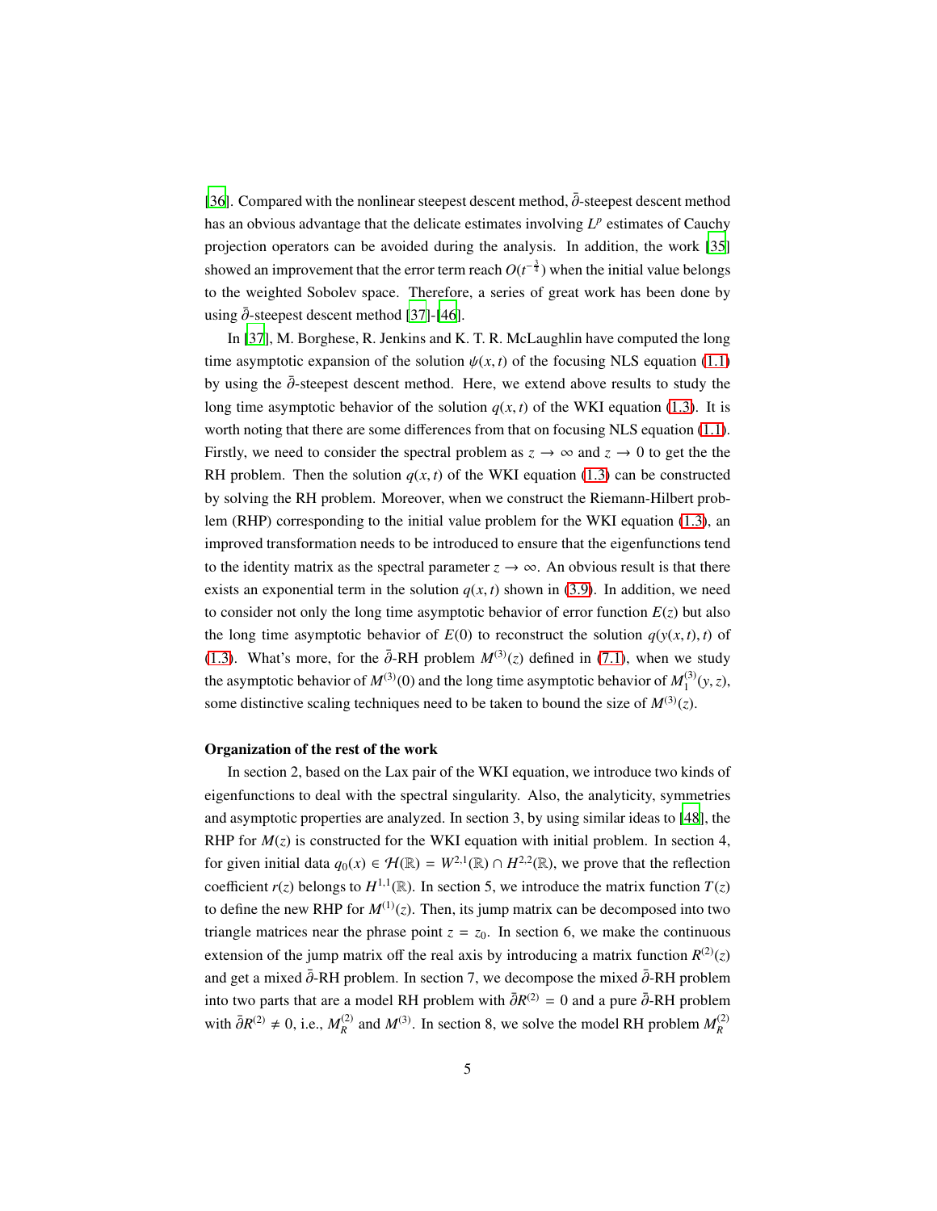[36]. Compared with the nonlinear steepest descent method, $\bar{\partial}$-steepest descent method has an obvious advantage that the delicate estimates involving $L^p$ estimates of Cauchy projection operators can be avoided during the analysis. In addition, the work [35] showed an improvement that the error term reach $O(t^{-\frac{3}{4}})$ when the initial value belongs to the weighted Sobolev space. Therefore, a series of great work has been done by using $\bar{\partial}$-steepest descent method [37]-[46].

In [37], M. Borghese, R. Jenkins and K. T. R. McLaughlin have computed the long time asymptotic expansion of the solution $\psi(x,t)$ of the focusing NLS equation (1.1) by using the $\bar{\partial}$-steepest descent method. Here, we extend above results to study the long time asymptotic behavior of the solution $q(x,t)$ of the WKI equation (1.3). It is worth noting that there are some differences from that on focusing NLS equation (1.1). Firstly, we need to consider the spectral problem as $z \to \infty$ and $z \to 0$ to get the the RH problem. Then the solution $q(x,t)$ of the WKI equation (1.3) can be constructed by solving the RH problem. Moreover, when we construct the Riemann-Hilbert problem (RHP) corresponding to the initial value problem for the WKI equation (1.3), an improved transformation needs to be introduced to ensure that the eigenfunctions tend to the identity matrix as the spectral parameter $z \to \infty$. An obvious result is that there exists an exponential term in the solution $q(x,t)$ shown in (3.9). In addition, we need to consider not only the long time asymptotic behavior of error function $E(z)$ but also the long time asymptotic behavior of $E(0)$ to reconstruct the solution $q(y(x,t),t)$ of (1.3). What's more, for the $\bar{\partial}$-RH problem $M^{(3)}(z)$ defined in (7.1), when we study the asymptotic behavior of $M^{(3)}(0)$ and the long time asymptotic behavior of $M_1^{(3)}(y,z)$, some distinctive scaling techniques need to be taken to bound the size of $M^{(3)}(z)$.

**Organization of the rest of the work**

In section 2, based on the Lax pair of the WKI equation, we introduce two kinds of eigenfunctions to deal with the spectral singularity. Also, the analyticity, symmetries and asymptotic properties are analyzed. In section 3, by using similar ideas to [48], the RHP for $M(z)$ is constructed for the WKI equation with initial problem. In section 4, for given initial data $q_0(x) \in \mathcal{H}(\mathbb{R}) = W^{2,1}(\mathbb{R}) \cap H^{2,2}(\mathbb{R})$, we prove that the reflection coefficient $r(z)$ belongs to $H^{1,1}(\mathbb{R})$. In section 5, we introduce the matrix function $T(z)$ to define the new RHP for $M^{(1)}(z)$. Then, its jump matrix can be decomposed into two triangle matrices near the phrase point $z = z_0$. In section 6, we make the continuous extension of the jump matrix off the real axis by introducing a matrix function $R^{(2)}(z)$ and get a mixed $\bar{\partial}$-RH problem. In section 7, we decompose the mixed $\bar{\partial}$-RH problem into two parts that are a model RH problem with $\bar{\partial}R^{(2)} = 0$ and a pure $\bar{\partial}$-RH problem with $\bar{\partial}R^{(2)} \neq 0$, i.e., $M_R^{(2)}$ and $M^{(3)}$. In section 8, we solve the model RH problem $M_R^{(2)}$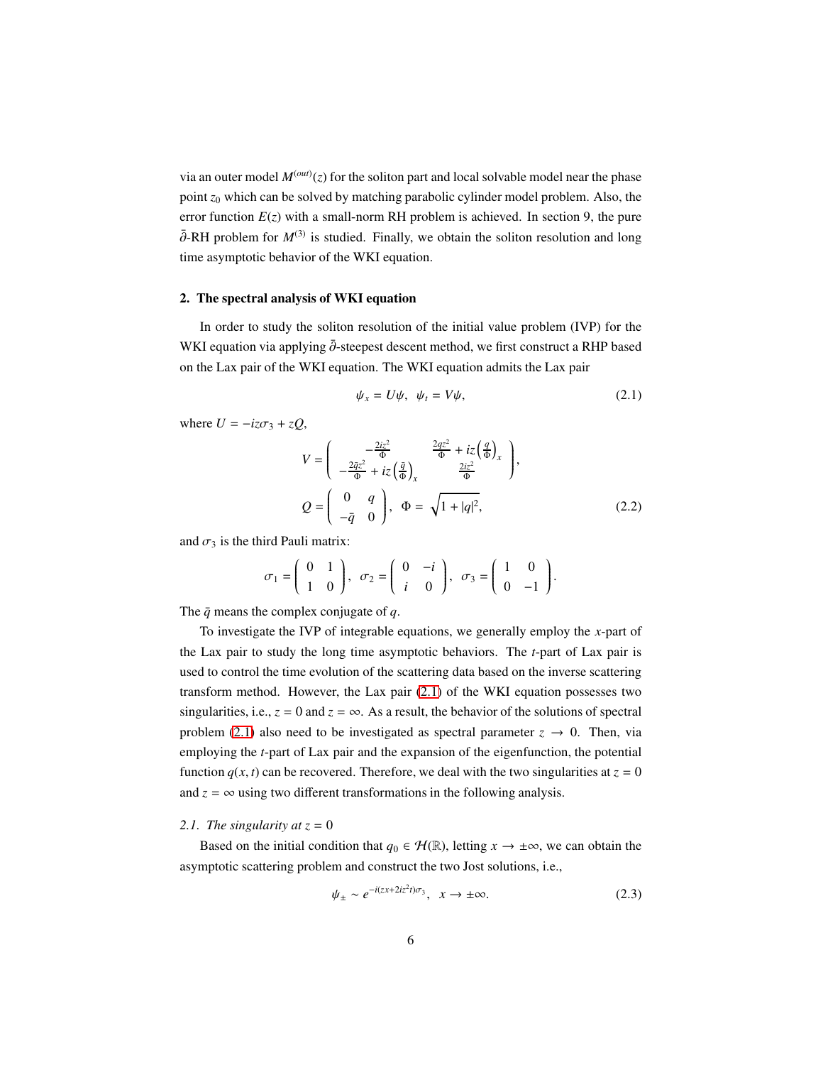via an outer model $M^{(out)}(z)$ for the soliton part and local solvable model near the phase point $z_0$ which can be solved by matching parabolic cylinder model problem. Also, the error function $E(z)$ with a small-norm RH problem is achieved. In section 9, the pure $\bar{\partial}$-RH problem for $M^{(3)}$ is studied. Finally, we obtain the soliton resolution and long time asymptotic behavior of the WKI equation.

## 2. The spectral analysis of WKI equation

In order to study the soliton resolution of the initial value problem (IVP) for the WKI equation via applying $\bar{\partial}$-steepest descent method, we first construct a RHP based on the Lax pair of the WKI equation. The WKI equation admits the Lax pair

$$\psi_x = U\psi, \quad \psi_t = V\psi, \tag{2.1}$$

where $U = -iz\sigma_3 + zQ$,

$$V = \begin{pmatrix} -\frac{2iz^2}{\Phi} & \frac{2qz^2}{\Phi} + iz\left(\frac{q}{\Phi}\right)_x \\ -\frac{2\bar{q}z^2}{\Phi} + iz\left(\frac{\bar{q}}{\Phi}\right)_x & \frac{2iz^2}{\Phi} \end{pmatrix},$$

$$Q = \begin{pmatrix} 0 & q \\ -\bar{q} & 0 \end{pmatrix}, \quad \Phi = \sqrt{1+|q|^2}, \tag{2.2}$$

and $\sigma_3$ is the third Pauli matrix:

$$\sigma_1 = \begin{pmatrix} 0 & 1 \\ 1 & 0 \end{pmatrix}, \quad \sigma_2 = \begin{pmatrix} 0 & -i \\ i & 0 \end{pmatrix}, \quad \sigma_3 = \begin{pmatrix} 1 & 0 \\ 0 & -1 \end{pmatrix}.$$

The $\bar{q}$ means the complex conjugate of $q$.

To investigate the IVP of integrable equations, we generally employ the $x$-part of the Lax pair to study the long time asymptotic behaviors. The $t$-part of Lax pair is used to control the time evolution of the scattering data based on the inverse scattering transform method. However, the Lax pair (2.1) of the WKI equation possesses two singularities, i.e., $z = 0$ and $z = \infty$. As a result, the behavior of the solutions of spectral problem (2.1) also need to be investigated as spectral parameter $z \to 0$. Then, via employing the $t$-part of Lax pair and the expansion of the eigenfunction, the potential function $q(x,t)$ can be recovered. Therefore, we deal with the two singularities at $z = 0$ and $z = \infty$ using two different transformations in the following analysis.

### 2.1. The singularity at $z = 0$

Based on the initial condition that $q_0 \in \mathcal{H}(\mathbb{R})$, letting $x \to \pm\infty$, we can obtain the asymptotic scattering problem and construct the two Jost solutions, i.e.,

$$\psi_\pm \sim e^{-i(zx+2iz^2t)\sigma_3}, \quad x \to \pm\infty. \tag{2.3}$$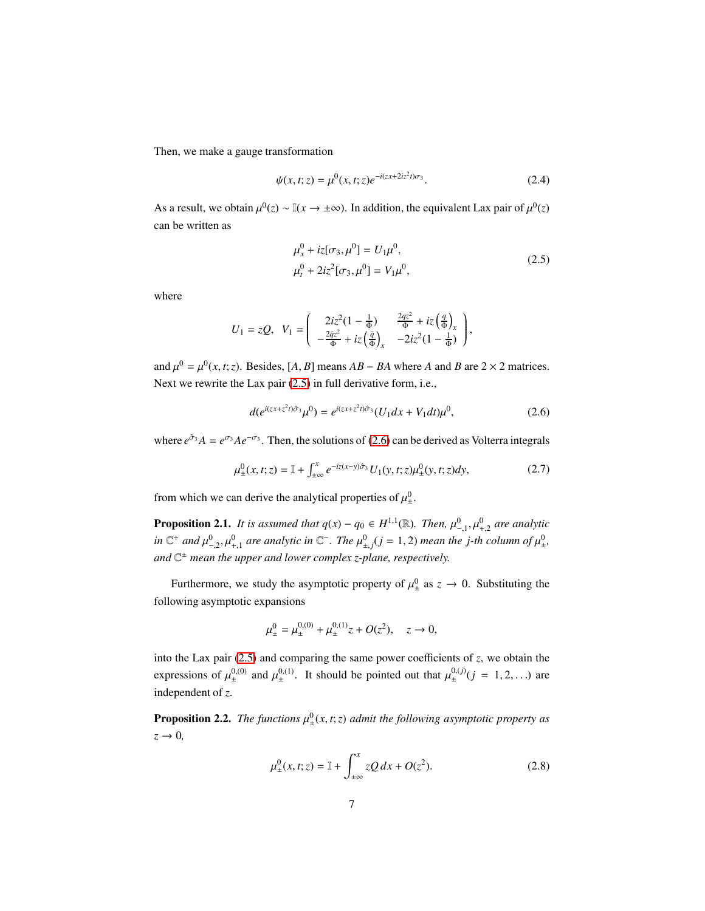Then, we make a gauge transformation

$$\psi(x,t;z) = \mu^0(x,t;z)e^{-i(zx+2iz^2t)\sigma_3}. \tag{2.4}$$

As a result, we obtain $\mu^0(z) \sim \mathbb{I}(x \to \pm\infty)$. In addition, the equivalent Lax pair of $\mu^0(z)$ can be written as

$$\begin{aligned} &\mu^0_x + iz[\sigma_3, \mu^0] = U_1\mu^0, \\ &\mu^0_t + 2iz^2[\sigma_3, \mu^0] = V_1\mu^0, \end{aligned} \tag{2.5}$$

where

$$U_1 = zQ, \quad V_1 = \begin{pmatrix} 2iz^2(1-\frac{1}{\Phi}) & \frac{2qz^2}{\Phi} + iz\left(\frac{q}{\Phi}\right)_x \\ -\frac{2\bar{q}z^2}{\Phi} + iz\left(\frac{\bar{q}}{\Phi}\right)_x & -2iz^2(1-\frac{1}{\Phi}) \end{pmatrix},$$

and $\mu^0 = \mu^0(x,t;z)$. Besides, $[A, B]$ means $AB - BA$ where $A$ and $B$ are $2 \times 2$ matrices. Next we rewrite the Lax pair (2.5) in full derivative form, i.e.,

$$d(e^{i(zx+z^2t)\hat{\sigma}_3}\mu^0) = e^{i(zx+z^2t)\hat{\sigma}_3}(U_1dx + V_1dt)\mu^0, \tag{2.6}$$

where $e^{\hat{\sigma}_3}A = e^{\sigma_3}Ae^{-\sigma_3}$. Then, the solutions of (2.6) can be derived as Volterra integrals

$$\mu^0_\pm(x,t;z) = \mathbb{I} + \int_{\pm\infty}^x e^{-iz(x-y)\hat{\sigma}_3}U_1(y,t;z)\mu^0_\pm(y,t;z)dy, \tag{2.7}$$

from which we can derive the analytical properties of $\mu^0_\pm$.

**Proposition 2.1.** *It is assumed that $q(x) - q_0 \in H^{1,1}(\mathbb{R})$. Then, $\mu^0_{-,1}, \mu^0_{+,2}$ are analytic in $\mathbb{C}^+$ and $\mu^0_{-,2}, \mu^0_{+,1}$ are analytic in $\mathbb{C}^-$. The $\mu^0_{\pm,j}(j = 1, 2)$ mean the j-th column of $\mu^0_\pm$, and $\mathbb{C}^\pm$ mean the upper and lower complex z-plane, respectively.*

Furthermore, we study the asymptotic property of $\mu^0_\pm$ as $z \to 0$. Substituting the following asymptotic expansions

$$\mu^0_\pm = \mu^{0,(0)}_\pm + \mu^{0,(1)}_\pm z + O(z^2), \quad z \to 0,$$

into the Lax pair (2.5) and comparing the same power coefficients of $z$, we obtain the expressions of $\mu^{0,(0)}_\pm$ and $\mu^{0,(1)}_\pm$. It should be pointed out that $\mu^{0,(j)}_\pm(j = 1, 2, \ldots)$ are independent of $z$.

**Proposition 2.2.** *The functions $\mu^0_\pm(x,t;z)$ admit the following asymptotic property as $z \to 0$,*

$$\mu^0_\pm(x,t;z) = \mathbb{I} + \int_{\pm\infty}^x zQ\,dx + O(z^2). \tag{2.8}$$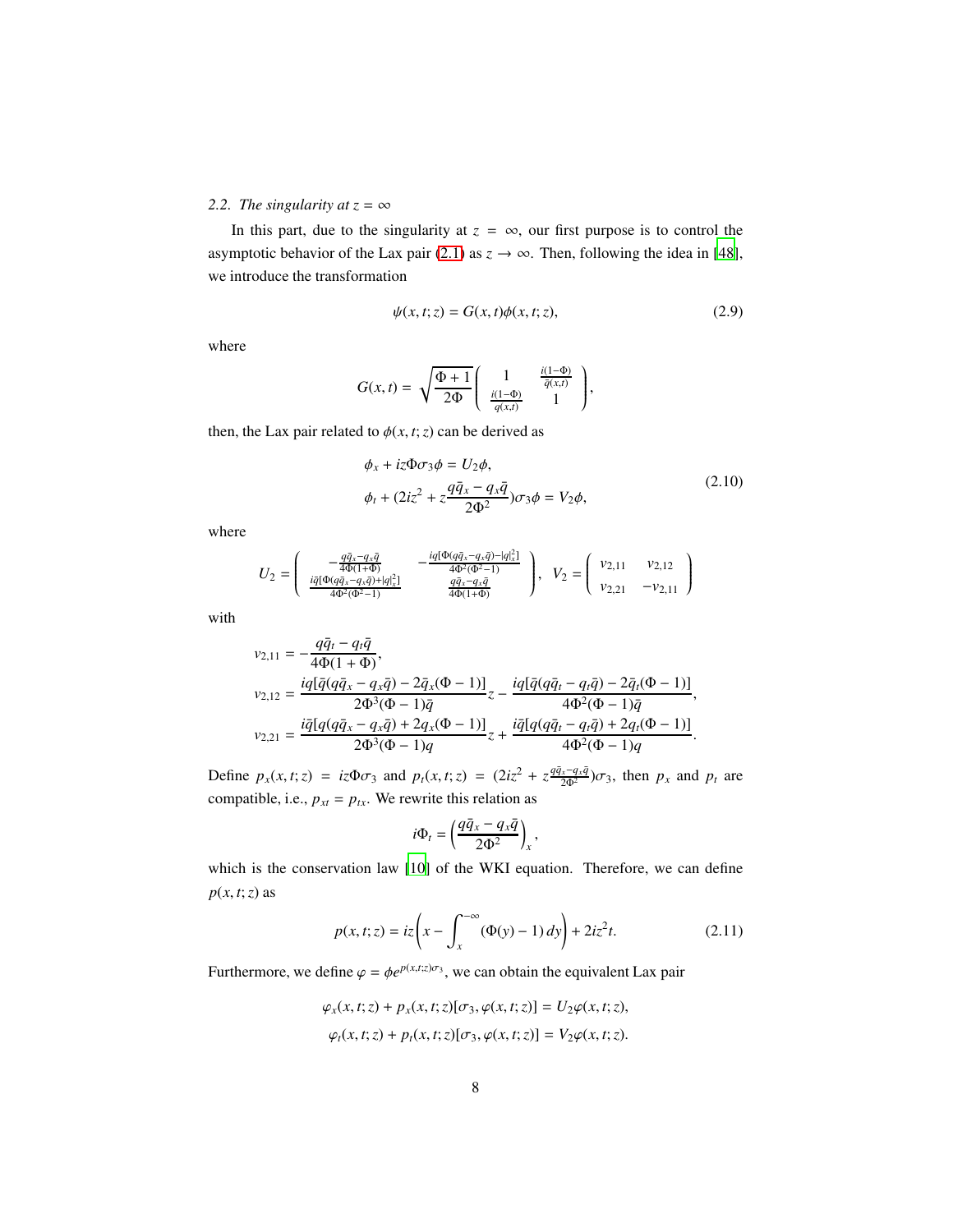### 2.2. *The singularity at $z = \infty$*

In this part, due to the singularity at $z = \infty$, our first purpose is to control the asymptotic behavior of the Lax pair (2.1) as $z \to \infty$. Then, following the idea in [48], we introduce the transformation

$$\psi(x,t;z) = G(x,t)\phi(x,t;z), \tag{2.9}$$

where

$$G(x,t) = \sqrt{\frac{\Phi+1}{2\Phi}} \begin{pmatrix} 1 & \frac{i(1-\Phi)}{\bar{q}(x,t)} \\ \frac{i(1-\Phi)}{q(x,t)} & 1 \end{pmatrix},$$

then, the Lax pair related to $\phi(x,t;z)$ can be derived as

$$\begin{aligned} &\phi_x + iz\Phi\sigma_3\phi = U_2\phi, \\ &\phi_t + (2iz^2 + z\frac{q\bar{q}_x - q_x\bar{q}}{2\Phi^2})\sigma_3\phi = V_2\phi, \end{aligned} \tag{2.10}$$

where

$$U_2 = \begin{pmatrix} -\frac{q\bar{q}_x - q_x\bar{q}}{4\Phi(1+\Phi)} & -\frac{iq[\Phi(q\bar{q}_x - q_x\bar{q}) - |q|_x^2]}{4\Phi^2(\Phi^2-1)} \\ \frac{i\bar{q}[\Phi(q\bar{q}_x - q_x\bar{q}) + |q|_x^2]}{4\Phi^2(\Phi^2-1)} & \frac{q\bar{q}_x - q_x\bar{q}}{4\Phi(1+\Phi)} \end{pmatrix}, \quad V_2 = \begin{pmatrix} v_{2,11} & v_{2,12} \\ v_{2,21} & -v_{2,11} \end{pmatrix}$$

with

$$\begin{aligned} v_{2,11} &= -\frac{q\bar{q}_t - q_t\bar{q}}{4\Phi(1+\Phi)}, \\ v_{2,12} &= \frac{iq[\bar{q}(q\bar{q}_x - q_x\bar{q}) - 2\bar{q}_x(\Phi-1)]}{2\Phi^3(\Phi-1)\bar{q}} z - \frac{iq[\bar{q}(q\bar{q}_t - q_t\bar{q}) - 2\bar{q}_t(\Phi-1)]}{4\Phi^2(\Phi-1)\bar{q}}, \\ v_{2,21} &= \frac{i\bar{q}[q(q\bar{q}_x - q_x\bar{q}) + 2q_x(\Phi-1)]}{2\Phi^3(\Phi-1)q} z + \frac{i\bar{q}[q(q\bar{q}_t - q_t\bar{q}) + 2q_t(\Phi-1)]}{4\Phi^2(\Phi-1)q}. \end{aligned}$$

Define $p_x(x,t;z) = iz\Phi\sigma_3$ and $p_t(x,t;z) = (2iz^2 + z\frac{q\bar{q}_x - q_x\bar{q}}{2\Phi^2})\sigma_3$, then $p_x$ and $p_t$ are compatible, i.e., $p_{xt} = p_{tx}$. We rewrite this relation as

$$i\Phi_t = \left(\frac{q\bar{q}_x - q_x\bar{q}}{2\Phi^2}\right)_x,$$

which is the conservation law [10] of the WKI equation. Therefore, we can define $p(x,t;z)$ as

$$p(x,t;z) = iz\left(x - \int_x^{-\infty} (\Phi(y) - 1)\, dy\right) + 2iz^2 t. \tag{2.11}$$

Furthermore, we define $\varphi = \phi e^{p(x,t;z)\sigma_3}$, we can obtain the equivalent Lax pair

$$\begin{aligned} \varphi_x(x,t;z) + p_x(x,t;z)[\sigma_3, \varphi(x,t;z)] &= U_2\varphi(x,t;z), \\ \varphi_t(x,t;z) + p_t(x,t;z)[\sigma_3, \varphi(x,t;z)] &= V_2\varphi(x,t;z). \end{aligned}$$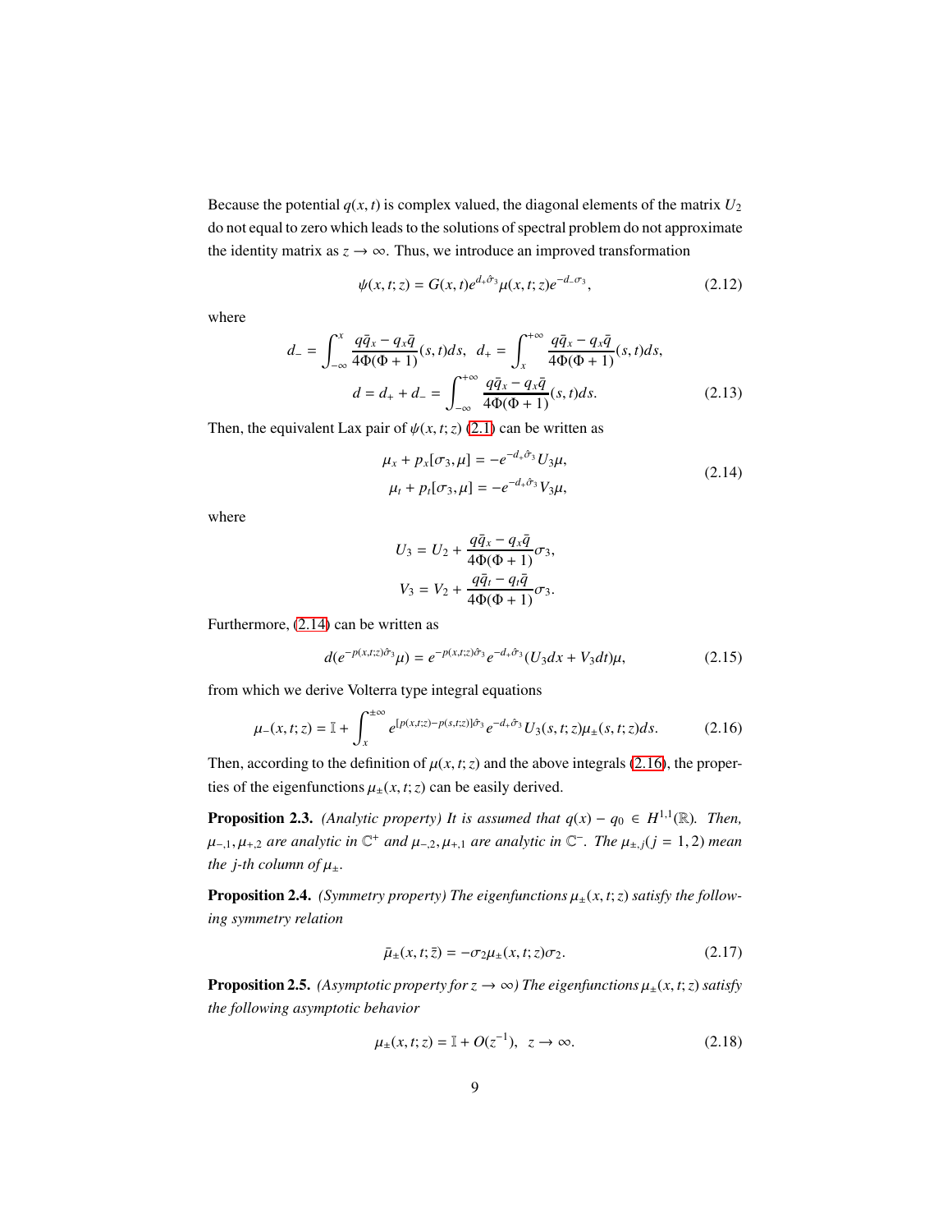Because the potential $q(x,t)$ is complex valued, the diagonal elements of the matrix $U_2$ do not equal to zero which leads to the solutions of spectral problem do not approximate the identity matrix as $z \to \infty$. Thus, we introduce an improved transformation

$$\psi(x,t;z) = G(x,t)e^{d_+\hat{\sigma}_3}\mu(x,t;z)e^{-d_-\sigma_3}, \tag{2.12}$$

where

$$d_- = \int_{-\infty}^{x} \frac{q\bar{q}_x - q_x\bar{q}}{4\Phi(\Phi+1)}(s,t)ds, \;\; d_+ = \int_{x}^{+\infty} \frac{q\bar{q}_x - q_x\bar{q}}{4\Phi(\Phi+1)}(s,t)ds,$$
$$d = d_+ + d_- = \int_{-\infty}^{+\infty} \frac{q\bar{q}_x - q_x\bar{q}}{4\Phi(\Phi+1)}(s,t)ds. \tag{2.13}$$

Then, the equivalent Lax pair of $\psi(x,t;z)$ (2.1) can be written as

$$\begin{aligned} \mu_x + p_x[\sigma_3,\mu] &= -e^{-d_+\hat{\sigma}_3}U_3\mu, \\ \mu_t + p_t[\sigma_3,\mu] &= -e^{-d_+\hat{\sigma}_3}V_3\mu, \end{aligned} \tag{2.14}$$

where

$$U_3 = U_2 + \frac{q\bar{q}_x - q_x\bar{q}}{4\Phi(\Phi+1)}\sigma_3,$$
$$V_3 = V_2 + \frac{q\bar{q}_t - q_t\bar{q}}{4\Phi(\Phi+1)}\sigma_3.$$

Furthermore, (2.14) can be written as

$$d(e^{-p(x,t;z)\hat{\sigma}_3}\mu) = e^{-p(x,t;z)\hat{\sigma}_3}e^{-d_+\hat{\sigma}_3}(U_3dx + V_3dt)\mu, \tag{2.15}$$

from which we derive Volterra type integral equations

$$\mu_-(x,t;z) = \mathbb{I} + \int_{x}^{\pm\infty} e^{[p(x,t;z)-p(s,t;z)]\hat{\sigma}_3}e^{-d_+\hat{\sigma}_3}U_3(s,t;z)\mu_\pm(s,t;z)ds. \tag{2.16}$$

Then, according to the definition of $\mu(x,t;z)$ and the above integrals (2.16), the properties of the eigenfunctions $\mu_\pm(x,t;z)$ can be easily derived.

**Proposition 2.3.** *(Analytic property) It is assumed that $q(x) - q_0 \in H^{1,1}(\mathbb{R})$. Then, $\mu_{-,1}, \mu_{+,2}$ are analytic in $\mathbb{C}^+$ and $\mu_{-,2}, \mu_{+,1}$ are analytic in $\mathbb{C}^-$. The $\mu_{\pm,j} (j = 1,2)$ mean the $j$-th column of $\mu_\pm$.*

**Proposition 2.4.** *(Symmetry property) The eigenfunctions $\mu_\pm(x,t;z)$ satisfy the following symmetry relation*

$$\bar{\mu}_\pm(x,t;\bar{z}) = -\sigma_2\mu_\pm(x,t;z)\sigma_2. \tag{2.17}$$

**Proposition 2.5.** *(Asymptotic property for $z \to \infty$) The eigenfunctions $\mu_\pm(x,t;z)$ satisfy the following asymptotic behavior*

$$\mu_\pm(x,t;z) = \mathbb{I} + O(z^{-1}), \;\; z \to \infty. \tag{2.18}$$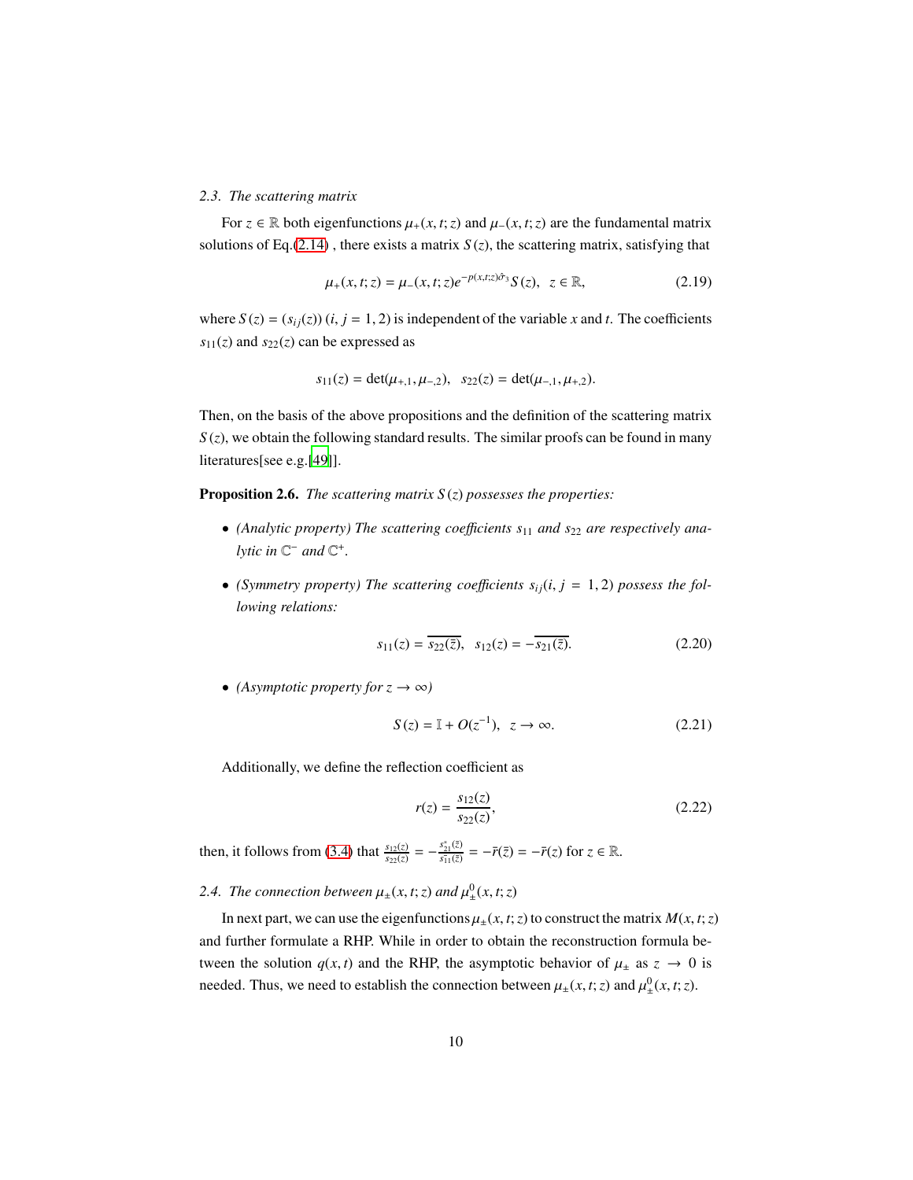### 2.3. The scattering matrix

For $z \in \mathbb{R}$ both eigenfunctions $\mu_+(x,t;z)$ and $\mu_-(x,t;z)$ are the fundamental matrix solutions of Eq.(2.14) , there exists a matrix $S(z)$, the scattering matrix, satisfying that

$$\mu_+(x,t;z) = \mu_-(x,t;z)e^{-p(x,t;z)\hat{\sigma}_3}S(z), \quad z \in \mathbb{R}, \tag{2.19}$$

where $S(z) = (s_{ij}(z))$ $(i, j = 1, 2)$ is independent of the variable $x$ and $t$. The coefficients $s_{11}(z)$ and $s_{22}(z)$ can be expressed as

$$s_{11}(z) = \det(\mu_{+,1}, \mu_{-,2}), \quad s_{22}(z) = \det(\mu_{-,1}, \mu_{+,2}).$$

Then, on the basis of the above propositions and the definition of the scattering matrix $S(z)$, we obtain the following standard results. The similar proofs can be found in many literatures[see e.g.[49]].

**Proposition 2.6.** *The scattering matrix $S(z)$ possesses the properties:*

- *(Analytic property) The scattering coefficients $s_{11}$ and $s_{22}$ are respectively analytic in $\mathbb{C}^-$ and $\mathbb{C}^+$.*
- *(Symmetry property) The scattering coefficients $s_{ij}(i, j = 1, 2)$ possess the following relations:*

$$s_{11}(z) = \overline{s_{22}(\bar{z})}, \quad s_{12}(z) = -\overline{s_{21}(\bar{z})}. \tag{2.20}$$

- *(Asymptotic property for $z \to \infty$)*

$$S(z) = \mathbb{I} + O(z^{-1}), \quad z \to \infty. \tag{2.21}$$

Additionally, we define the reflection coefficient as

$$r(z) = \frac{s_{12}(z)}{s_{22}(z)}, \tag{2.22}$$

then, it follows from (3.4) that $\frac{s_{12}(z)}{s_{22}(z)} = -\frac{s_{21}^*(\bar{z})}{s_{11}^*(\bar{z})} = -\bar{r}(\bar{z}) = -\bar{r}(z)$ for $z \in \mathbb{R}$.

### 2.4. The connection between $\mu_\pm(x,t;z)$ and $\mu_\pm^0(x,t;z)$

In next part, we can use the eigenfunctions $\mu_\pm(x,t;z)$ to construct the matrix $M(x,t;z)$ and further formulate a RHP. While in order to obtain the reconstruction formula between the solution $q(x,t)$ and the RHP, the asymptotic behavior of $\mu_\pm$ as $z \to 0$ is needed. Thus, we need to establish the connection between $\mu_\pm(x,t;z)$ and $\mu_\pm^0(x,t;z)$.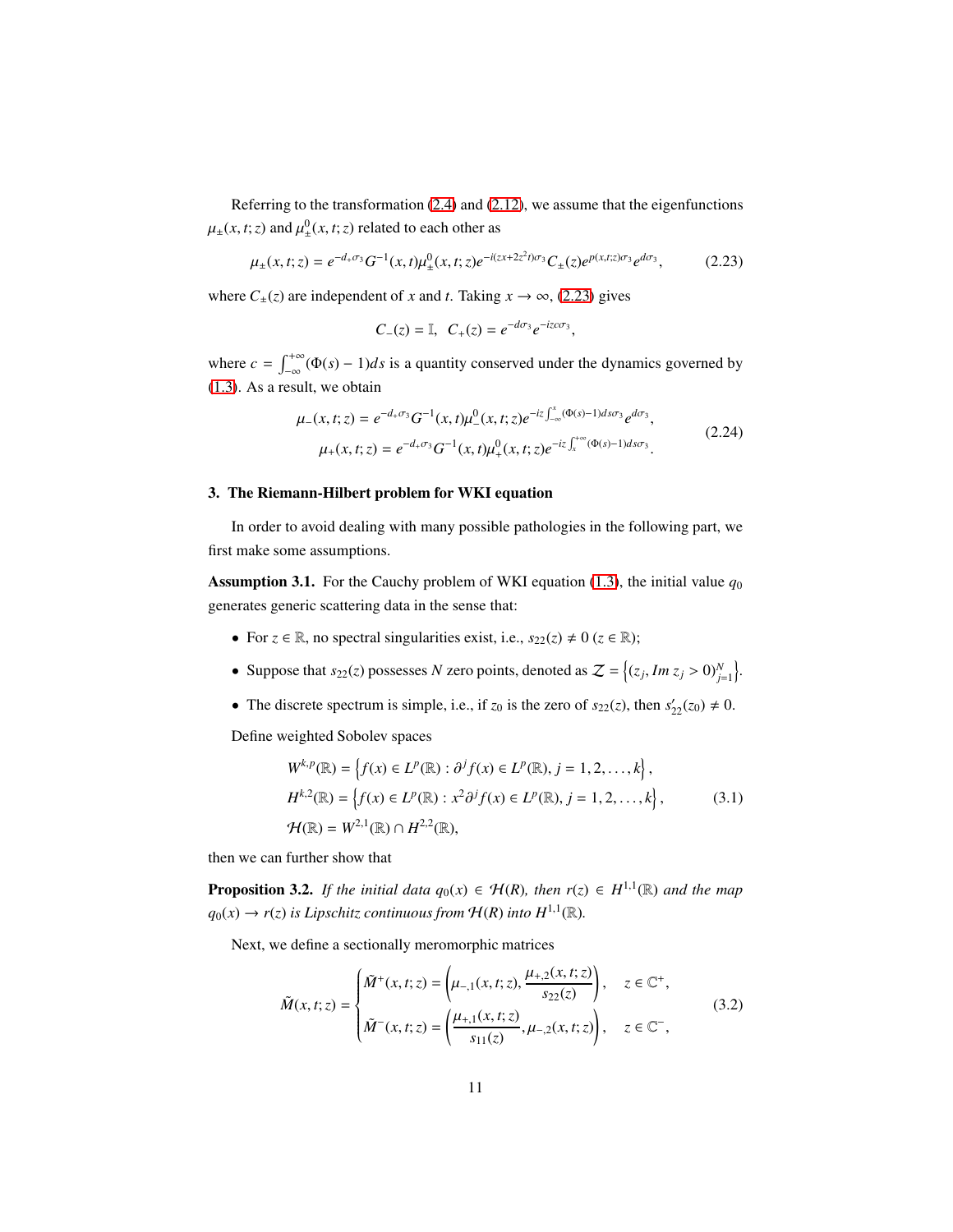Referring to the transformation (2.4) and (2.12), we assume that the eigenfunctions $\mu_\pm(x,t;z)$ and $\mu^0_\pm(x,t;z)$ related to each other as

$$\mu_\pm(x,t;z) = e^{-d_+\sigma_3} G^{-1}(x,t)\mu^0_\pm(x,t;z) e^{-i(zx+2z^2t)\sigma_3} C_\pm(z) e^{p(x,t;z)\sigma_3} e^{d\sigma_3}, \tag{2.23}$$

where $C_\pm(z)$ are independent of $x$ and $t$. Taking $x \to \infty$, (2.23) gives

$$C_-(z) = \mathbb{I}, \quad C_+(z) = e^{-d\sigma_3} e^{-izc\sigma_3},$$

where $c = \int_{-\infty}^{+\infty} (\Phi(s) - 1) ds$ is a quantity conserved under the dynamics governed by (1.3). As a result, we obtain

$$\begin{aligned}
\mu_-(x,t;z) &= e^{-d_+\sigma_3} G^{-1}(x,t)\mu^0_-(x,t;z) e^{-iz\int_{-\infty}^{x}(\Phi(s)-1)ds\sigma_3} e^{d\sigma_3}, \\
\mu_+(x,t;z) &= e^{-d_+\sigma_3} G^{-1}(x,t)\mu^0_+(x,t;z) e^{-iz\int_{x}^{+\infty}(\Phi(s)-1)ds\sigma_3}.
\end{aligned} \tag{2.24}$$

## 3. The Riemann-Hilbert problem for WKI equation

In order to avoid dealing with many possible pathologies in the following part, we first make some assumptions.

**Assumption 3.1.** For the Cauchy problem of WKI equation (1.3), the initial value $q_0$ generates generic scattering data in the sense that:

- For $z \in \mathbb{R}$, no spectral singularities exist, i.e., $s_{22}(z) \neq 0$ ($z \in \mathbb{R}$);
- Suppose that $s_{22}(z)$ possesses $N$ zero points, denoted as $\mathcal{Z} = \left\{(z_j, Im\, z_j > 0)_{j=1}^N\right\}$.
- The discrete spectrum is simple, i.e., if $z_0$ is the zero of $s_{22}(z)$, then $s'_{22}(z_0) \neq 0$.

Define weighted Sobolev spaces

$$\begin{aligned}
W^{k,p}(\mathbb{R}) &= \left\{f(x) \in L^p(\mathbb{R}) : \partial^j f(x) \in L^p(\mathbb{R}), j = 1, 2, \ldots, k\right\}, \\
H^{k,2}(\mathbb{R}) &= \left\{f(x) \in L^p(\mathbb{R}) : x^2\partial^j f(x) \in L^p(\mathbb{R}), j = 1, 2, \ldots, k\right\}, \\
\mathcal{H}(\mathbb{R}) &= W^{2,1}(\mathbb{R}) \cap H^{2,2}(\mathbb{R}),
\end{aligned} \tag{3.1}$$

then we can further show that

**Proposition 3.2.** *If the initial data $q_0(x) \in \mathcal{H}(R)$, then $r(z) \in H^{1,1}(\mathbb{R})$ and the map $q_0(x) \to r(z)$ is Lipschitz continuous from $\mathcal{H}(R)$ into $H^{1,1}(\mathbb{R})$.*

Next, we define a sectionally meromorphic matrices

$$\tilde{M}(x,t;z) = \begin{cases}
\tilde{M}^+(x,t;z) = \left(\mu_{-,1}(x,t;z), \dfrac{\mu_{+,2}(x,t;z)}{s_{22}(z)}\right), & z \in \mathbb{C}^+, \\
\tilde{M}^-(x,t;z) = \left(\dfrac{\mu_{+,1}(x,t;z)}{s_{11}(z)}, \mu_{-,2}(x,t;z)\right), & z \in \mathbb{C}^-,
\end{cases} \tag{3.2}$$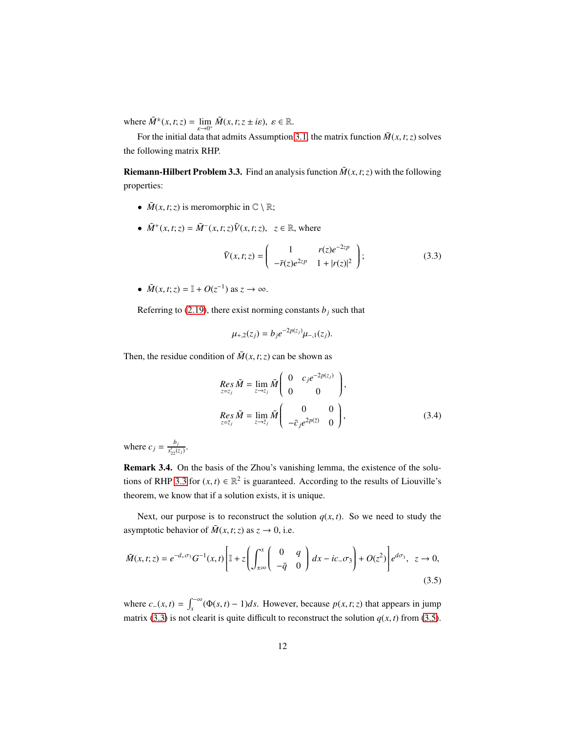where $\tilde{M}^{\pm}(x,t;z) = \lim_{\varepsilon\to 0^+} \tilde{M}(x,t;z \pm i\varepsilon),\ \varepsilon \in \mathbb{R}$.

For the initial data that admits Assumption 3.1, the matrix function $\tilde{M}(x,t;z)$ solves the following matrix RHP.

**Riemann-Hilbert Problem 3.3.** Find an analysis function $\tilde{M}(x,t;z)$ with the following properties:

- $\tilde{M}(x,t;z)$ is meromorphic in $\mathbb{C} \setminus \mathbb{R}$;
- $\tilde{M}^+(x,t;z) = \tilde{M}^-(x,t;z)\tilde{V}(x,t;z), \quad z \in \mathbb{R}$, where

$$\tilde{V}(x,t;z) = \begin{pmatrix} 1 & r(z)e^{-2zp} \\ -\bar{r}(z)e^{2zp} & 1+|r(z)|^2 \end{pmatrix}; \tag{3.3}$$

- $\tilde{M}(x,t;z) = \mathbb{I} + O(z^{-1})$ as $z \to \infty$.

Referring to (2.19), there exist norming constants $b_j$ such that

$$\mu_{+,2}(z_j) = b_j e^{-2p(z_j)} \mu_{-,1}(z_j).$$

Then, the residue condition of $\tilde{M}(x,t;z)$ can be shown as

$$\begin{aligned}
\underset{z=z_j}{Res}\, \tilde{M} &= \lim_{z\to z_j} \tilde{M} \begin{pmatrix} 0 & c_j e^{-2p(z_j)} \\ 0 & 0 \end{pmatrix}, \\
\underset{z=\bar{z}_j}{Res}\, \tilde{M} &= \lim_{z\to \bar{z}_j} \tilde{M} \begin{pmatrix} 0 & 0 \\ -\bar{c}_j e^{2p(\bar{z})} & 0 \end{pmatrix},
\end{aligned} \tag{3.4}$$

where $c_j = \frac{b_j}{s'_{22}(z_j)}$.

**Remark 3.4.** On the basis of the Zhou's vanishing lemma, the existence of the solutions of RHP 3.3 for $(x,t) \in \mathbb{R}^2$ is guaranteed. According to the results of Liouville's theorem, we know that if a solution exists, it is unique.

Next, our purpose is to reconstruct the solution $q(x,t)$. So we need to study the asymptotic behavior of $\tilde{M}(x,t;z)$ as $z \to 0$, i.e.

$$\tilde{M}(x,t;z) = e^{-d_+\sigma_3} G^{-1}(x,t)\left[\mathbb{I} + z\left(\int_{\pm\infty}^{x} \begin{pmatrix} 0 & q \\ -\bar{q} & 0 \end{pmatrix} dx - ic_-\sigma_3\right) + O(z^2)\right] e^{d\sigma_3}, \quad z \to 0, \tag{3.5}$$

where $c_-(x,t) = \int_x^{-\infty} (\Phi(s,t) - 1)ds$. However, because $p(x,t;z)$ that appears in jump matrix (3.3) is not clearit is quite difficult to reconstruct the solution $q(x,t)$ from (3.5).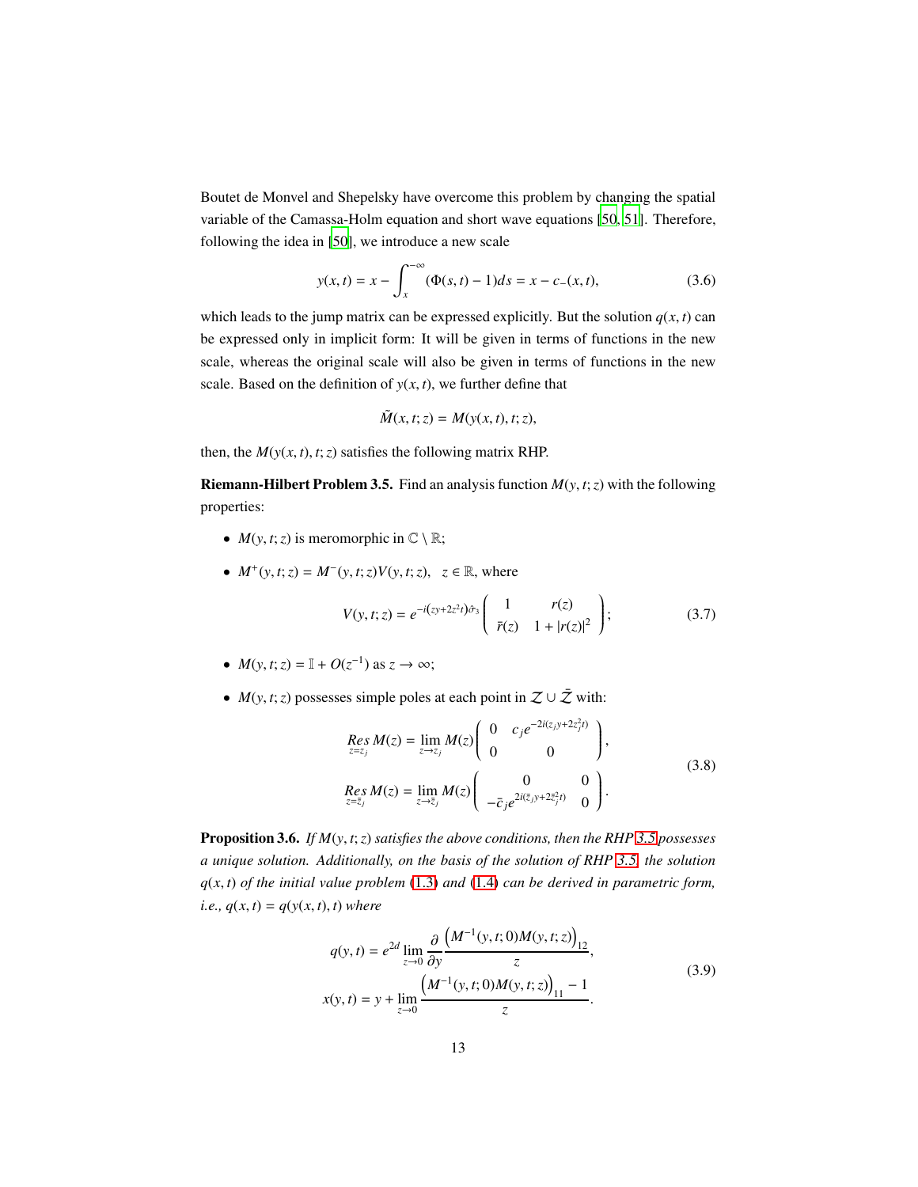Boutet de Monvel and Shepelsky have overcome this problem by changing the spatial variable of the Camassa-Holm equation and short wave equations [50, 51]. Therefore, following the idea in [50], we introduce a new scale

$$y(x,t) = x - \int_{x}^{-\infty} (\Phi(s,t) - 1) ds = x - c_{-}(x,t), \tag{3.6}$$

which leads to the jump matrix can be expressed explicitly. But the solution $q(x,t)$ can be expressed only in implicit form: It will be given in terms of functions in the new scale, whereas the original scale will also be given in terms of functions in the new scale. Based on the definition of $y(x,t)$, we further define that

$$\tilde{M}(x,t;z) = M(y(x,t),t;z),$$

then, the $M(y(x,t),t;z)$ satisfies the following matrix RHP.

**Riemann-Hilbert Problem 3.5.** Find an analysis function $M(y,t;z)$ with the following properties:

- $M(y,t;z)$ is meromorphic in $\mathbb{C} \setminus \mathbb{R}$;
- $M^{+}(y,t;z) = M^{-}(y,t;z)V(y,t;z), \quad z \in \mathbb{R}$, where

$$V(y,t;z) = e^{-i(zy+2z^2t)\hat{\sigma}_3} \begin{pmatrix} 1 & r(z) \\ \bar{r}(z) & 1+|r(z)|^2 \end{pmatrix}; \tag{3.7}$$

- $M(y,t;z) = \mathbb{I} + O(z^{-1})$ as $z \to \infty$;
- $M(y,t;z)$ possesses simple poles at each point in $\mathcal{Z} \cup \bar{\mathcal{Z}}$ with:

$$\begin{aligned}
&\underset{z=z_j}{Res}\, M(z) = \lim_{z\to z_j} M(z) \begin{pmatrix} 0 & c_j e^{-2i(z_j y + 2z_j^2 t)} \\ 0 & 0 \end{pmatrix}, \\
&\underset{z=\bar{z}_j}{Res}\, M(z) = \lim_{z\to \bar{z}_j} M(z) \begin{pmatrix} 0 & 0 \\ -\bar{c}_j e^{2i(\bar{z}_j y + 2\bar{z}_j^2 t)} & 0 \end{pmatrix}.
\end{aligned} \tag{3.8}$$

**Proposition 3.6.** *If $M(y,t;z)$ satisfies the above conditions, then the RHP 3.5 possesses a unique solution. Additionally, on the basis of the solution of RHP 3.5, the solution $q(x,t)$ of the initial value problem (1.3) and (1.4) can be derived in parametric form, i.e., $q(x,t) = q(y(x,t),t)$ where*

$$\begin{aligned}
q(y,t) &= e^{2d} \lim_{z\to 0} \frac{\partial}{\partial y} \frac{\left(M^{-1}(y,t;0)M(y,t;z)\right)_{12}}{z}, \\
x(y,t) &= y + \lim_{z\to 0} \frac{\left(M^{-1}(y,t;0)M(y,t;z)\right)_{11} - 1}{z}.
\end{aligned} \tag{3.9}$$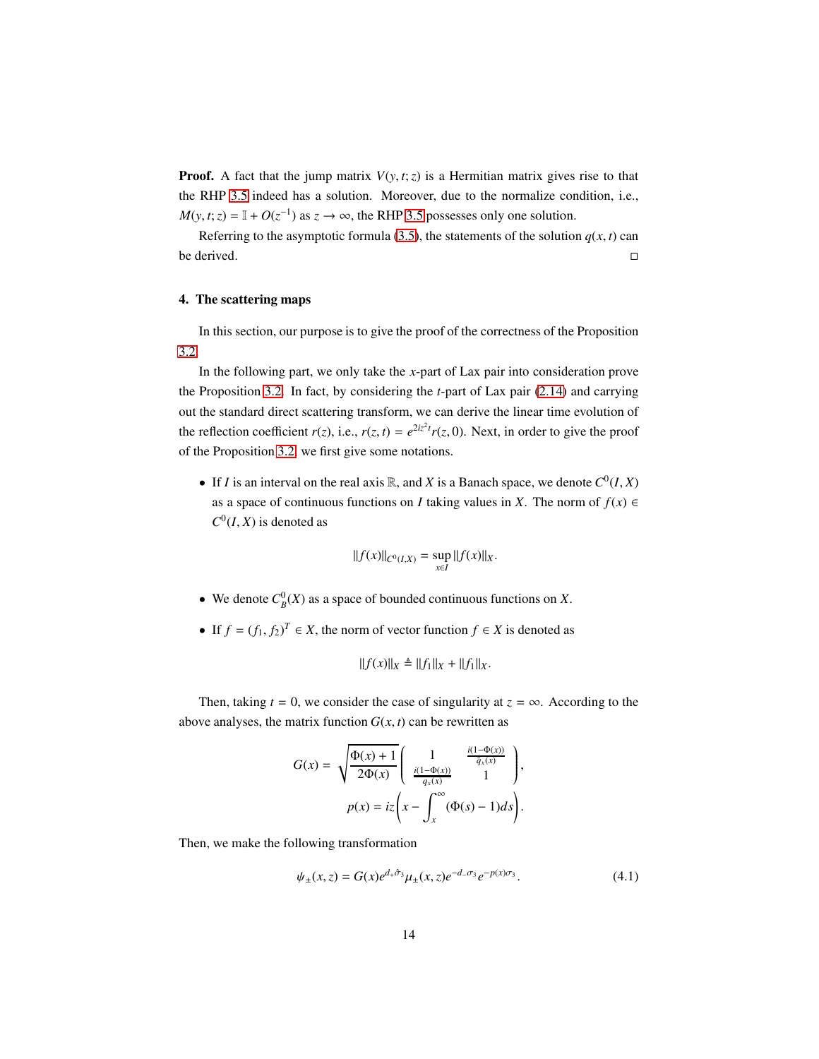**Proof.** A fact that the jump matrix $V(y,t;z)$ is a Hermitian matrix gives rise to that the RHP 3.5 indeed has a solution. Moreover, due to the normalize condition, i.e., $M(y,t;z) = \mathbb{I} + O(z^{-1})$ as $z \to \infty$, the RHP 3.5 possesses only one solution.

Referring to the asymptotic formula (3.5), the statements of the solution $q(x,t)$ can be derived. □

## 4. The scattering maps

In this section, our purpose is to give the proof of the correctness of the Proposition 3.2.

In the following part, we only take the $x$-part of Lax pair into consideration prove the Proposition 3.2. In fact, by considering the $t$-part of Lax pair (2.14) and carrying out the standard direct scattering transform, we can derive the linear time evolution of the reflection coefficient $r(z)$, i.e., $r(z,t) = e^{2iz^2t}r(z,0)$. Next, in order to give the proof of the Proposition 3.2, we first give some notations.

- If $I$ is an interval on the real axis $\mathbb{R}$, and $X$ is a Banach space, we denote $C^0(I,X)$ as a space of continuous functions on $I$ taking values in $X$. The norm of $f(x) \in C^0(I,X)$ is denoted as

$$\|f(x)\|_{C^0(I,X)} = \sup_{x\in I}\|f(x)\|_X.$$

- We denote $C_B^0(X)$ as a space of bounded continuous functions on $X$.

- If $f = (f_1, f_2)^T \in X$, the norm of vector function $f \in X$ is denoted as

$$\|f(x)\|_X \triangleq \|f_1\|_X + \|f_1\|_X.$$

Then, taking $t = 0$, we consider the case of singularity at $z = \infty$. According to the above analyses, the matrix function $G(x,t)$ can be rewritten as

$$G(x) = \sqrt{\frac{\Phi(x)+1}{2\Phi(x)}}\begin{pmatrix} 1 & \frac{i(1-\Phi(x))}{\bar{q}_x(x)} \\ \frac{i(1-\Phi(x))}{q_x(x)} & 1 \end{pmatrix},$$

$$p(x) = iz\left(x - \int_x^{\infty}(\Phi(s)-1)ds\right).$$

Then, we make the following transformation

$$\psi_{\pm}(x,z) = G(x)e^{d_+\hat{\sigma}_3}\mu_{\pm}(x,z)e^{-d_-\sigma_3}e^{-p(x)\sigma_3}. \tag{4.1}$$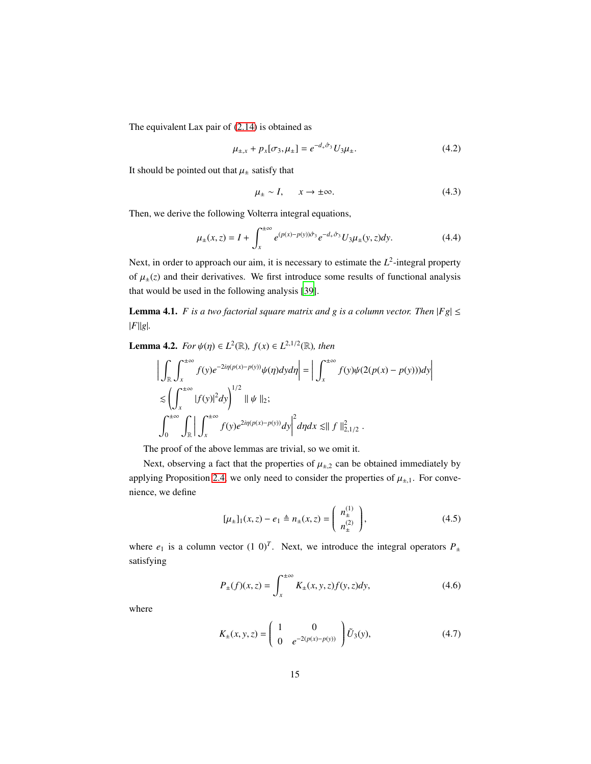The equivalent Lax pair of (2.14) is obtained as

$$\mu_{\pm,x} + p_x[\sigma_3, \mu_\pm] = e^{-d_+\hat{\sigma}_3} U_3 \mu_\pm. \tag{4.2}$$

It should be pointed out that $\mu_\pm$ satisfy that

$$\mu_\pm \sim I, \qquad x \to \pm\infty. \tag{4.3}$$

Then, we derive the following Volterra integral equations,

$$\mu_\pm(x,z) = I + \int_x^{\pm\infty} e^{(p(x)-p(y))\hat{\sigma}_3} e^{-d_+\hat{\sigma}_3} U_3 \mu_\pm(y,z) dy. \tag{4.4}$$

Next, in order to approach our aim, it is necessary to estimate the $L^2$-integral property of $\mu_\pm(z)$ and their derivatives. We first introduce some results of functional analysis that would be used in the following analysis [39].

**Lemma 4.1.** *$F$ is a two factorial square matrix and $g$ is a column vector. Then $|Fg| \leq |F||g|$.*

**Lemma 4.2.** *For $\psi(\eta) \in L^2(\mathbb{R})$, $f(x) \in L^{2,1/2}(\mathbb{R})$, then*

$$\left| \int_{\mathbb{R}} \int_x^{\pm\infty} f(y) e^{-2i\eta(p(x)-p(y))} \psi(\eta) dy d\eta \right| = \left| \int_x^{\pm\infty} f(y) \psi(2(p(x)-p(y))) dy \right|$$
$$\lesssim \left( \int_x^{\pm\infty} |f(y)|^2 dy \right)^{1/2} \parallel \psi \parallel_2;$$
$$\int_0^{\pm\infty} \int_{\mathbb{R}} \left| \int_x^{\pm\infty} f(y) e^{2i\eta(p(x)-p(y))} dy \right|^2 d\eta dx \lesssim \parallel f \parallel_{2,1/2}^2 .$$

The proof of the above lemmas are trivial, so we omit it.

Next, observing a fact that the properties of $\mu_{\pm,2}$ can be obtained immediately by applying Proposition 2.4, we only need to consider the properties of $\mu_{\pm,1}$. For convenience, we define

$$[\mu_\pm]_1(x,z) - e_1 \triangleq n_\pm(x,z) = \begin{pmatrix} n_\pm^{(1)} \\ n_\pm^{(2)} \end{pmatrix}, \tag{4.5}$$

where $e_1$ is a column vector $(1\ 0)^T$. Next, we introduce the integral operators $P_\pm$ satisfying

$$P_\pm(f)(x,z) = \int_x^{\pm\infty} K_\pm(x,y,z) f(y,z) dy, \tag{4.6}$$

where

$$K_\pm(x,y,z) = \begin{pmatrix} 1 & 0 \\ 0 & e^{-2(p(x)-p(y))} \end{pmatrix} \tilde{U}_3(y), \tag{4.7}$$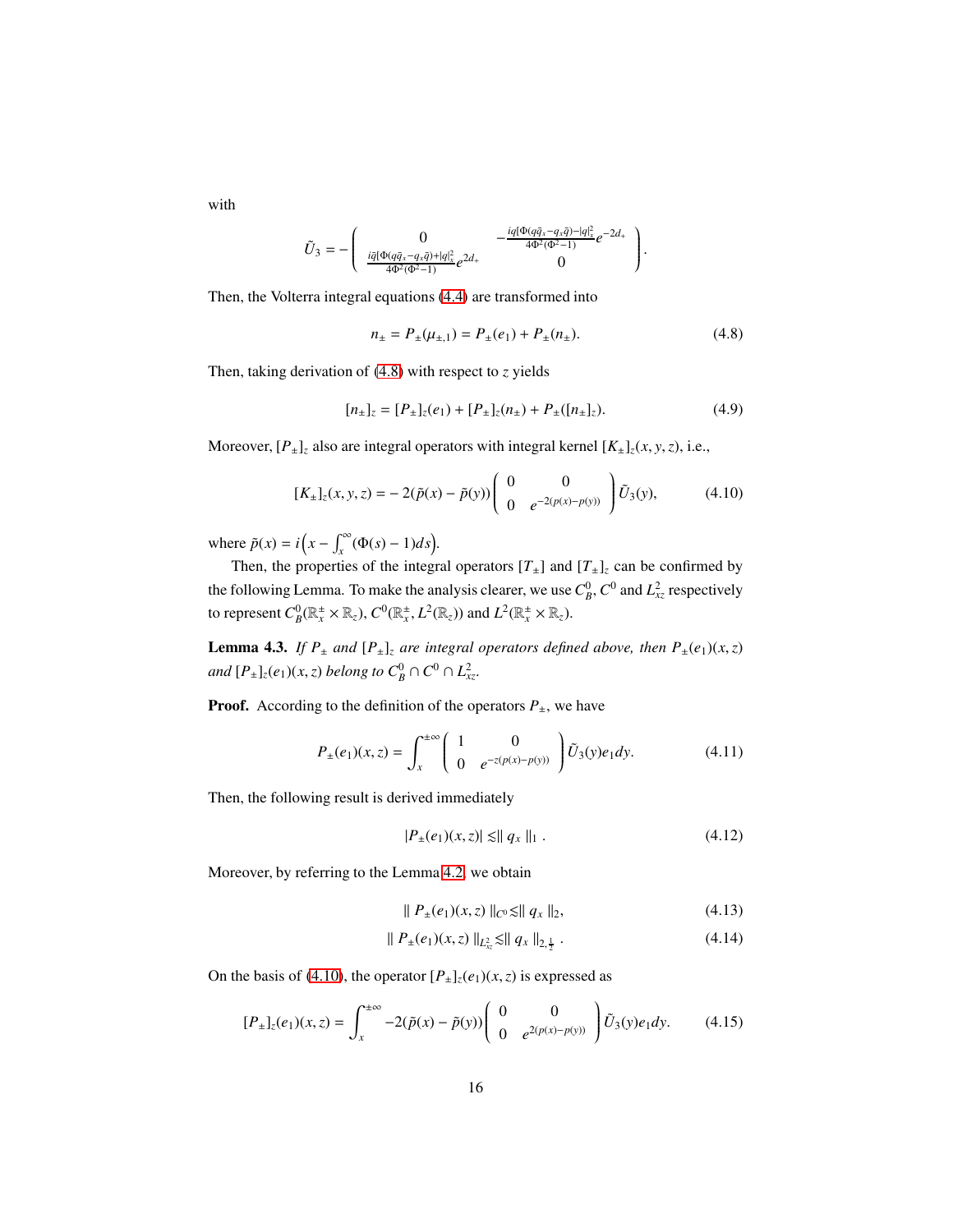with

$$
\tilde{U}_3 = -\begin{pmatrix} 0 & -\frac{iq[\Phi(q\bar{q}_x - q_x\bar{q}) - |q|_x^2]}{4\Phi^2(\Phi^2-1)} e^{-2d_+} \\ \frac{i\bar{q}[\Phi(q\bar{q}_x - q_x\bar{q}) + |q|_x^2]}{4\Phi^2(\Phi^2-1)} e^{2d_+} & 0 \end{pmatrix}.
$$

Then, the Volterra integral equations (4.4) are transformed into

$$
n_\pm = P_\pm(\mu_{\pm,1}) = P_\pm(e_1) + P_\pm(n_\pm). \tag{4.8}
$$

Then, taking derivation of (4.8) with respect to $z$ yields

$$
[n_\pm]_z = [P_\pm]_z(e_1) + [P_\pm]_z(n_\pm) + P_\pm([n_\pm]_z). \tag{4.9}
$$

Moreover, $[P_\pm]_z$ also are integral operators with integral kernel $[K_\pm]_z(x, y, z)$, i.e.,

$$
[K_\pm]_z(x, y, z) = -2(\tilde{p}(x) - \tilde{p}(y)) \begin{pmatrix} 0 & 0 \\ 0 & e^{-2(p(x)-p(y))} \end{pmatrix} \tilde{U}_3(y), \tag{4.10}
$$

where $\tilde{p}(x) = i\left(x - \int_x^\infty (\Phi(s) - 1)ds\right)$.

Then, the properties of the integral operators $[T_\pm]$ and $[T_\pm]_z$ can be confirmed by the following Lemma. To make the analysis clearer, we use $C_B^0$, $C^0$ and $L_{xz}^2$ respectively to represent $C_B^0(\mathbb{R}_x^\pm \times \mathbb{R}_z)$, $C^0(\mathbb{R}_x^\pm, L^2(\mathbb{R}_z))$ and $L^2(\mathbb{R}_x^\pm \times \mathbb{R}_z)$.

**Lemma 4.3.** *If $P_\pm$ and $[P_\pm]_z$ are integral operators defined above, then $P_\pm(e_1)(x, z)$ and $[P_\pm]_z(e_1)(x, z)$ belong to $C_B^0 \cap C^0 \cap L_{xz}^2$.*

**Proof.** According to the definition of the operators $P_\pm$, we have

$$
P_\pm(e_1)(x, z) = \int_x^{\pm\infty} \begin{pmatrix} 1 & 0 \\ 0 & e^{-z(p(x)-p(y))} \end{pmatrix} \tilde{U}_3(y) e_1 dy. \tag{4.11}
$$

Then, the following result is derived immediately

$$
|P_\pm(e_1)(x, z)| \lesssim \| q_x \|_1 . \tag{4.12}
$$

Moreover, by referring to the Lemma 4.2, we obtain

$$
\| P_\pm(e_1)(x, z) \|_{C^0} \lesssim \| q_x \|_2, \tag{4.13}
$$

$$
\| P_\pm(e_1)(x, z) \|_{L_{xz}^2} \lesssim \| q_x \|_{2, \frac{1}{2}} . \tag{4.14}
$$

On the basis of (4.10), the operator $[P_\pm]_z(e_1)(x, z)$ is expressed as

$$
[P_\pm]_z(e_1)(x, z) = \int_x^{\pm\infty} -2(\tilde{p}(x) - \tilde{p}(y)) \begin{pmatrix} 0 & 0 \\ 0 & e^{2(p(x)-p(y))} \end{pmatrix} \tilde{U}_3(y) e_1 dy. \tag{4.15}
$$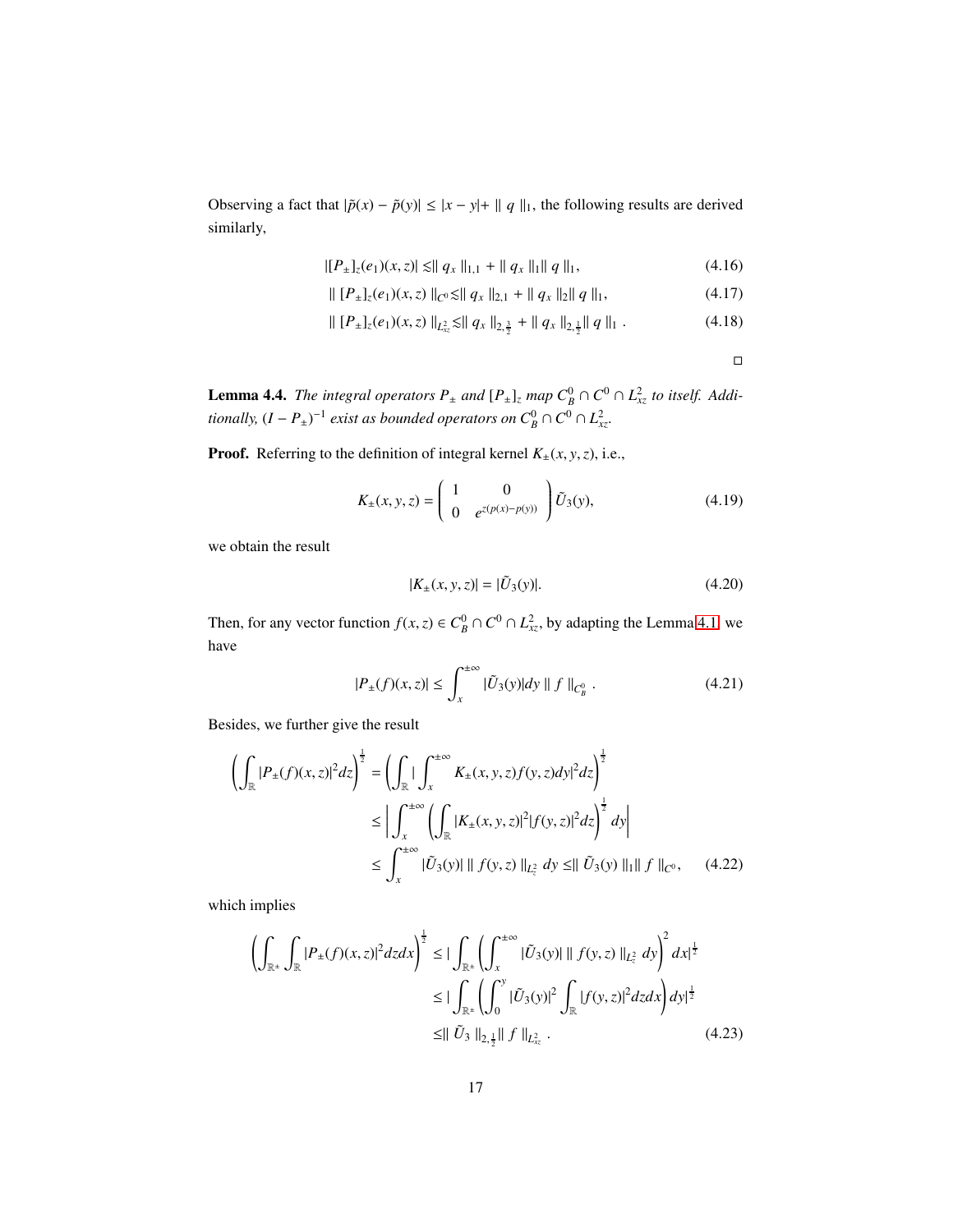Observing a fact that $|\tilde{p}(x) - \tilde{p}(y)| \leq |x - y| + \| q \|_1$, the following results are derived similarly,

$$|[P_\pm]_z(e_1)(x,z)| \lesssim \| q_x \|_{1,1} + \| q_x \|_1 \| q \|_1, \tag{4.16}$$

$$\| [P_\pm]_z(e_1)(x,z) \|_{C^0} \lesssim \| q_x \|_{2,1} + \| q_x \|_2 \| q \|_1, \tag{4.17}$$

$$\| [P_\pm]_z(e_1)(x,z) \|_{L^2_{xz}} \lesssim \| q_x \|_{2,\frac{3}{2}} + \| q_x \|_{2,\frac{1}{2}} \| q \|_1 \ . \tag{4.18}$$

□

**Lemma 4.4.** *The integral operators $P_\pm$ and $[P_\pm]_z$ map $C^0_B \cap C^0 \cap L^2_{xz}$ to itself. Additionally, $(I - P_\pm)^{-1}$ exist as bounded operators on $C^0_B \cap C^0 \cap L^2_{xz}$.*

**Proof.** Referring to the definition of integral kernel $K_\pm(x,y,z)$, i.e.,

$$K_\pm(x,y,z) = \begin{pmatrix} 1 & 0 \\ 0 & e^{z(p(x)-p(y))} \end{pmatrix} \tilde{U}_3(y), \tag{4.19}$$

we obtain the result

$$|K_\pm(x,y,z)| = |\tilde{U}_3(y)|. \tag{4.20}$$

Then, for any vector function $f(x,z) \in C^0_B \cap C^0 \cap L^2_{xz}$, by adapting the Lemma 4.1, we have

$$|P_\pm(f)(x,z)| \leq \int_x^{\pm\infty} |\tilde{U}_3(y)| dy \, \| f \|_{C^0_B} \ . \tag{4.21}$$

Besides, we further give the result

$$\begin{aligned}
\left( \int_{\mathbb{R}} |P_\pm(f)(x,z)|^2 dz \right)^{\frac{1}{2}} &= \left( \int_{\mathbb{R}} | \int_x^{\pm\infty} K_\pm(x,y,z) f(y,z) dy|^2 dz \right)^{\frac{1}{2}} \\
&\leq \left| \int_x^{\pm\infty} \left( \int_{\mathbb{R}} |K_\pm(x,y,z)|^2 |f(y,z)|^2 dz \right)^{\frac{1}{2}} dy \right| \\
&\leq \int_x^{\pm\infty} |\tilde{U}_3(y)| \, \| f(y,z) \|_{L^2_z} \, dy \leq \| \tilde{U}_3(y) \|_1 \| f \|_{C^0},
\end{aligned} \tag{4.22}$$

which implies

$$\begin{aligned}
\left( \int_{\mathbb{R}^\pm} \int_{\mathbb{R}} |P_\pm(f)(x,z)|^2 dz dx \right)^{\frac{1}{2}} &\leq | \int_{\mathbb{R}^\pm} \left( \int_x^{\pm\infty} |\tilde{U}_3(y)| \, \| f(y,z) \|_{L^2_z} \, dy \right)^2 dx |^{\frac{1}{2}} \\
&\leq | \int_{\mathbb{R}^\pm} \left( \int_0^y |\tilde{U}_3(y)|^2 \int_{\mathbb{R}} |f(y,z)|^2 dz dx \right) dy |^{\frac{1}{2}} \\
&\leq \| \tilde{U}_3 \|_{2,\frac{1}{2}} \| f \|_{L^2_{xz}} \ .
\end{aligned} \tag{4.23}$$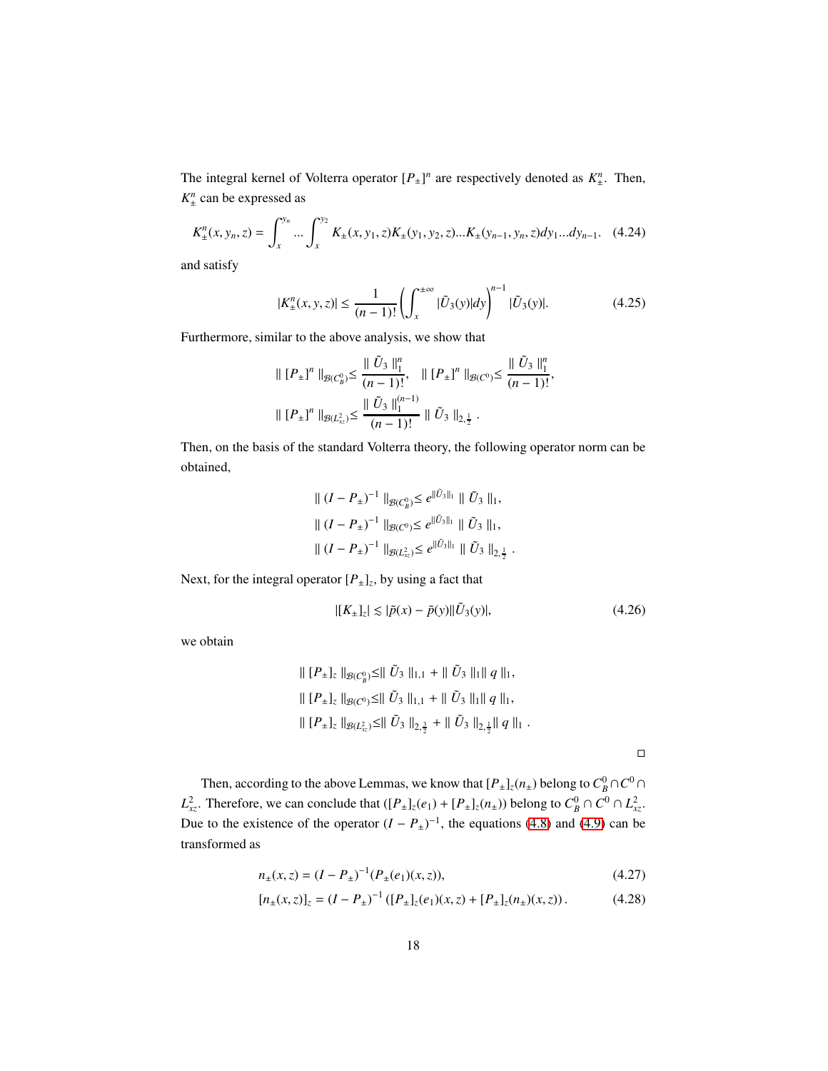The integral kernel of Volterra operator $[P_\pm]^n$ are respectively denoted as $K^n_\pm$. Then, $K^n_\pm$ can be expressed as

$$K^n_\pm(x, y_n, z) = \int_x^{y_n} ... \int_x^{y_2} K_\pm(x, y_1, z)K_\pm(y_1, y_2, z)...K_\pm(y_{n-1}, y_n, z)dy_1...dy_{n-1}. \tag{4.24}$$

and satisfy

$$|K^n_\pm(x, y, z)| \leq \frac{1}{(n-1)!}\left(\int_x^{\pm\infty} |\tilde{U}_3(y)|dy\right)^{n-1} |\tilde{U}_3(y)|. \tag{4.25}$$

Furthermore, similar to the above analysis, we show that

$$\| [P_\pm]^n \|_{\mathcal{B}(C^0_B)} \leq \frac{\| \tilde{U}_3 \|_1^n}{(n-1)!}, \quad \| [P_\pm]^n \|_{\mathcal{B}(C^0)} \leq \frac{\| \tilde{U}_3 \|_1^n}{(n-1)!},$$
$$\| [P_\pm]^n \|_{\mathcal{B}(L^2_{xz})} \leq \frac{\| \tilde{U}_3 \|_1^{(n-1)}}{(n-1)!} \| \tilde{U}_3 \|_{2,\frac{1}{2}} .$$

Then, on the basis of the standard Volterra theory, the following operator norm can be obtained,

$$\| (I - P_\pm)^{-1} \|_{\mathcal{B}(C^0_B)} \leq e^{\|\tilde{U}_3\|_1} \| \tilde{U}_3 \|_1,$$
$$\| (I - P_\pm)^{-1} \|_{\mathcal{B}(C^0)} \leq e^{\|\tilde{U}_3\|_1} \| \tilde{U}_3 \|_1,$$
$$\| (I - P_\pm)^{-1} \|_{\mathcal{B}(L^2_{xz})} \leq e^{\|\tilde{U}_3\|_1} \| \tilde{U}_3 \|_{2,\frac{1}{2}} .$$

Next, for the integral operator $[P_\pm]_z$, by using a fact that

$$|[K_\pm]_z| \lesssim |\tilde{p}(x) - \tilde{p}(y)||\tilde{U}_3(y)|, \tag{4.26}$$

we obtain

$$\| [P_\pm]_z \|_{\mathcal{B}(C^0_B)} \leq \| \tilde{U}_3 \|_{1,1} + \| \tilde{U}_3 \|_1 \| q \|_1,$$
$$\| [P_\pm]_z \|_{\mathcal{B}(C^0)} \leq \| \tilde{U}_3 \|_{1,1} + \| \tilde{U}_3 \|_1 \| q \|_1,$$
$$\| [P_\pm]_z \|_{\mathcal{B}(L^2_{xz})} \leq \| \tilde{U}_3 \|_{2,\frac{3}{2}} + \| \tilde{U}_3 \|_{2,\frac{1}{2}} \| q \|_1 .$$

□

Then, according to the above Lemmas, we know that $[P_\pm]_z(n_\pm)$ belong to $C^0_B \cap C^0 \cap L^2_{xz}$. Therefore, we can conclude that $([P_\pm]_z(e_1) + [P_\pm]_z(n_\pm))$ belong to $C^0_B \cap C^0 \cap L^2_{xz}$. Due to the existence of the operator $(I - P_\pm)^{-1}$, the equations (4.8) and (4.9) can be transformed as

$$n_\pm(x, z) = (I - P_\pm)^{-1}(P_\pm(e_1)(x, z)), \tag{4.27}$$

$$[n_\pm(x, z)]_z = (I - P_\pm)^{-1} ([P_\pm]_z(e_1)(x, z) + [P_\pm]_z(n_\pm)(x, z)). \tag{4.28}$$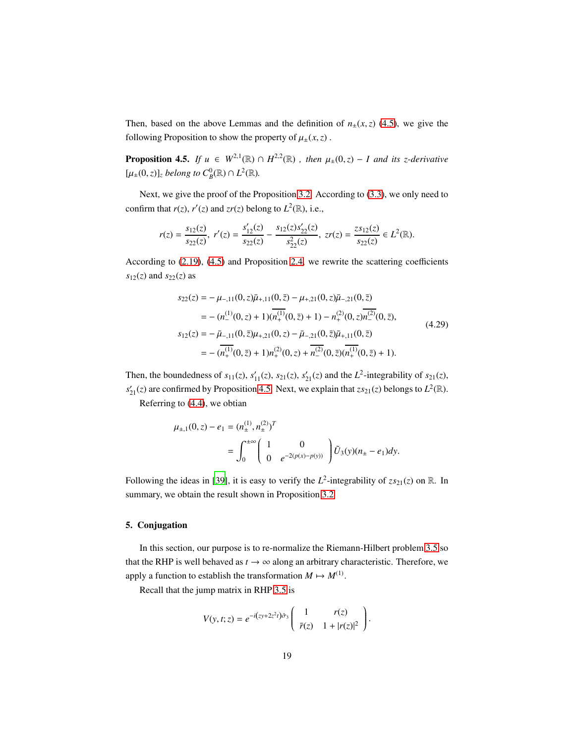Then, based on the above Lemmas and the definition of $n_\pm(x,z)$ (4.5), we give the following Proposition to show the property of $\mu_\pm(x,z)$ .

**Proposition 4.5.** *If $u \in W^{2,1}(\mathbb{R}) \cap H^{2,2}(\mathbb{R})$ , then $\mu_\pm(0,z) - I$ and its z-derivative $[\mu_\pm(0,z)]_z$ belong to $C_B^0(\mathbb{R}) \cap L^2(\mathbb{R})$.*

Next, we give the proof of the Proposition 3.2. According to (3.3), we only need to confirm that $r(z)$, $r'(z)$ and $zr(z)$ belong to $L^2(\mathbb{R})$, i.e.,

$$r(z) = \frac{s_{12}(z)}{s_{22}(z)},\ r'(z) = \frac{s'_{12}(z)}{s_{22}(z)} - \frac{s_{12}(z)s'_{22}(z)}{s_{22}^2(z)},\ zr(z) = \frac{zs_{12}(z)}{s_{22}(z)} \in L^2(\mathbb{R}).$$

According to (2.19), (4.5) and Proposition 2.4, we rewrite the scattering coefficients $s_{12}(z)$ and $s_{22}(z)$ as

$$\begin{aligned}
s_{22}(z) =& -\mu_{-,11}(0,z)\bar{\mu}_{+,11}(0,\bar{z}) - \mu_{+,21}(0,z)\bar{\mu}_{-,21}(0,\bar{z}) \\
=& -(n_-^{(1)}(0,z)+1)(\overline{n_+^{(1)}}(0,\bar{z})+1) - n_+^{(2)}(0,z)\overline{n_-^{(2)}}(0,\bar{z}), \\
s_{12}(z) =& -\bar{\mu}_{-,11}(0,\bar{z})\mu_{+,21}(0,z) - \bar{\mu}_{-,21}(0,\bar{z})\bar{\mu}_{+,11}(0,\bar{z}) \\
=& -(\overline{n_+^{(1)}}(0,\bar{z})+1)n_+^{(2)}(0,z) + \overline{n_-^{(2)}}(0,\bar{z})(\overline{n_+^{(1)}}(0,\bar{z})+1).
\end{aligned} \tag{4.29}$$

Then, the boundedness of $s_{11}(z)$, $s'_{11}(z)$, $s_{21}(z)$, $s'_{21}(z)$ and the $L^2$-integrability of $s_{21}(z)$, $s'_{21}(z)$ are confirmed by Proposition 4.5. Next, we explain that $zs_{21}(z)$ belongs to $L^2(\mathbb{R})$.

Referring to (4.4), we obtian

$$\begin{aligned}
\mu_{\pm,1}(0,z) - e_1 =& (n_\pm^{(1)}, n_\pm^{(2)})^T \\
=& \int_0^{\pm\infty} \begin{pmatrix} 1 & 0 \\ 0 & e^{-2(p(x)-p(y))} \end{pmatrix} \tilde{U}_3(y)(n_\pm - e_1)dy.
\end{aligned}$$

Following the ideas in [39], it is easy to verify the $L^2$-integrability of $zs_{21}(z)$ on $\mathbb{R}$. In summary, we obtain the result shown in Proposition 3.2.

## 5. Conjugation

In this section, our purpose is to re-normalize the Riemann-Hilbert problem 3.5 so that the RHP is well behaved as $t \to \infty$ along an arbitrary characteristic. Therefore, we apply a function to establish the transformation $M \mapsto M^{(1)}$.

Recall that the jump matrix in RHP 3.5 is

$$V(y,t;z) = e^{-i(zy+2z^2t)\hat{\sigma}_3} \begin{pmatrix} 1 & r(z) \\ \bar{r}(z) & 1+|r(z)|^2 \end{pmatrix}.$$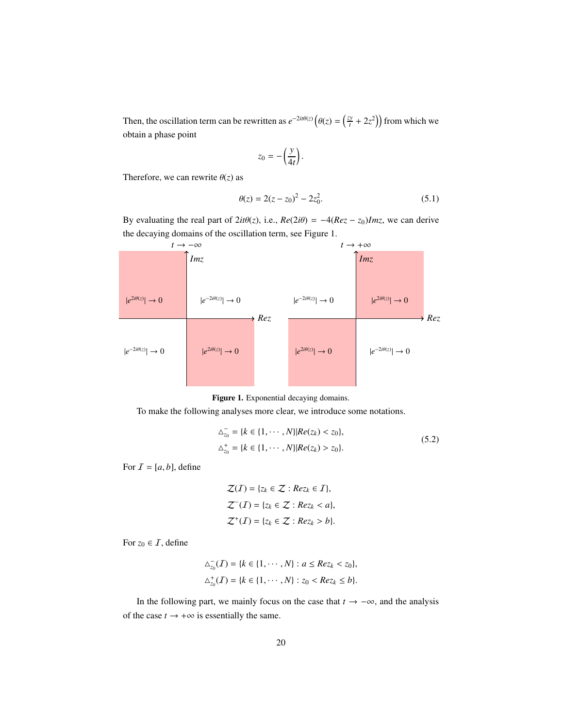Then, the oscillation term can be rewritten as $e^{-2it\theta(z)}\left(\theta(z) = \left(\frac{zy}{t} + 2z^2\right)\right)$ from which we obtain a phase point

$$z_0 = -\left(\frac{y}{4t}\right).$$

Therefore, we can rewrite $\theta(z)$ as

$$\theta(z) = 2(z - z_0)^2 - 2z_0^2. \tag{5.1}$$

By evaluating the real part of $2it\theta(z)$, i.e., $Re(2i\theta) = -4(Rez - z_0)Imz$, we can derive the decaying domains of the oscillation term, see Figure 1.

**Figure 1.** Exponential decaying domains.

To make the following analyses more clear, we introduce some notations.

$$\begin{aligned}
\triangle_{z_0}^{-} &= \{k \in \{1, \cdots, N\} | Re(z_k) < z_0\}, \\
\triangle_{z_0}^{+} &= \{k \in \{1, \cdots, N\} | Re(z_k) > z_0\}.
\end{aligned} \tag{5.2}$$

For $\mathcal{I} = [a, b]$, define

$$\begin{aligned}
\mathcal{Z}(\mathcal{I}) &= \{z_k \in \mathcal{Z} : Rez_k \in \mathcal{I}\}, \\
\mathcal{Z}^{-}(\mathcal{I}) &= \{z_k \in \mathcal{Z} : Rez_k < a\}, \\
\mathcal{Z}^{+}(\mathcal{I}) &= \{z_k \in \mathcal{Z} : Rez_k > b\}.
\end{aligned}$$

For $z_0 \in \mathcal{I}$, define

$$\begin{aligned}
\triangle_{z_0}^{-}(\mathcal{I}) &= \{k \in \{1, \cdots, N\} : a \leq Rez_k < z_0\}, \\
\triangle_{z_0}^{+}(\mathcal{I}) &= \{k \in \{1, \cdots, N\} : z_0 < Rez_k \leq b\}.
\end{aligned}$$

In the following part, we mainly focus on the case that $t \to -\infty$, and the analysis of the case $t \to +\infty$ is essentially the same.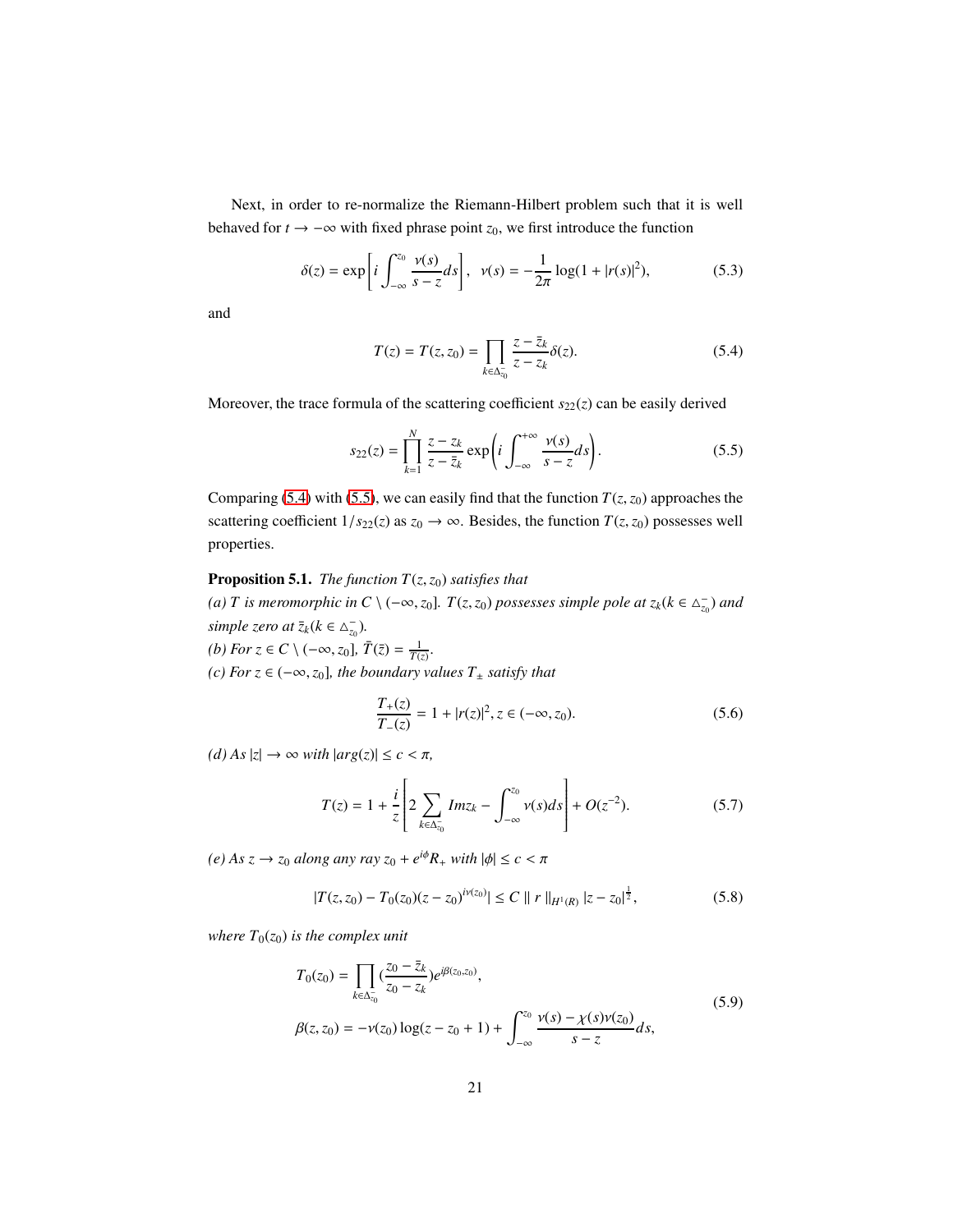Next, in order to re-normalize the Riemann-Hilbert problem such that it is well behaved for $t \to -\infty$ with fixed phrase point $z_0$, we first introduce the function

$$\delta(z) = \exp\left[ i \int_{-\infty}^{z_0} \frac{\nu(s)}{s-z} ds \right], \quad \nu(s) = -\frac{1}{2\pi} \log(1 + |r(s)|^2), \tag{5.3}$$

and

$$T(z) = T(z, z_0) = \prod_{k \in \Delta_{z_0}^-} \frac{z - \bar{z}_k}{z - z_k} \delta(z). \tag{5.4}$$

Moreover, the trace formula of the scattering coefficient $s_{22}(z)$ can be easily derived

$$s_{22}(z) = \prod_{k=1}^{N} \frac{z - z_k}{z - \bar{z}_k} \exp\left( i \int_{-\infty}^{+\infty} \frac{\nu(s)}{s-z} ds \right). \tag{5.5}$$

Comparing (5.4) with (5.5), we can easily find that the function $T(z, z_0)$ approaches the scattering coefficient $1/s_{22}(z)$ as $z_0 \to \infty$. Besides, the function $T(z, z_0)$ possesses well properties.

**Proposition 5.1.** *The function $T(z, z_0)$ satisfies that*
*(a) $T$ is meromorphic in $C \setminus (-\infty, z_0]$. $T(z, z_0)$ possesses simple pole at $z_k (k \in \triangle_{z_0}^-)$ and simple zero at $\bar{z}_k (k \in \triangle_{z_0}^-)$.*
*(b) For $z \in C \setminus (-\infty, z_0]$, $\bar{T}(\bar{z}) = \frac{1}{T(z)}$.*
*(c) For $z \in (-\infty, z_0]$, the boundary values $T_\pm$ satisfy that*

$$\frac{T_+(z)}{T_-(z)} = 1 + |r(z)|^2, z \in (-\infty, z_0). \tag{5.6}$$

*(d) As $|z| \to \infty$ with $|arg(z)| \leq c < \pi$,*

$$T(z) = 1 + \frac{i}{z}\left[ 2 \sum_{k \in \Delta_{z_0}^-} Im z_k - \int_{-\infty}^{z_0} \nu(s) ds \right] + O(z^{-2}). \tag{5.7}$$

*(e) As $z \to z_0$ along any ray $z_0 + e^{i\phi} R_+$ with $|\phi| \leq c < \pi$*

$$|T(z, z_0) - T_0(z_0)(z - z_0)^{i\nu(z_0)}| \leq C \parallel r \parallel_{H^1(R)} |z - z_0|^{\frac{1}{2}}, \tag{5.8}$$

*where $T_0(z_0)$ is the complex unit*

$$\begin{aligned} T_0(z_0) &= \prod_{k \in \Delta_{z_0}^-} \left(\frac{z_0 - \bar{z}_k}{z_0 - z_k}\right) e^{i\beta(z_0, z_0)}, \\ \beta(z, z_0) &= -\nu(z_0) \log(z - z_0 + 1) + \int_{-\infty}^{z_0} \frac{\nu(s) - \chi(s)\nu(z_0)}{s - z} ds, \end{aligned} \tag{5.9}$$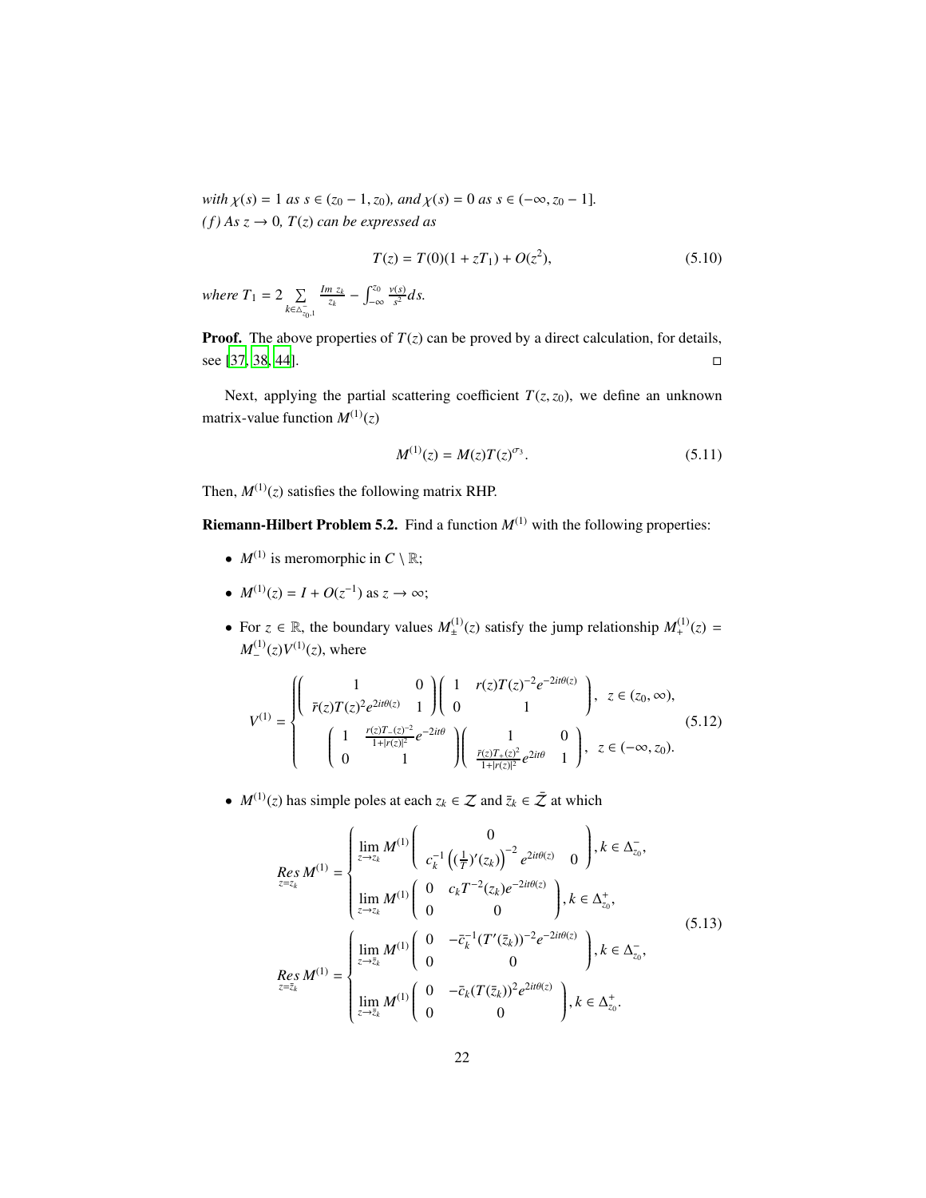*with* $\chi(s) = 1$ *as* $s \in (z_0 - 1, z_0)$*, and* $\chi(s) = 0$ *as* $s \in (-\infty, z_0 - 1]$*.*
*(f) As* $z \to 0$*,* $T(z)$ *can be expressed as*

$$T(z) = T(0)(1 + zT_1) + O(z^2), \tag{5.10}$$

*where* $T_1 = 2 \sum_{k \in \Delta^-_{z_0,1}} \frac{Im\ z_k}{z_k} - \int_{-\infty}^{z_0} \frac{\nu(s)}{s^2} ds$*.*

**Proof.** The above properties of $T(z)$ can be proved by a direct calculation, for details, see [37, 38, 44]. □

Next, applying the partial scattering coefficient $T(z, z_0)$, we define an unknown matrix-value function $M^{(1)}(z)$

$$M^{(1)}(z) = M(z)T(z)^{\sigma_3}. \tag{5.11}$$

Then, $M^{(1)}(z)$ satisfies the following matrix RHP.

**Riemann-Hilbert Problem 5.2.** Find a function $M^{(1)}$ with the following properties:

- $M^{(1)}$ is meromorphic in $C \setminus \mathbb{R}$;
- $M^{(1)}(z) = I + O(z^{-1})$ as $z \to \infty$;
- For $z \in \mathbb{R}$, the boundary values $M^{(1)}_\pm(z)$ satisfy the jump relationship $M^{(1)}_+(z) = M^{(1)}_-(z)V^{(1)}(z)$, where

$$V^{(1)} = \begin{cases} \begin{pmatrix} 1 & 0 \\ \bar{r}(z)T(z)^2 e^{2it\theta(z)} & 1 \end{pmatrix} \begin{pmatrix} 1 & r(z)T(z)^{-2} e^{-2it\theta(z)} \\ 0 & 1 \end{pmatrix}, & z \in (z_0, \infty), \\ \begin{pmatrix} 1 & \frac{r(z)T_-(z)^{-2}}{1+|r(z)|^2} e^{-2it\theta} \\ 0 & 1 \end{pmatrix} \begin{pmatrix} 1 & 0 \\ \frac{\bar{r}(z)T_+(z)^2}{1+|r(z)|^2} e^{2it\theta} & 1 \end{pmatrix}, & z \in (-\infty, z_0). \end{cases} \tag{5.12}$$

- $M^{(1)}(z)$ has simple poles at each $z_k \in \mathcal{Z}$ and $\bar{z}_k \in \bar{\mathcal{Z}}$ at which

$$\begin{aligned} \operatorname*{Res}_{z=z_k} M^{(1)} &= \begin{cases} \lim_{z \to z_k} M^{(1)} \begin{pmatrix} 0 & \\ c_k^{-1} \left( (\frac{1}{T})'(z_k) \right)^{-2} e^{2it\theta(z)} & 0 \end{pmatrix}, k \in \Delta^-_{z_0}, \\ \lim_{z \to z_k} M^{(1)} \begin{pmatrix} 0 & c_k T^{-2}(z_k) e^{-2it\theta(z)} \\ 0 & 0 \end{pmatrix}, k \in \Delta^+_{z_0}, \end{cases} \\ \operatorname*{Res}_{z=\bar{z}_k} M^{(1)} &= \begin{cases} \lim_{z \to \bar{z}_k} M^{(1)} \begin{pmatrix} 0 & -\bar{c}_k^{-1} (T'(\bar{z}_k))^{-2} e^{-2it\theta(z)} \\ 0 & 0 \end{pmatrix}, k \in \Delta^-_{z_0}, \\ \lim_{z \to \bar{z}_k} M^{(1)} \begin{pmatrix} 0 & -\bar{c}_k (T(\bar{z}_k))^2 e^{2it\theta(z)} \\ 0 & 0 \end{pmatrix}, k \in \Delta^+_{z_0}. \end{cases} \end{aligned} \tag{5.13}$$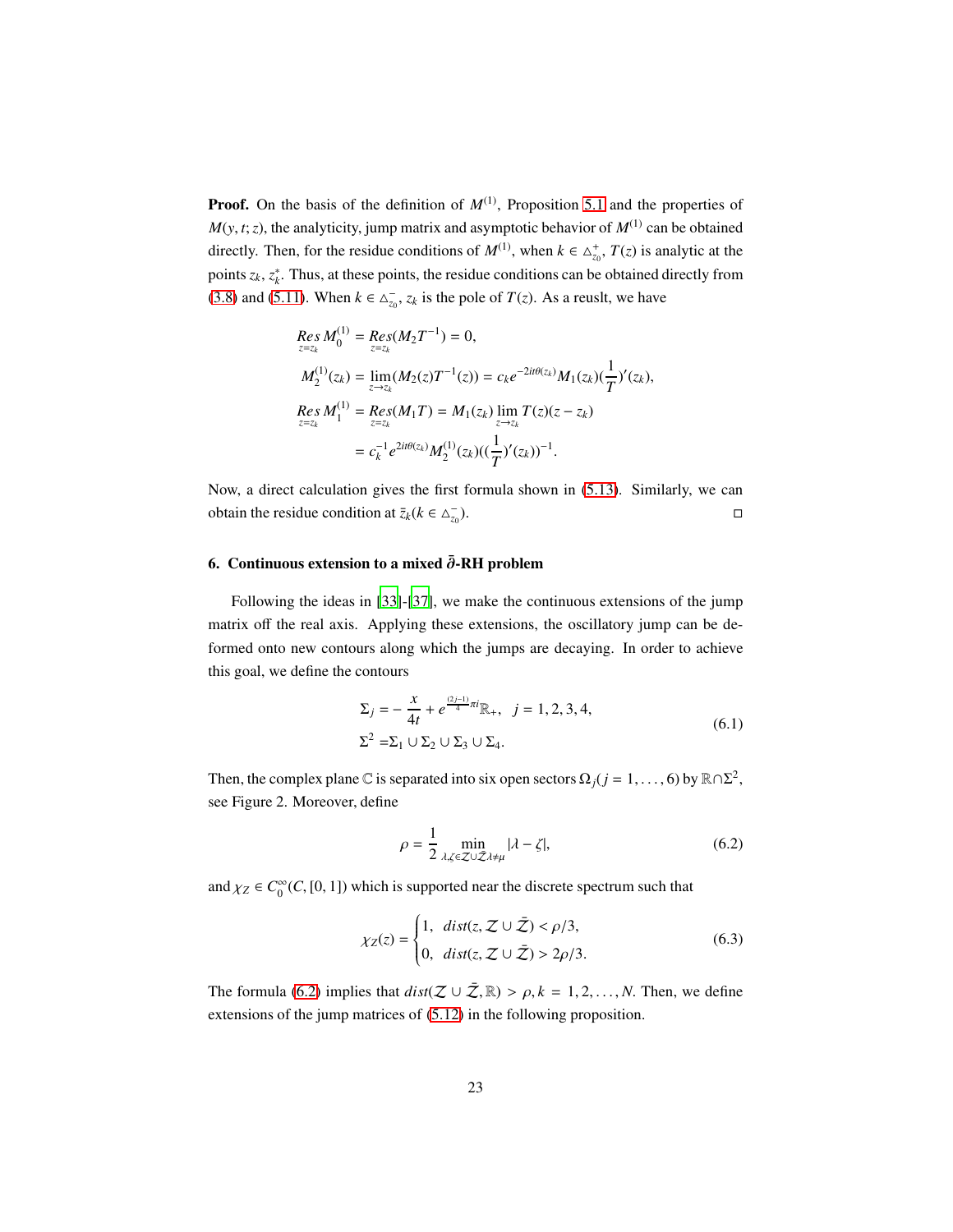**Proof.** On the basis of the definition of $M^{(1)}$, Proposition 5.1 and the properties of $M(y,t;z)$, the analyticity, jump matrix and asymptotic behavior of $M^{(1)}$ can be obtained directly. Then, for the residue conditions of $M^{(1)}$, when $k \in \triangle_{z_0}^{+}$, $T(z)$ is analytic at the points $z_k, z_k^*$. Thus, at these points, the residue conditions can be obtained directly from (3.8) and (5.11). When $k \in \triangle_{z_0}^{-}$, $z_k$ is the pole of $T(z)$. As a reuslt, we have

$$
\begin{aligned}
&\mathop{Res}_{z=z_k} M_0^{(1)} = \mathop{Res}_{z=z_k}(M_2 T^{-1}) = 0,\\
&M_2^{(1)}(z_k) = \lim_{z\to z_k}(M_2(z)T^{-1}(z)) = c_k e^{-2it\theta(z_k)} M_1(z_k)(\frac{1}{T})'(z_k),\\
&\mathop{Res}_{z=z_k} M_1^{(1)} = \mathop{Res}_{z=z_k}(M_1 T) = M_1(z_k)\lim_{z\to z_k} T(z)(z-z_k)\\
&\qquad\qquad = c_k^{-1} e^{2it\theta(z_k)} M_2^{(1)}(z_k)((\frac{1}{T})'(z_k))^{-1}.
\end{aligned}
$$

Now, a direct calculation gives the first formula shown in (5.13). Similarly, we can obtain the residue condition at $\bar{z}_k (k \in \triangle_{z_0}^{-})$. □

## 6. Continuous extension to a mixed $\bar{\partial}$-RH problem

Following the ideas in [33]-[37], we make the continuous extensions of the jump matrix off the real axis. Applying these extensions, the oscillatory jump can be deformed onto new contours along which the jumps are decaying. In order to achieve this goal, we define the contours

$$
\begin{aligned}
\Sigma_j &= -\frac{x}{4t} + e^{\frac{(2j-1)}{4}\pi i}\mathbb{R}_+, \quad j = 1,2,3,4,\\
\Sigma^2 &= \Sigma_1 \cup \Sigma_2 \cup \Sigma_3 \cup \Sigma_4.
\end{aligned}
\tag{6.1}
$$

Then, the complex plane $\mathbb{C}$ is separated into six open sectors $\Omega_j (j = 1,\ldots,6)$ by $\mathbb{R}\cap\Sigma^2$, see Figure 2. Moreover, define

$$
\rho = \frac{1}{2}\min_{\lambda,\zeta\in\mathcal{Z}\cup\bar{\mathcal{Z}}\lambda\neq\mu} |\lambda - \zeta|,
\tag{6.2}
$$

and $\chi_Z \in C_0^\infty(C,[0,1])$ which is supported near the discrete spectrum such that

$$
\chi_Z(z) = \begin{cases} 1, & dist(z,\mathcal{Z}\cup\bar{\mathcal{Z}}) < \rho/3,\\ 0, & dist(z,\mathcal{Z}\cup\bar{\mathcal{Z}}) > 2\rho/3. \end{cases}
\tag{6.3}
$$

The formula (6.2) implies that $dist(\mathcal{Z}\cup\bar{\mathcal{Z}},\mathbb{R}) > \rho, k = 1,2,\ldots,N$. Then, we define extensions of the jump matrices of (5.12) in the following proposition.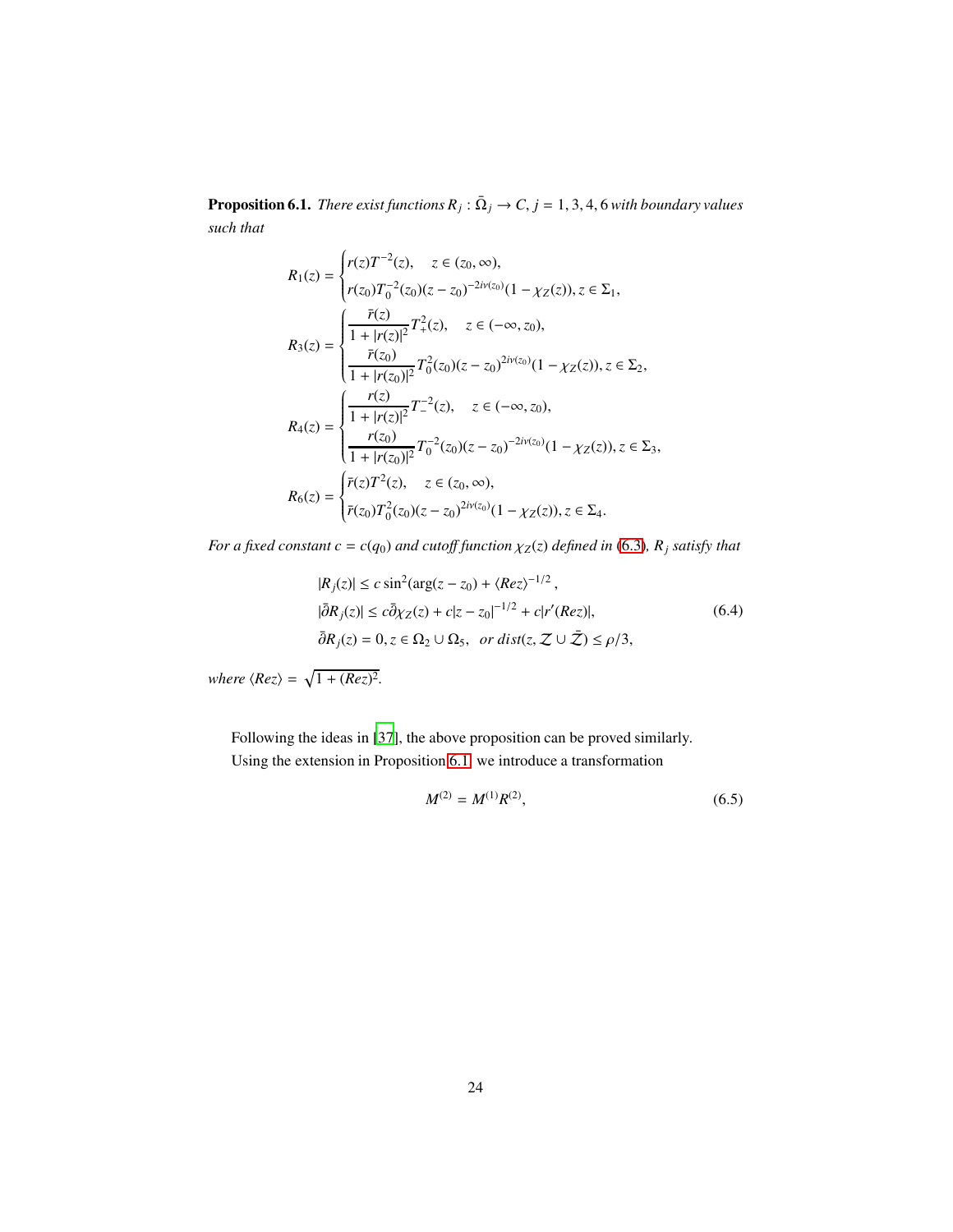**Proposition 6.1.** *There exist functions $R_j : \bar{\Omega}_j \to C$, $j = 1, 3, 4, 6$ with boundary values such that*

$$R_1(z) = \begin{cases} r(z)T^{-2}(z), \quad z \in (z_0, \infty), \\ r(z_0)T_0^{-2}(z_0)(z - z_0)^{-2i\nu(z_0)}(1 - \chi_Z(z)), z \in \Sigma_1, \end{cases}$$

$$R_3(z) = \begin{cases} \dfrac{\bar{r}(z)}{1 + |r(z)|^2} T_+^2(z), \quad z \in (-\infty, z_0), \\ \dfrac{\bar{r}(z_0)}{1 + |r(z_0)|^2} T_0^2(z_0)(z - z_0)^{2i\nu(z_0)}(1 - \chi_Z(z)), z \in \Sigma_2, \end{cases}$$

$$R_4(z) = \begin{cases} \dfrac{r(z)}{1 + |r(z)|^2} T_-^{-2}(z), \quad z \in (-\infty, z_0), \\ \dfrac{r(z_0)}{1 + |r(z_0)|^2} T_0^{-2}(z_0)(z - z_0)^{-2i\nu(z_0)}(1 - \chi_Z(z)), z \in \Sigma_3, \end{cases}$$

$$R_6(z) = \begin{cases} \bar{r}(z)T^2(z), \quad z \in (z_0, \infty), \\ \bar{r}(z_0)T_0^2(z_0)(z - z_0)^{2i\nu(z_0)}(1 - \chi_Z(z)), z \in \Sigma_4. \end{cases}$$

*For a fixed constant $c = c(q_0)$ and cutoff function $\chi_Z(z)$ defined in (6.3), $R_j$ satisfy that*

$$\begin{aligned} &|R_j(z)| \le c \sin^2(\arg(z - z_0) + \langle Re z \rangle^{-1/2}, \\ &|\bar{\partial} R_j(z)| \le c\bar{\partial}\chi_Z(z) + c|z - z_0|^{-1/2} + c|r'(Re z)|, \\ &\bar{\partial} R_j(z) = 0, z \in \Omega_2 \cup \Omega_5, \quad or\ dist(z, \mathcal{Z} \cup \bar{\mathcal{Z}}) \le \rho/3, \end{aligned} \tag{6.4}$$

*where $\langle Re z \rangle = \sqrt{1 + (Re z)^2}$.*

Following the ideas in [37], the above proposition can be proved similarly.

Using the extension in Proposition 6.1, we introduce a transformation

$$M^{(2)} = M^{(1)} R^{(2)}, \tag{6.5}$$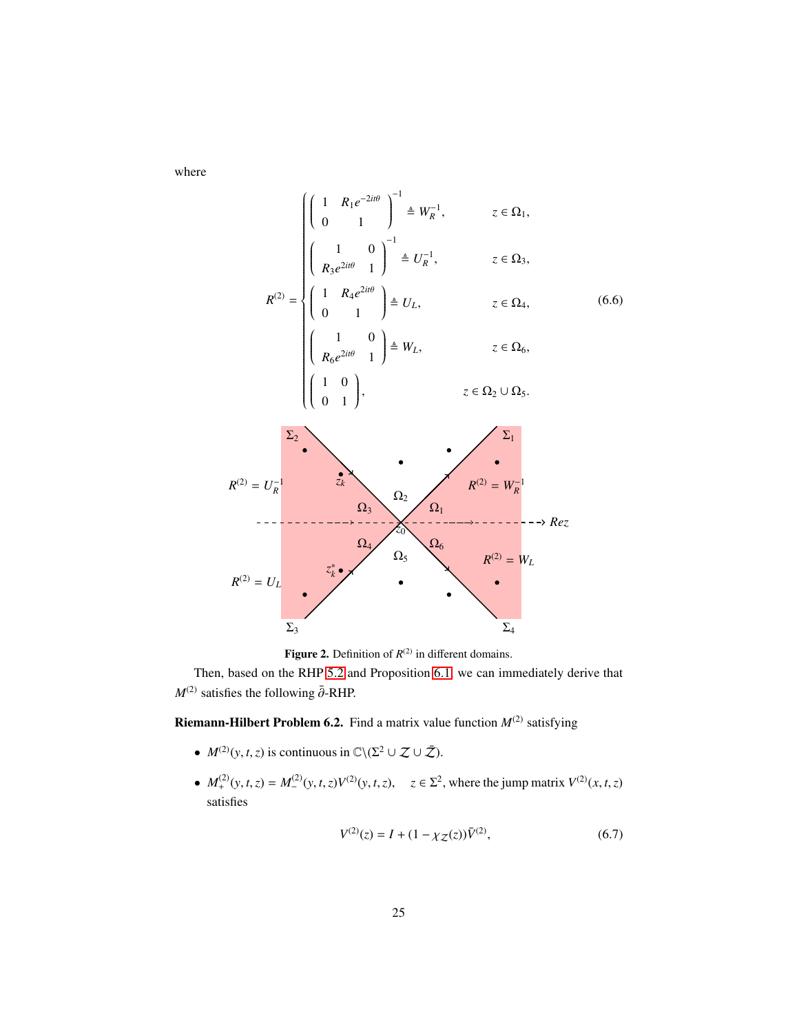where

$$
R^{(2)} = \begin{cases} \begin{pmatrix} 1 & R_1 e^{-2it\theta} \\ 0 & 1 \end{pmatrix}^{-1} \triangleq W_R^{-1}, & z \in \Omega_1, \\ \begin{pmatrix} 1 & 0 \\ R_3 e^{2it\theta} & 1 \end{pmatrix}^{-1} \triangleq U_R^{-1}, & z \in \Omega_3, \\ \begin{pmatrix} 1 & R_4 e^{2it\theta} \\ 0 & 1 \end{pmatrix} \triangleq U_L, & z \in \Omega_4, \\ \begin{pmatrix} 1 & 0 \\ R_6 e^{2it\theta} & 1 \end{pmatrix} \triangleq W_L, & z \in \Omega_6, \\ \begin{pmatrix} 1 & 0 \\ 0 & 1 \end{pmatrix}, & z \in \Omega_2 \cup \Omega_5. \end{cases} \tag{6.6}
$$

**Figure 2.** Definition of $R^{(2)}$ in different domains.

Then, based on the RHP 5.2 and Proposition 6.1, we can immediately derive that $M^{(2)}$ satisfies the following $\bar{\partial}$-RHP.

**Riemann-Hilbert Problem 6.2.** Find a matrix value function $M^{(2)}$ satisfying

- $M^{(2)}(y,t,z)$ is continuous in $\mathbb{C} \backslash (\Sigma^2 \cup \mathcal{Z} \cup \bar{\mathcal{Z}})$.
- $M_+^{(2)}(y,t,z) = M_-^{(2)}(y,t,z)V^{(2)}(y,t,z), \quad z \in \Sigma^2$, where the jump matrix $V^{(2)}(x,t,z)$ satisfies

$$
V^{(2)}(z) = I + (1 - \chi_{\mathcal{Z}}(z))\bar{V}^{(2)}, \tag{6.7}
$$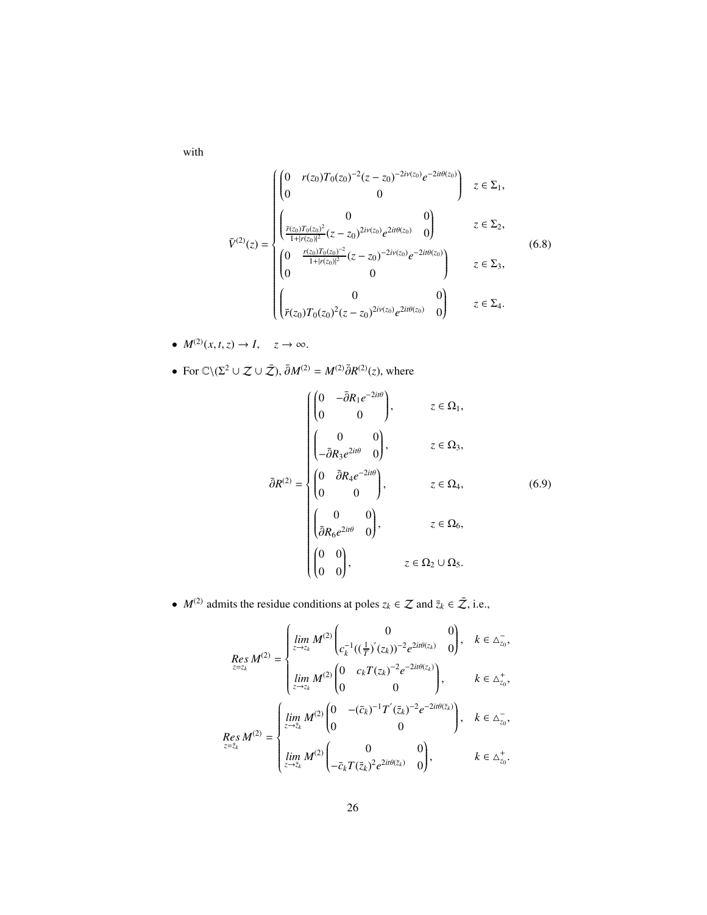with

$$
\bar{V}^{(2)}(z) = \begin{cases} \begin{pmatrix} 0 & r(z_0)T_0(z_0)^{-2}(z-z_0)^{-2i\nu(z_0)}e^{-2it\theta(z_0)} \\ 0 & 0 \end{pmatrix} & z \in \Sigma_1, \\ \begin{pmatrix} 0 & 0 \\ \frac{\bar{r}(z_0)T_0(z_0)^2}{1+|r(z_0)|^2}(z-z_0)^{2i\nu(z_0)}e^{2it\theta(z_0)} & 0 \end{pmatrix} & z \in \Sigma_2, \\ \begin{pmatrix} 0 & \frac{r(z_0)T_0(z_0)^{-2}}{1+|r(z_0)|^2}(z-z_0)^{-2i\nu(z_0)}e^{-2it\theta(z_0)} \\ 0 & 0 \end{pmatrix} & z \in \Sigma_3, \\ \begin{pmatrix} 0 & 0 \\ \bar{r}(z_0)T_0(z_0)^2(z-z_0)^{2i\nu(z_0)}e^{2it\theta(z_0)} & 0 \end{pmatrix} & z \in \Sigma_4. \end{cases} \tag{6.8}
$$

- $M^{(2)}(x,t,z) \to I, \quad z \to \infty.$
- For $\mathbb{C} \backslash (\Sigma^2 \cup \mathcal{Z} \cup \bar{\mathcal{Z}})$, $\bar{\partial} M^{(2)} = M^{(2)} \bar{\partial} R^{(2)}(z)$, where

$$
\bar{\partial} R^{(2)} = \begin{cases} \begin{pmatrix} 0 & -\bar{\partial} R_1 e^{-2it\theta} \\ 0 & 0 \end{pmatrix}, & z \in \Omega_1, \\ \begin{pmatrix} 0 & 0 \\ -\bar{\partial} R_3 e^{2it\theta} & 0 \end{pmatrix}, & z \in \Omega_3, \\ \begin{pmatrix} 0 & \bar{\partial} R_4 e^{-2it\theta} \\ 0 & 0 \end{pmatrix}, & z \in \Omega_4, \\ \begin{pmatrix} 0 & 0 \\ \bar{\partial} R_6 e^{2it\theta} & 0 \end{pmatrix}, & z \in \Omega_6, \\ \begin{pmatrix} 0 & 0 \\ 0 & 0 \end{pmatrix}, & z \in \Omega_2 \cup \Omega_5. \end{cases} \tag{6.9}
$$

- $M^{(2)}$ admits the residue conditions at poles $z_k \in \mathcal{Z}$ and $\bar{z}_k \in \bar{\mathcal{Z}}$, i.e.,

$$
\operatorname*{Res}_{z=z_k} M^{(2)} = \begin{cases} \lim\limits_{z \to z_k} M^{(2)} \begin{pmatrix} 0 & 0 \\ c_k^{-1}((\frac{1}{T})'(z_k))^{-2} e^{2it\theta(z_k)} & 0 \end{pmatrix}, & k \in \triangle_{z_0}^-, \\ \lim\limits_{z \to z_k} M^{(2)} \begin{pmatrix} 0 & c_k T(z_k)^{-2} e^{-2it\theta(z_k)} \\ 0 & 0 \end{pmatrix}, & k \in \triangle_{z_0}^+, \end{cases}
$$

$$
\operatorname*{Res}_{z=\bar{z}_k} M^{(2)} = \begin{cases} \lim\limits_{z \to \bar{z}_k} M^{(2)} \begin{pmatrix} 0 & -(\bar{c}_k)^{-1} T'(\bar{z}_k)^{-2} e^{-2it\theta(\bar{z}_k)} \\ 0 & 0 \end{pmatrix}, & k \in \triangle_{z_0}^-, \\ \lim\limits_{z \to \bar{z}_k} M^{(2)} \begin{pmatrix} 0 & 0 \\ -\bar{c}_k T(\bar{z}_k)^2 e^{2it\theta(\bar{z}_k)} & 0 \end{pmatrix}, & k \in \triangle_{z_0}^+. \end{cases}
$$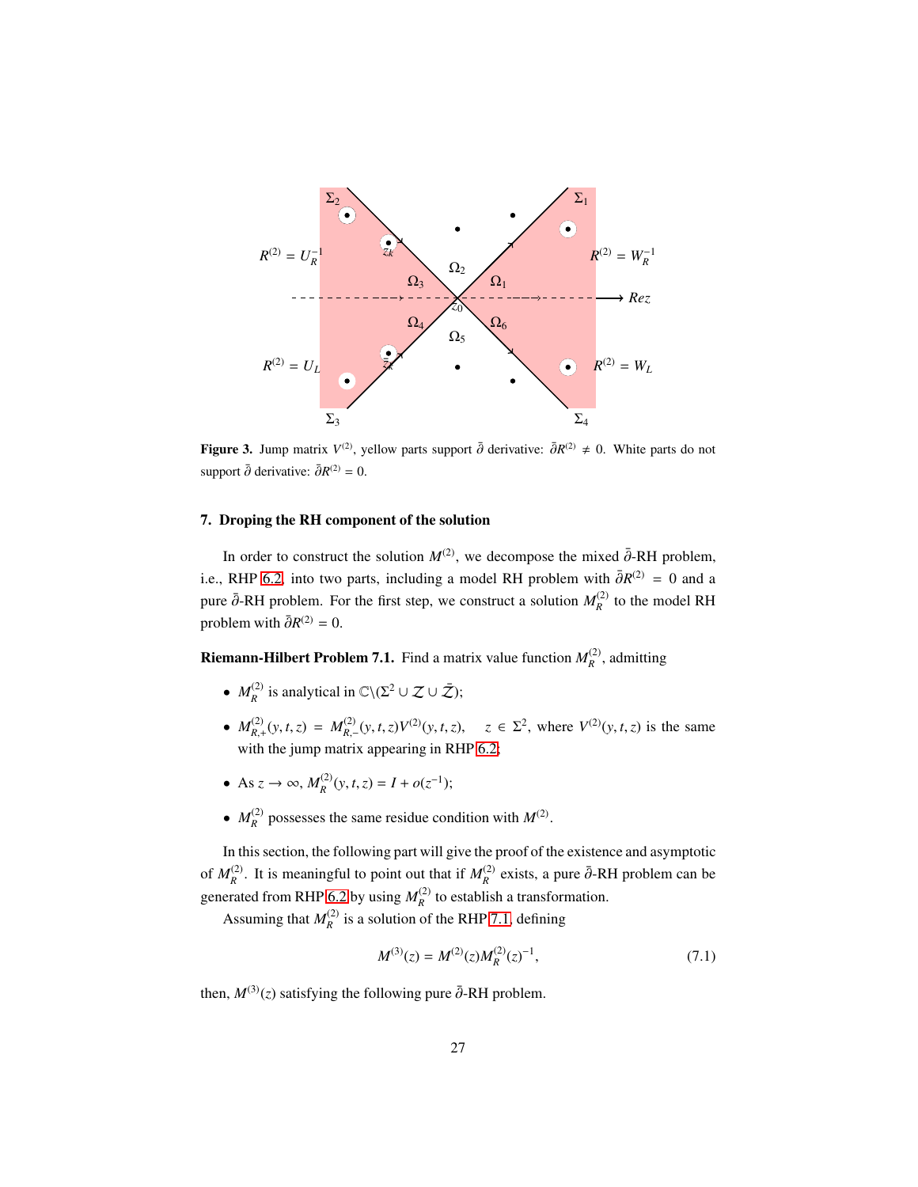**Figure 3.** Jump matrix $V^{(2)}$, yellow parts support $\bar{\partial}$ derivative: $\bar{\partial}R^{(2)} \neq 0$. White parts do not support $\bar{\partial}$ derivative: $\bar{\partial}R^{(2)} = 0$.

## 7. Droping the RH component of the solution

In order to construct the solution $M^{(2)}$, we decompose the mixed $\bar{\partial}$-RH problem, i.e., RHP 6.2, into two parts, including a model RH problem with $\bar{\partial}R^{(2)} = 0$ and a pure $\bar{\partial}$-RH problem. For the first step, we construct a solution $M_R^{(2)}$ to the model RH problem with $\bar{\partial}R^{(2)} = 0$.

**Riemann-Hilbert Problem 7.1.** Find a matrix value function $M_R^{(2)}$, admitting

- $M_R^{(2)}$ is analytical in $\mathbb{C}\backslash(\Sigma^2 \cup \mathcal{Z} \cup \bar{\mathcal{Z}})$;
- $M_{R,+}^{(2)}(y,t,z) = M_{R,-}^{(2)}(y,t,z)V^{(2)}(y,t,z), \quad z \in \Sigma^2$, where $V^{(2)}(y,t,z)$ is the same with the jump matrix appearing in RHP 6.2;
- As $z \to \infty$, $M_R^{(2)}(y,t,z) = I + o(z^{-1})$;
- $M_R^{(2)}$ possesses the same residue condition with $M^{(2)}$.

In this section, the following part will give the proof of the existence and asymptotic of $M_R^{(2)}$. It is meaningful to point out that if $M_R^{(2)}$ exists, a pure $\bar{\partial}$-RH problem can be generated from RHP 6.2 by using $M_R^{(2)}$ to establish a transformation.

Assuming that $M_R^{(2)}$ is a solution of the RHP 7.1, defining

$$M^{(3)}(z) = M^{(2)}(z)M_R^{(2)}(z)^{-1}, \tag{7.1}$$

then, $M^{(3)}(z)$ satisfying the following pure $\bar{\partial}$-RH problem.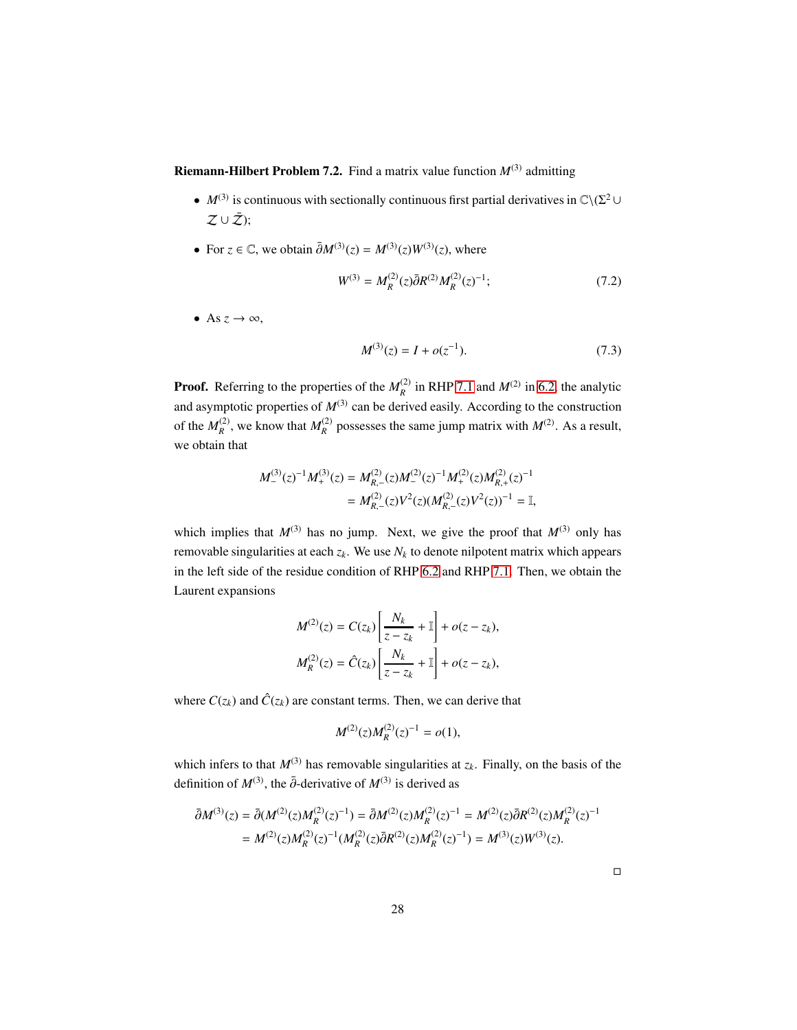**Riemann-Hilbert Problem 7.2.** Find a matrix value function $M^{(3)}$ admitting

- $M^{(3)}$ is continuous with sectionally continuous first partial derivatives in $\mathbb{C}\backslash(\Sigma^2 \cup \mathcal{Z} \cup \bar{\mathcal{Z}})$;
- For $z \in \mathbb{C}$, we obtain $\bar{\partial} M^{(3)}(z) = M^{(3)}(z) W^{(3)}(z)$, where

$$W^{(3)} = M_R^{(2)}(z) \bar{\partial} R^{(2)} M_R^{(2)}(z)^{-1}; \tag{7.2}$$

- As $z \to \infty$,

$$M^{(3)}(z) = I + o(z^{-1}). \tag{7.3}$$

**Proof.** Referring to the properties of the $M_R^{(2)}$ in RHP 7.1 and $M^{(2)}$ in 6.2, the analytic and asymptotic properties of $M^{(3)}$ can be derived easily. According to the construction of the $M_R^{(2)}$, we know that $M_R^{(2)}$ possesses the same jump matrix with $M^{(2)}$. As a result, we obtain that

$$\begin{aligned} M_-^{(3)}(z)^{-1} M_+^{(3)}(z) &= M_{R,-}^{(2)}(z) M_-^{(2)}(z)^{-1} M_+^{(2)}(z) M_{R,+}^{(2)}(z)^{-1} \\ &= M_{R,-}^{(2)}(z) V^2(z) (M_{R,-}^{(2)}(z) V^2(z))^{-1} = \mathbb{I}, \end{aligned}$$

which implies that $M^{(3)}$ has no jump. Next, we give the proof that $M^{(3)}$ only has removable singularities at each $z_k$. We use $N_k$ to denote nilpotent matrix which appears in the left side of the residue condition of RHP 6.2 and RHP 7.1. Then, we obtain the Laurent expansions

$$\begin{aligned} M^{(2)}(z) &= C(z_k)\left[\frac{N_k}{z - z_k} + \mathbb{I}\right] + o(z - z_k), \\ M_R^{(2)}(z) &= \hat{C}(z_k)\left[\frac{N_k}{z - z_k} + \mathbb{I}\right] + o(z - z_k), \end{aligned}$$

where $C(z_k)$ and $\hat{C}(z_k)$ are constant terms. Then, we can derive that

$$M^{(2)}(z) M_R^{(2)}(z)^{-1} = o(1),$$

which infers to that $M^{(3)}$ has removable singularities at $z_k$. Finally, on the basis of the definition of $M^{(3)}$, the $\bar{\partial}$-derivative of $M^{(3)}$ is derived as

$$\begin{aligned} \bar{\partial} M^{(3)}(z) &= \bar{\partial}(M^{(2)}(z) M_R^{(2)}(z)^{-1}) = \bar{\partial} M^{(2)}(z) M_R^{(2)}(z)^{-1} = M^{(2)}(z) \bar{\partial} R^{(2)}(z) M_R^{(2)}(z)^{-1} \\ &= M^{(2)}(z) M_R^{(2)}(z)^{-1} (M_R^{(2)}(z) \bar{\partial} R^{(2)}(z) M_R^{(2)}(z)^{-1}) = M^{(3)}(z) W^{(3)}(z). \end{aligned}$$

□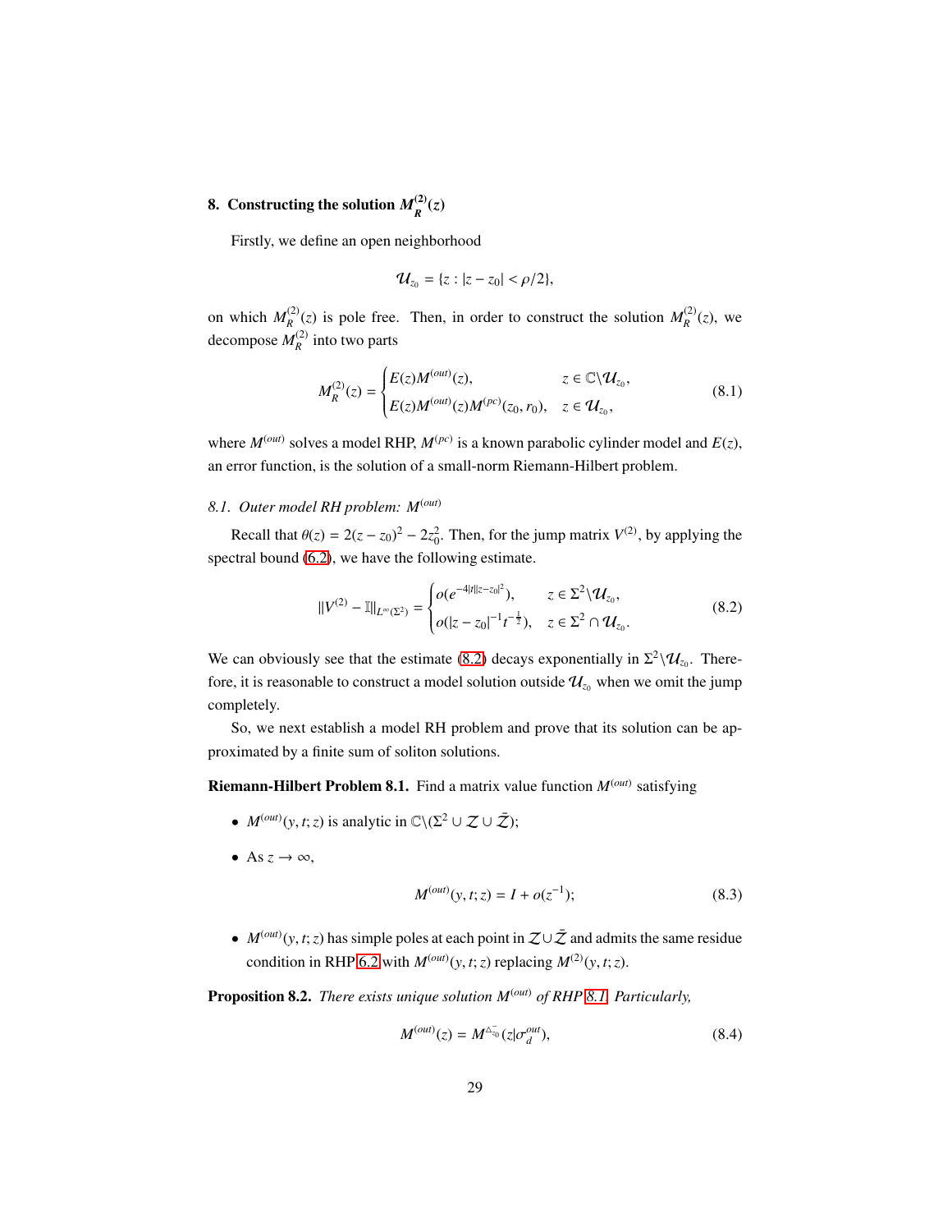## 8. Constructing the solution $M_R^{(2)}(z)$

Firstly, we define an open neighborhood

$$\mathcal{U}_{z_0} = \{z : |z - z_0| < \rho/2\},$$

on which $M_R^{(2)}(z)$ is pole free. Then, in order to construct the solution $M_R^{(2)}(z)$, we decompose $M_R^{(2)}$ into two parts

$$M_R^{(2)}(z) = \begin{cases} E(z)M^{(out)}(z), & z \in \mathbb{C}\backslash\mathcal{U}_{z_0}, \\ E(z)M^{(out)}(z)M^{(pc)}(z_0, r_0), & z \in \mathcal{U}_{z_0}, \end{cases} \tag{8.1}$$

where $M^{(out)}$ solves a model RHP, $M^{(pc)}$ is a known parabolic cylinder model and $E(z)$, an error function, is the solution of a small-norm Riemann-Hilbert problem.

### 8.1. *Outer model RH problem: $M^{(out)}$*

Recall that $\theta(z) = 2(z - z_0)^2 - 2z_0^2$. Then, for the jump matrix $V^{(2)}$, by applying the spectral bound (6.2), we have the following estimate.

$$\|V^{(2)} - \mathbb{I}\|_{L^\infty(\Sigma^2)} = \begin{cases} o(e^{-4|t||z-z_0|^2}), & z \in \Sigma^2\backslash\mathcal{U}_{z_0}, \\ o(|z - z_0|^{-1}t^{-\frac{1}{2}}), & z \in \Sigma^2 \cap \mathcal{U}_{z_0}. \end{cases} \tag{8.2}$$

We can obviously see that the estimate (8.2) decays exponentially in $\Sigma^2\backslash\mathcal{U}_{z_0}$. Therefore, it is reasonable to construct a model solution outside $\mathcal{U}_{z_0}$ when we omit the jump completely.

So, we next establish a model RH problem and prove that its solution can be approximated by a finite sum of soliton solutions.

**Riemann-Hilbert Problem 8.1.** Find a matrix value function $M^{(out)}$ satisfying

- $M^{(out)}(y, t; z)$ is analytic in $\mathbb{C}\backslash(\Sigma^2 \cup \mathcal{Z} \cup \bar{\mathcal{Z}})$;
- As $z \to \infty$,

$$M^{(out)}(y, t; z) = I + o(z^{-1}); \tag{8.3}$$

- $M^{(out)}(y, t; z)$ has simple poles at each point in $\mathcal{Z} \cup \bar{\mathcal{Z}}$ and admits the same residue condition in RHP 6.2 with $M^{(out)}(y, t; z)$ replacing $M^{(2)}(y, t; z)$.

**Proposition 8.2.** *There exists unique solution $M^{(out)}$ of RHP 8.1. Particularly,*

$$M^{(out)}(z) = M^{\triangle_{z_0}^-}(z|\sigma_d^{out}), \tag{8.4}$$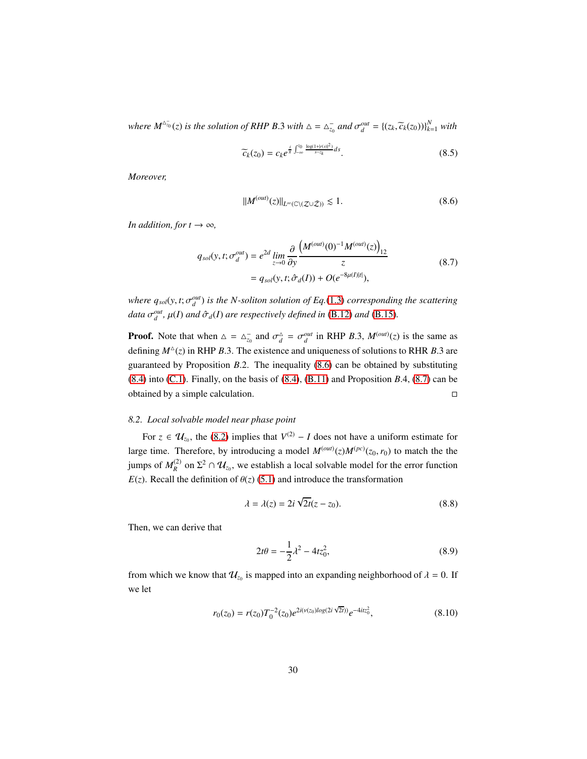*where $M^{\triangle_{z_0}^-}(z)$ is the solution of RHP B.3 with $\triangle = \triangle_{z_0}^-$ and $\sigma_d^{out} = \{(z_k, \widetilde{c}_k(z_0))\}_{k=1}^N$ with*

$$\widetilde{c}_k(z_0) = c_k e^{\frac{i}{\pi}\int_{-\infty}^{z_0} \frac{\log(1+|r(s)|^2)}{s-z_k} ds}. \tag{8.5}$$

*Moreover,*

$$\|M^{(out)}(z)\|_{L^\infty(\mathbb{C}\setminus(\mathcal{Z}\cup\bar{\mathcal{Z}}))} \lesssim 1. \tag{8.6}$$

*In addition, for $t \to \infty$,*

$$\begin{aligned} q_{sol}(y, t; \sigma_d^{out}) &= e^{2d} \lim_{z\to 0} \frac{\partial}{\partial y} \frac{\left(M^{(out)}(0)^{-1} M^{(out)}(z)\right)_{12}}{z} \\ &= q_{sol}(y, t; \hat{\sigma}_d(I)) + O(e^{-8\mu(I)|t|}), \end{aligned} \tag{8.7}$$

*where $q_{sol}(y, t; \sigma_d^{out})$ is the N-soliton solution of Eq.(1.3) corresponding the scattering data $\sigma_d^{out}$, $\mu(I)$ and $\hat{\sigma}_d(I)$ are respectively defined in (B.12) and (B.15).*

**Proof.** Note that when $\triangle = \triangle_{z_0}^-$ and $\sigma_d^{\triangle} = \sigma_d^{out}$ in RHP $B.3$, $M^{(out)}(z)$ is the same as defining $M^{\triangle}(z)$ in RHP $B.3$. The existence and uniqueness of solutions to RHR $B.3$ are guaranteed by Proposition $B.2$. The inequality (8.6) can be obtained by substituting (8.4) into (C.1). Finally, on the basis of (8.4), (B.11) and Proposition $B.4$, (8.7) can be obtained by a simple calculation. □

### 8.2. *Local solvable model near phase point*

For $z \in \mathcal{U}_{z_0}$, the (8.2) implies that $V^{(2)} - I$ does not have a uniform estimate for large time. Therefore, by introducing a model $M^{(out)}(z)M^{(pc)}(z_0, r_0)$ to match the the jumps of $M_R^{(2)}$ on $\Sigma^2 \cap \mathcal{U}_{z_0}$, we establish a local solvable model for the error function $E(z)$. Recall the definition of $\theta(z)$ (5.1) and introduce the transformation

$$\lambda = \lambda(z) = 2i\sqrt{2t}(z - z_0). \tag{8.8}$$

Then, we can derive that

$$2t\theta = -\frac{1}{2}\lambda^2 - 4tz_0^2, \tag{8.9}$$

from which we know that $\mathcal{U}_{z_0}$ is mapped into an expanding neighborhood of $\lambda = 0$. If we let

$$r_0(z_0) = r(z_0)T_0^{-2}(z_0)e^{2i(\nu(z_0)log(2i\sqrt{2t}))}e^{-4itz_0^2}, \tag{8.10}$$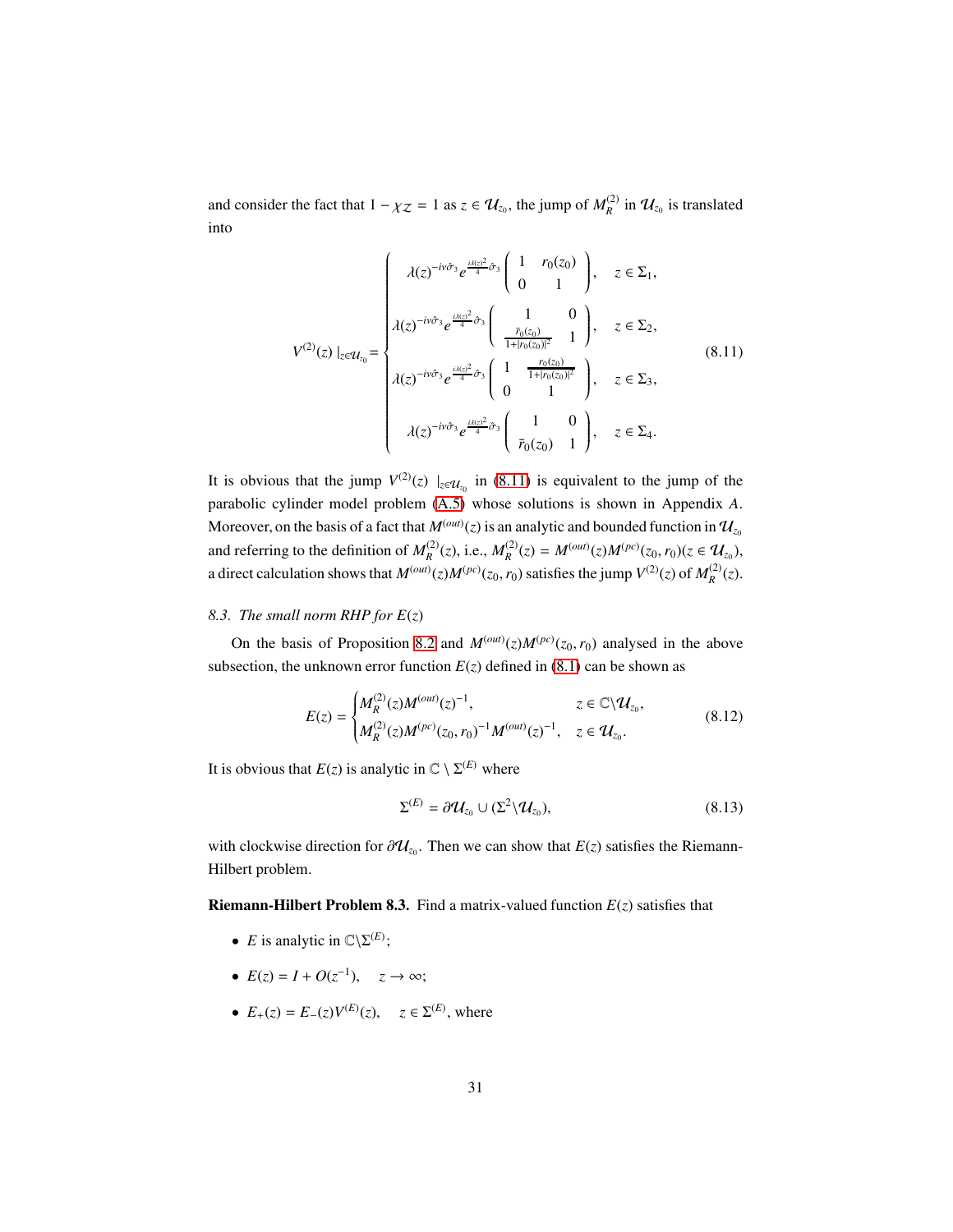and consider the fact that $1-\chi_{\mathcal{Z}}=1$ as $z\in\mathcal{U}_{z_0}$, the jump of $M_R^{(2)}$ in $\mathcal{U}_{z_0}$ is translated into

$$
V^{(2)}(z)\mid_{z\in\mathcal{U}_{z_0}}=\begin{cases}
\lambda(z)^{-i\nu\hat{\sigma}_3}e^{\frac{i\lambda(z)^2}{4}\hat{\sigma}_3}\begin{pmatrix}1 & r_0(z_0)\\ 0 & 1\end{pmatrix}, & z\in\Sigma_1,\\
\lambda(z)^{-i\nu\hat{\sigma}_3}e^{\frac{i\lambda(z)^2}{4}\hat{\sigma}_3}\begin{pmatrix}1 & 0\\ \frac{\bar{r}_0(z_0)}{1+|r_0(z_0)|^2} & 1\end{pmatrix}, & z\in\Sigma_2,\\
\lambda(z)^{-i\nu\hat{\sigma}_3}e^{\frac{i\lambda(z)^2}{4}\hat{\sigma}_3}\begin{pmatrix}1 & \frac{r_0(z_0)}{1+|r_0(z_0)|^2}\\ 0 & 1\end{pmatrix}, & z\in\Sigma_3,\\
\lambda(z)^{-i\nu\hat{\sigma}_3}e^{\frac{i\lambda(z)^2}{4}\hat{\sigma}_3}\begin{pmatrix}1 & 0\\ \bar{r}_0(z_0) & 1\end{pmatrix}, & z\in\Sigma_4.
\end{cases}\tag{8.11}
$$

It is obvious that the jump $V^{(2)}(z)\mid_{z\in\mathcal{U}_{z_0}}$ in (8.11) is equivalent to the jump of the parabolic cylinder model problem (A.5) whose solutions is shown in Appendix *A*. Moreover, on the basis of a fact that $M^{(out)}(z)$ is an analytic and bounded function in $\mathcal{U}_{z_0}$ and referring to the definition of $M_R^{(2)}(z)$, i.e., $M_R^{(2)}(z)=M^{(out)}(z)M^{(pc)}(z_0,r_0)(z\in\mathcal{U}_{z_0})$, a direct calculation shows that $M^{(out)}(z)M^{(pc)}(z_0,r_0)$ satisfies the jump $V^{(2)}(z)$ of $M_R^{(2)}(z)$.

### 8.3. *The small norm RHP for $E(z)$*

On the basis of Proposition 8.2 and $M^{(out)}(z)M^{(pc)}(z_0,r_0)$ analysed in the above subsection, the unknown error function $E(z)$ defined in (8.1) can be shown as

$$
E(z)=\begin{cases}
M_R^{(2)}(z)M^{(out)}(z)^{-1}, & z\in\mathbb{C}\backslash\mathcal{U}_{z_0},\\
M_R^{(2)}(z)M^{(pc)}(z_0,r_0)^{-1}M^{(out)}(z)^{-1}, & z\in\mathcal{U}_{z_0}.
\end{cases}\tag{8.12}
$$

It is obvious that $E(z)$ is analytic in $\mathbb{C}\setminus\Sigma^{(E)}$ where

$$
\Sigma^{(E)}=\partial\mathcal{U}_{z_0}\cup(\Sigma^2\backslash\mathcal{U}_{z_0}),\tag{8.13}
$$

with clockwise direction for $\partial\mathcal{U}_{z_0}$. Then we can show that $E(z)$ satisfies the Riemann-Hilbert problem.

**Riemann-Hilbert Problem 8.3.** Find a matrix-valued function $E(z)$ satisfies that

- $E$ is analytic in $\mathbb{C}\backslash\Sigma^{(E)}$;
- $E(z)=I+O(z^{-1}),\quad z\to\infty$;
- $E_+(z)=E_-(z)V^{(E)}(z),\quad z\in\Sigma^{(E)}$, where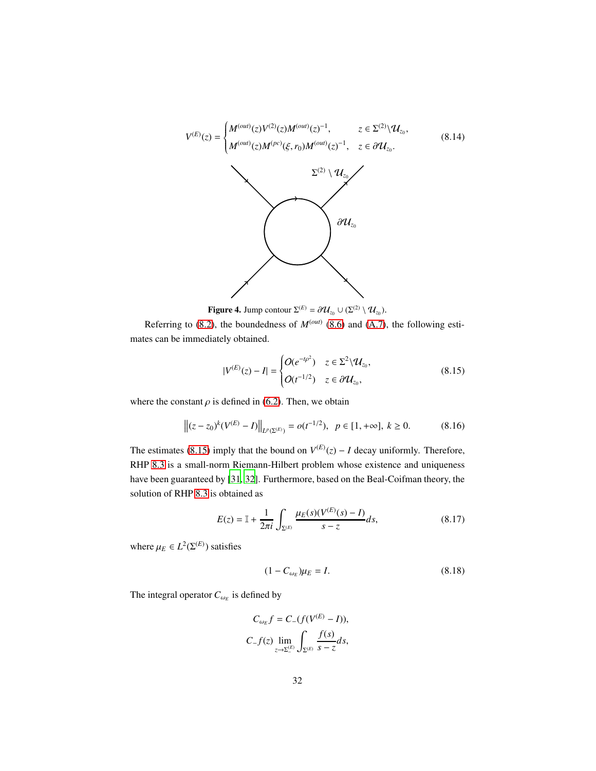$$V^{(E)}(z) = \begin{cases} M^{(out)}(z)V^{(2)}(z)M^{(out)}(z)^{-1}, & z \in \Sigma^{(2)}\backslash\mathcal{U}_{z_0}, \\ M^{(out)}(z)M^{(pc)}(\xi, r_0)M^{(out)}(z)^{-1}, & z \in \partial\mathcal{U}_{z_0}. \end{cases} \tag{8.14}$$

**Figure 4.** Jump contour $\Sigma^{(E)} = \partial\mathcal{U}_{z_0} \cup (\Sigma^{(2)} \setminus \mathcal{U}_{z_0})$.

Referring to (8.2), the boundedness of $M^{(out)}$ (8.6) and (A.7), the following estimates can be immediately obtained.

$$|V^{(E)}(z) - I| = \begin{cases} \mathcal{O}(e^{-t\rho^2}) & z \in \Sigma^2\backslash\mathcal{U}_{z_0}, \\ \mathcal{O}(t^{-1/2}) & z \in \partial\mathcal{U}_{z_0}, \end{cases} \tag{8.15}$$

where the constant $\rho$ is defined in (6.2). Then, we obtain

$$\left\|(z - z_0)^k(V^{(E)} - I)\right\|_{L^p(\Sigma^{(E)})} = o(t^{-1/2}), \quad p \in [1, +\infty], \ k \geq 0. \tag{8.16}$$

The estimates (8.15) imply that the bound on $V^{(E)}(z) - I$ decay uniformly. Therefore, RHP 8.3 is a small-norm Riemann-Hilbert problem whose existence and uniqueness have been guaranteed by [31, 32]. Furthermore, based on the Beal-Coifman theory, the solution of RHP 8.3 is obtained as

$$E(z) = \mathbb{I} + \frac{1}{2\pi i}\int_{\Sigma^{(E)}} \frac{\mu_E(s)(V^{(E)}(s) - I)}{s - z}ds, \tag{8.17}$$

where $\mu_E \in L^2(\Sigma^{(E)})$ satisfies

$$(1 - C_{\omega_E})\mu_E = I. \tag{8.18}$$

The integral operator $C_{\omega_E}$ is defined by

$$C_{\omega_E} f = C_-(f(V^{(E)} - I)),$$
$$C_- f(z) \lim_{z \to \Sigma^{(E)}_-} \int_{\Sigma^{(E)}} \frac{f(s)}{s - z}ds,$$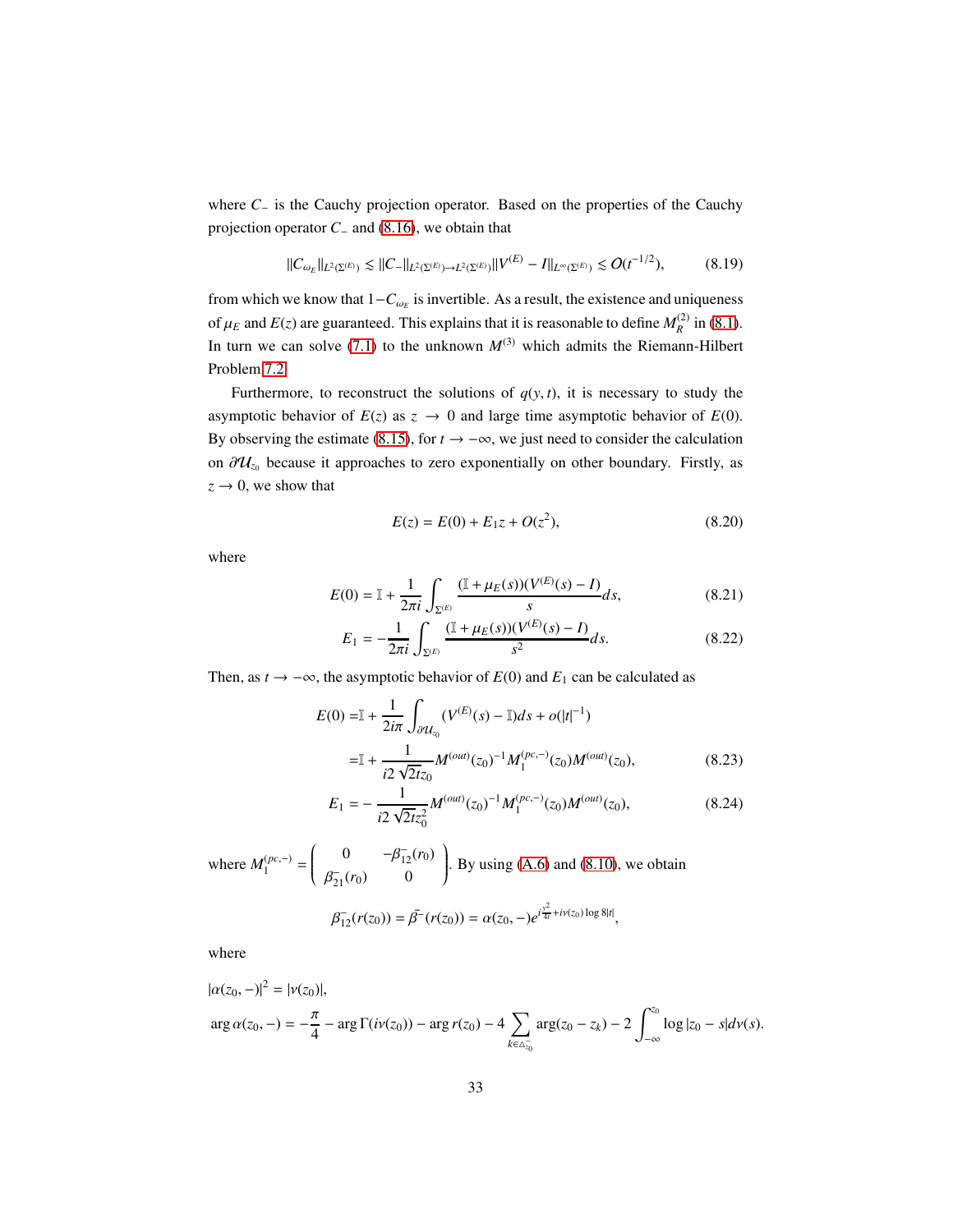where $C_-$ is the Cauchy projection operator. Based on the properties of the Cauchy projection operator $C_-$ and (8.16), we obtain that

$$\|C_{\omega_E}\|_{L^2(\Sigma^{(E)})} \lesssim \|C_-\|_{L^2(\Sigma^{(E)})\to L^2(\Sigma^{(E)})} \|V^{(E)} - I\|_{L^\infty(\Sigma^{(E)})} \lesssim O(t^{-1/2}), \tag{8.19}$$

from which we know that $1 - C_{\omega_E}$ is invertible. As a result, the existence and uniqueness of $\mu_E$ and $E(z)$ are guaranteed. This explains that it is reasonable to define $M_R^{(2)}$ in (8.1). In turn we can solve (7.1) to the unknown $M^{(3)}$ which admits the Riemann-Hilbert Problem 7.2.

Furthermore, to reconstruct the solutions of $q(y,t)$, it is necessary to study the asymptotic behavior of $E(z)$ as $z \to 0$ and large time asymptotic behavior of $E(0)$. By observing the estimate (8.15), for $t \to -\infty$, we just need to consider the calculation on $\partial\mathcal{U}_{z_0}$ because it approaches to zero exponentially on other boundary. Firstly, as $z \to 0$, we show that

$$E(z) = E(0) + E_1 z + O(z^2), \tag{8.20}$$

where

$$E(0) = \mathbb{I} + \frac{1}{2\pi i}\int_{\Sigma^{(E)}} \frac{(\mathbb{I} + \mu_E(s))(V^{(E)}(s) - I)}{s} ds, \tag{8.21}$$

$$E_1 = -\frac{1}{2\pi i}\int_{\Sigma^{(E)}} \frac{(\mathbb{I} + \mu_E(s))(V^{(E)}(s) - I)}{s^2} ds. \tag{8.22}$$

Then, as $t \to -\infty$, the asymptotic behavior of $E(0)$ and $E_1$ can be calculated as

$$\begin{aligned} E(0) =& \mathbb{I} + \frac{1}{2i\pi}\int_{\partial\mathcal{U}_{z_0}} (V^{(E)}(s) - \mathbb{I}) ds + o(|t|^{-1}) \\ =& \mathbb{I} + \frac{1}{i2\sqrt{2t}z_0} M^{(out)}(z_0)^{-1} M_1^{(pc,-)}(z_0) M^{(out)}(z_0), \end{aligned} \tag{8.23}$$

$$E_1 = -\frac{1}{i2\sqrt{2t}z_0^2} M^{(out)}(z_0)^{-1} M_1^{(pc,-)}(z_0) M^{(out)}(z_0), \tag{8.24}$$

where $M_1^{(pc,-)} = \begin{pmatrix} 0 & -\beta_{12}^-(r_0) \\ \beta_{21}^-(r_0) & 0 \end{pmatrix}$. By using (A.6) and (8.10), we obtain

$$\beta_{12}^-(r(z_0)) = \bar{\beta}^-(r(z_0)) = \alpha(z_0,-) e^{i\frac{y^2}{4t} + i\nu(z_0)\log 8|t|},$$

where

$$|\alpha(z_0,-)|^2 = |\nu(z_0)|,$$

$$\arg\alpha(z_0,-) = -\frac{\pi}{4} - \arg\Gamma(i\nu(z_0)) - \arg r(z_0) - 4\sum_{k\in\Delta_{z_0}^-} \arg(z_0 - z_k) - 2\int_{-\infty}^{z_0} \log|z_0 - s| d\nu(s).$$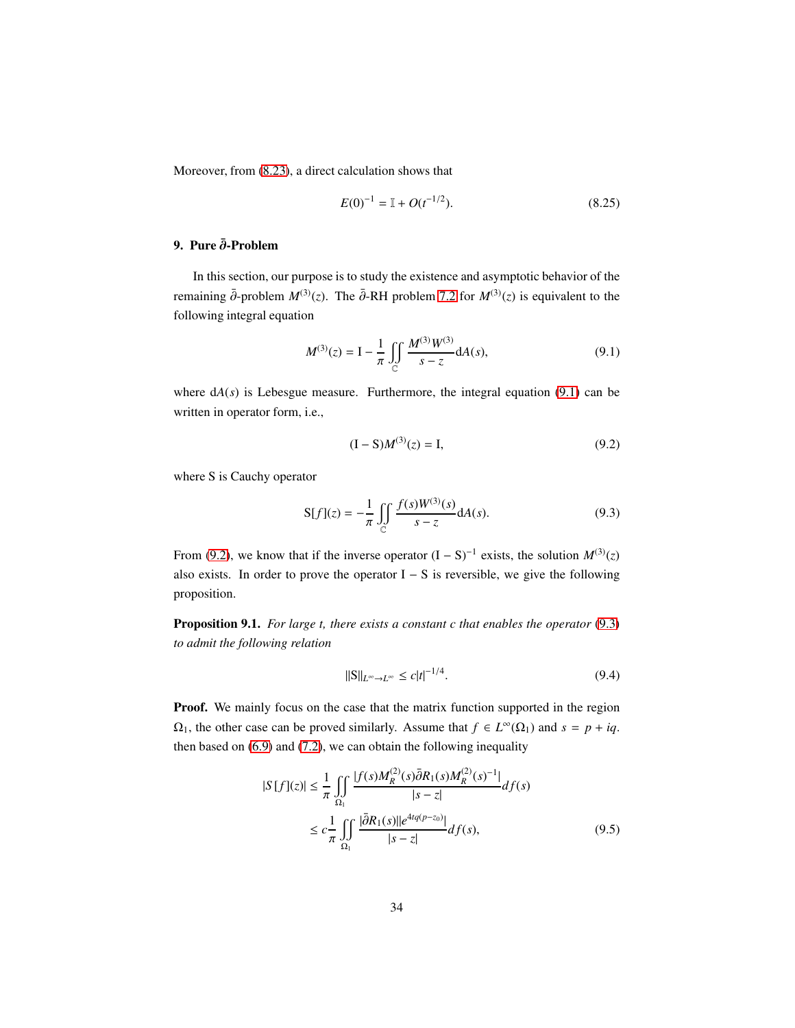Moreover, from (8.23), a direct calculation shows that

$$E(0)^{-1} = \mathbb{I} + O(t^{-1/2}). \tag{8.25}$$

## 9. Pure $\bar{\partial}$-Problem

In this section, our purpose is to study the existence and asymptotic behavior of the remaining $\bar{\partial}$-problem $M^{(3)}(z)$. The $\bar{\partial}$-RH problem 7.2 for $M^{(3)}(z)$ is equivalent to the following integral equation

$$M^{(3)}(z) = \mathrm{I} - \frac{1}{\pi} \iint\limits_{\mathbb{C}} \frac{M^{(3)} W^{(3)}}{s - z} \mathrm{d}A(s), \tag{9.1}$$

where $\mathrm{d}A(s)$ is Lebesgue measure. Furthermore, the integral equation (9.1) can be written in operator form, i.e.,

$$(\mathrm{I} - \mathrm{S}) M^{(3)}(z) = \mathrm{I}, \tag{9.2}$$

where S is Cauchy operator

$$\mathrm{S}[f](z) = -\frac{1}{\pi} \iint\limits_{\mathbb{C}} \frac{f(s) W^{(3)}(s)}{s - z} \mathrm{d}A(s). \tag{9.3}$$

From (9.2), we know that if the inverse operator $(\mathrm{I} - \mathrm{S})^{-1}$ exists, the solution $M^{(3)}(z)$ also exists. In order to prove the operator $\mathrm{I} - \mathrm{S}$ is reversible, we give the following proposition.

**Proposition 9.1.** *For large t, there exists a constant c that enables the operator (9.3) to admit the following relation*

$$\|\mathrm{S}\|_{L^\infty \to L^\infty} \leq c|t|^{-1/4}. \tag{9.4}$$

**Proof.** We mainly focus on the case that the matrix function supported in the region $\Omega_1$, the other case can be proved similarly. Assume that $f \in L^\infty(\Omega_1)$ and $s = p + iq$. then based on (6.9) and (7.2), we can obtain the following inequality

$$\begin{aligned}
|S[f](z)| &\leq \frac{1}{\pi} \iint\limits_{\Omega_1} \frac{|f(s) M_R^{(2)}(s) \bar{\partial} R_1(s) M_R^{(2)}(s)^{-1}|}{|s - z|} df(s) \\
&\leq c \frac{1}{\pi} \iint\limits_{\Omega_1} \frac{|\bar{\partial} R_1(s)||e^{4tq(p - z_0)}|}{|s - z|} df(s),
\end{aligned} \tag{9.5}$$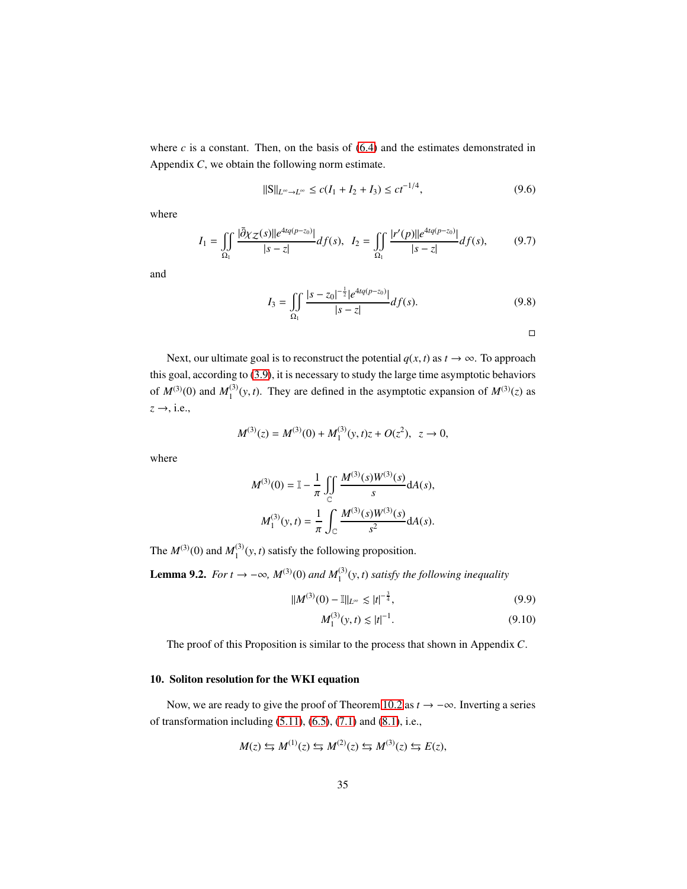where $c$ is a constant. Then, on the basis of (6.4) and the estimates demonstrated in Appendix $C$, we obtain the following norm estimate.

$$\|\mathrm{S}\|_{L^\infty \to L^\infty} \leq c(I_1 + I_2 + I_3) \leq ct^{-1/4}, \tag{9.6}$$

where

$$I_1 = \iint_{\Omega_1} \frac{|\bar{\partial}\chi_{\mathcal{Z}}(s)||e^{4tq(p-z_0)}|}{|s-z|} df(s), \quad I_2 = \iint_{\Omega_1} \frac{|r'(p)||e^{4tq(p-z_0)}|}{|s-z|} df(s), \tag{9.7}$$

and

$$I_3 = \iint_{\Omega_1} \frac{|s-z_0|^{-\frac{1}{2}}|e^{4tq(p-z_0)}|}{|s-z|} df(s). \tag{9.8}$$

□

Next, our ultimate goal is to reconstruct the potential $q(x,t)$ as $t \to \infty$. To approach this goal, according to (3.9), it is necessary to study the large time asymptotic behaviors of $M^{(3)}(0)$ and $M_1^{(3)}(y,t)$. They are defined in the asymptotic expansion of $M^{(3)}(z)$ as $z \to$, i.e.,

$$M^{(3)}(z) = M^{(3)}(0) + M_1^{(3)}(y,t)z + O(z^2), \quad z \to 0,$$

where

$$M^{(3)}(0) = \mathbb{I} - \frac{1}{\pi} \iint_{\mathbb{C}} \frac{M^{(3)}(s)W^{(3)}(s)}{s} \mathrm{d}A(s),$$

$$M_1^{(3)}(y,t) = \frac{1}{\pi} \int_{\mathbb{C}} \frac{M^{(3)}(s)W^{(3)}(s)}{s^2} \mathrm{d}A(s).$$

The $M^{(3)}(0)$ and $M_1^{(3)}(y,t)$ satisfy the following proposition.

**Lemma 9.2.** *For $t \to -\infty$, $M^{(3)}(0)$ and $M_1^{(3)}(y,t)$ satisfy the following inequality*

$$\|M^{(3)}(0) - \mathbb{I}\|_{L^\infty} \lesssim |t|^{-\frac{3}{4}}, \tag{9.9}$$

$$M_1^{(3)}(y,t) \lesssim |t|^{-1}. \tag{9.10}$$

The proof of this Proposition is similar to the process that shown in Appendix $C$.

## 10. Soliton resolution for the WKI equation

Now, we are ready to give the proof of Theorem 10.2 as $t \to -\infty$. Inverting a series of transformation including (5.11), (6.5), (7.1) and (8.1), i.e.,

$$M(z) \leftrightarrows M^{(1)}(z) \leftrightarrows M^{(2)}(z) \leftrightarrows M^{(3)}(z) \leftrightarrows E(z),$$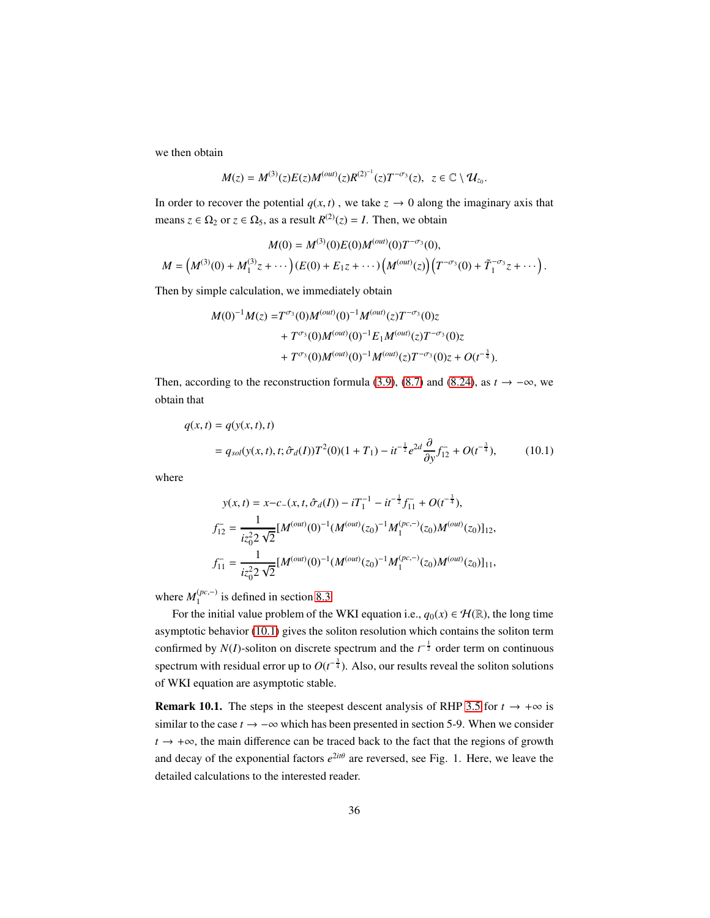we then obtain

$$M(z) = M^{(3)}(z)E(z)M^{(out)}(z)R^{(2)^{-1}}(z)T^{-\sigma_3}(z), \quad z \in \mathbb{C} \setminus \mathcal{U}_{z_0}.$$

In order to recover the potential $q(x,t)$ , we take $z \to 0$ along the imaginary axis that means $z \in \Omega_2$ or $z \in \Omega_5$, as a result $R^{(2)}(z) = I$. Then, we obtain

$$M(0) = M^{(3)}(0)E(0)M^{(out)}(0)T^{-\sigma_3}(0),$$

$$M = \left(M^{(3)}(0) + M_1^{(3)}z + \cdots\right)(E(0) + E_1 z + \cdots)\left(M^{(out)}(z)\right)\left(T^{-\sigma_3}(0) + \tilde{T}_1^{-\sigma_3}z + \cdots\right).$$

Then by simple calculation, we immediately obtain

$$\begin{aligned}
M(0)^{-1}M(z) =& T^{\sigma_3}(0)M^{(out)}(0)^{-1}M^{(out)}(z)T^{-\sigma_3}(0)z \\
&+ T^{\sigma_3}(0)M^{(out)}(0)^{-1}E_1 M^{(out)}(z)T^{-\sigma_3}(0)z \\
&+ T^{\sigma_3}(0)M^{(out)}(0)^{-1}M^{(out)}(z)T^{-\sigma_3}(0)z + O(t^{-\frac{3}{4}}).
\end{aligned}$$

Then, according to the reconstruction formula (3.9), (8.7) and (8.24), as $t \to -\infty$, we obtain that

$$\begin{aligned}
q(x,t) &= q(y(x,t),t) \\
&= q_{sol}(y(x,t),t;\hat{\sigma}_d(I))T^2(0)(1+T_1) - it^{-\frac{1}{2}}e^{2d}\frac{\partial}{\partial y}f_{12}^{-} + O(t^{-\frac{3}{4}}),
\end{aligned} \tag{10.1}$$

where

$$\begin{aligned}
y(x,t) &= x - c_-(x,t,\hat{\sigma}_d(I)) - iT_1^{-1} - it^{-\frac{1}{2}}f_{11}^{-} + O(t^{-\frac{3}{4}}), \\
f_{12}^{-} &= \frac{1}{iz_0^2 2\sqrt{2}}[M^{(out)}(0)^{-1}(M^{(out)}(z_0)^{-1}M_1^{(pc,-)}(z_0)M^{(out)}(z_0)]_{12}, \\
f_{11}^{-} &= \frac{1}{iz_0^2 2\sqrt{2}}[M^{(out)}(0)^{-1}(M^{(out)}(z_0)^{-1}M_1^{(pc,-)}(z_0)M^{(out)}(z_0)]_{11},
\end{aligned}$$

where $M_1^{(pc,-)}$ is defined in section 8.3.

For the initial value problem of the WKI equation i.e., $q_0(x) \in \mathcal{H}(\mathbb{R})$, the long time asymptotic behavior (10.1) gives the soliton resolution which contains the soliton term confirmed by $N(I)$-soliton on discrete spectrum and the $t^{-\frac{1}{2}}$ order term on continuous spectrum with residual error up to $O(t^{-\frac{3}{4}})$. Also, our results reveal the soliton solutions of WKI equation are asymptotic stable.

**Remark 10.1.** The steps in the steepest descent analysis of RHP 3.5 for $t \to +\infty$ is similar to the case $t \to -\infty$ which has been presented in section 5-9. When we consider $t \to +\infty$, the main difference can be traced back to the fact that the regions of growth and decay of the exponential factors $e^{2it\theta}$ are reversed, see Fig. 1. Here, we leave the detailed calculations to the interested reader.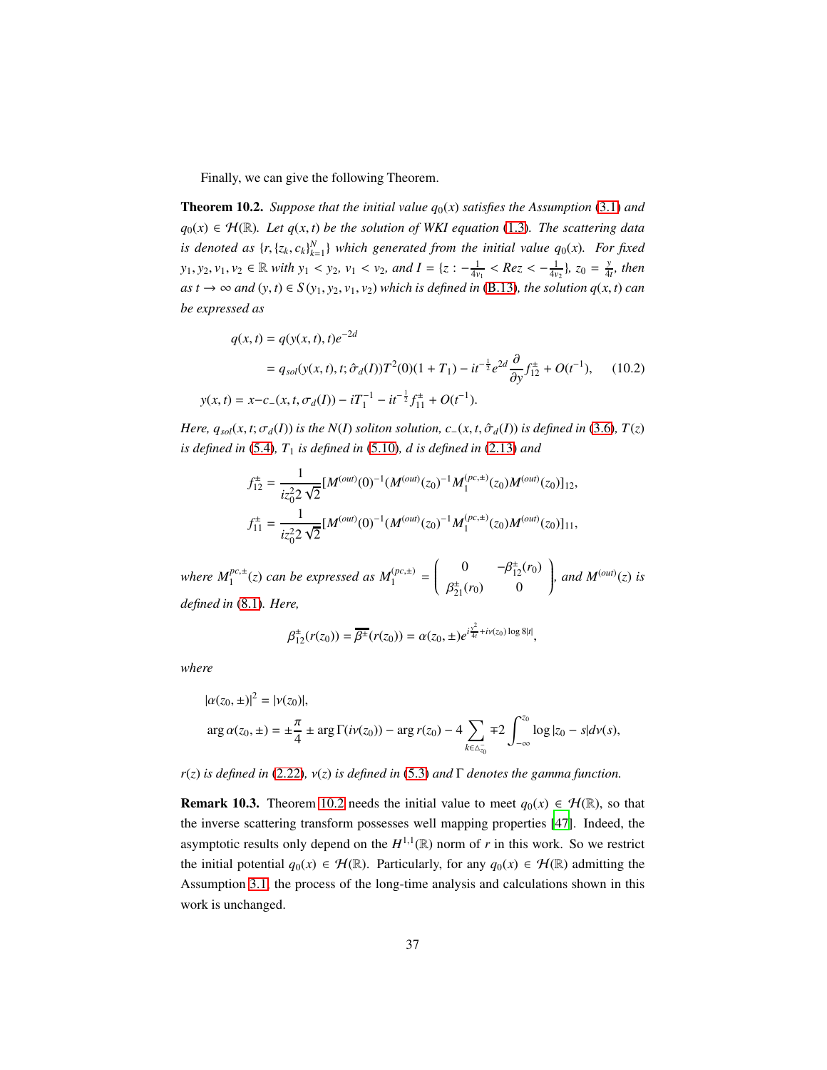Finally, we can give the following Theorem.

**Theorem 10.2.** *Suppose that the initial value $q_0(x)$ satisfies the Assumption (3.1) and $q_0(x) \in \mathcal{H}(\mathbb{R})$. Let $q(x,t)$ be the solution of WKI equation (1.3). The scattering data is denoted as $\{r, \{z_k, c_k\}_{k=1}^N\}$ which generated from the initial value $q_0(x)$. For fixed $y_1, y_2, v_1, v_2 \in \mathbb{R}$ with $y_1 < y_2$, $v_1 < v_2$, and $I = \{z : -\frac{1}{4v_1} < Rez < -\frac{1}{4v_2}\}$, $z_0 = \frac{y}{4t}$, then as $t \to \infty$ and $(y,t) \in S(y_1, y_2, v_1, v_2)$ which is defined in (B.13), the solution $q(x,t)$ can be expressed as*

$$
\begin{aligned}
q(x,t) &= q(y(x,t),t)e^{-2d} \\
&= q_{sol}(y(x,t),t;\hat{\sigma}_d(I))T^2(0)(1+T_1) - it^{-\frac{1}{2}}e^{2d}\frac{\partial}{\partial y}f_{12}^{\pm} + O(t^{-1}), \qquad (10.2) \\
y(x,t) &= x - c_-(x,t,\sigma_d(I)) - iT_1^{-1} - it^{-\frac{1}{2}}f_{11}^{\pm} + O(t^{-1}).
\end{aligned}
$$

*Here, $q_{sol}(x,t;\sigma_d(I))$ is the $N(I)$ soliton solution, $c_-(x,t,\hat{\sigma}_d(I))$ is defined in (3.6), $T(z)$ is defined in (5.4), $T_1$ is defined in (5.10), $d$ is defined in (2.13) and*

$$
f_{12}^{\pm} = \frac{1}{iz_0^2 2\sqrt{2}}[M^{(out)}(0)^{-1}(M^{(out)}(z_0)^{-1}M_1^{(pc,\pm)}(z_0)M^{(out)}(z_0)]_{12},
$$

$$
f_{11}^{\pm} = \frac{1}{iz_0^2 2\sqrt{2}}[M^{(out)}(0)^{-1}(M^{(out)}(z_0)^{-1}M_1^{(pc,\pm)}(z_0)M^{(out)}(z_0)]_{11},
$$

*where $M_1^{pc,\pm}(z)$ can be expressed as $M_1^{(pc,\pm)} = \begin{pmatrix} 0 & -\beta_{12}^{\pm}(r_0) \\ \beta_{21}^{\pm}(r_0) & 0 \end{pmatrix}$, and $M^{(out)}(z)$ is defined in (8.1). Here,*

$$
\beta_{12}^{\pm}(r(z_0)) = \overline{\beta^{\pm}}(r(z_0)) = \alpha(z_0, \pm)e^{i\frac{y^2}{4t} + i\nu(z_0)\log 8|t|},
$$

*where*

$$
\begin{aligned}
&|\alpha(z_0, \pm)|^2 = |\nu(z_0)|, \\
&\arg \alpha(z_0, \pm) = \pm\frac{\pi}{4} \pm \arg \Gamma(i\nu(z_0)) - \arg r(z_0) - 4\sum_{k \in \triangle_{z_0}^-} \mp 2\int_{-\infty}^{z_0} \log|z_0 - s|d\nu(s),
\end{aligned}
$$

*$r(z)$ is defined in (2.22), $\nu(z)$ is defined in (5.3) and $\Gamma$ denotes the gamma function.*

**Remark 10.3.** Theorem 10.2 needs the initial value to meet $q_0(x) \in \mathcal{H}(\mathbb{R})$, so that the inverse scattering transform possesses well mapping properties [47]. Indeed, the asymptotic results only depend on the $H^{1,1}(\mathbb{R})$ norm of $r$ in this work. So we restrict the initial potential $q_0(x) \in \mathcal{H}(\mathbb{R})$. Particularly, for any $q_0(x) \in \mathcal{H}(\mathbb{R})$ admitting the Assumption 3.1, the process of the long-time analysis and calculations shown in this work is unchanged.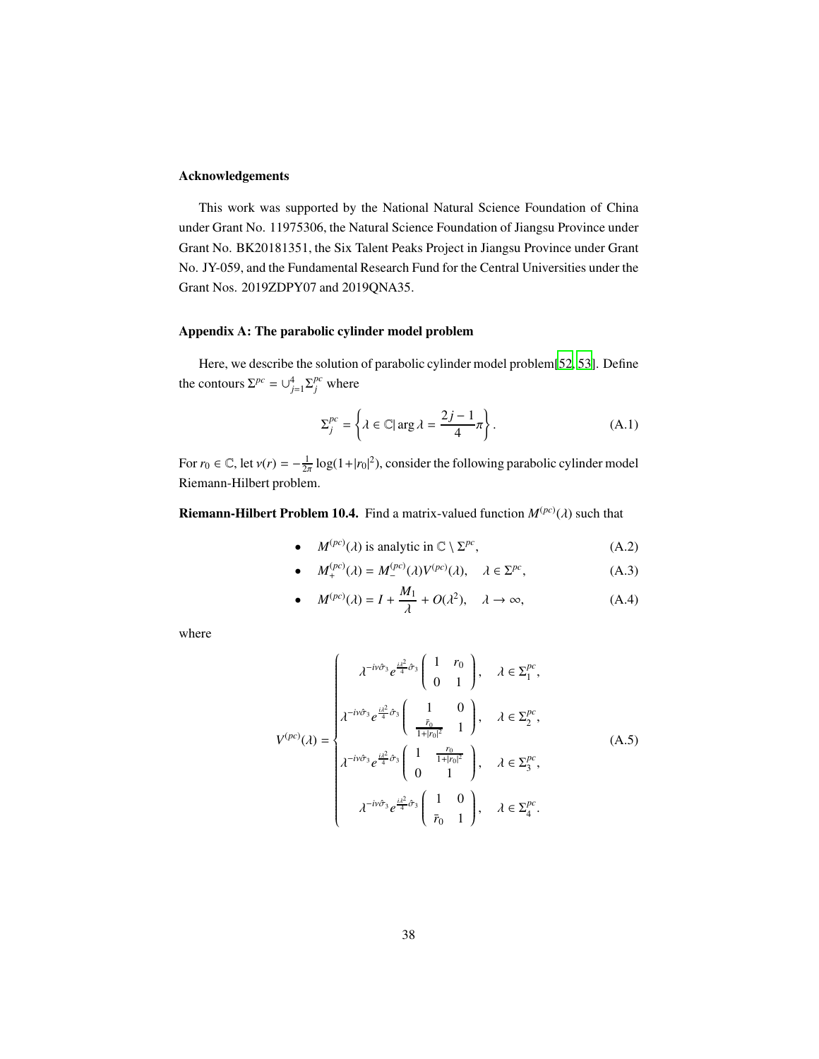**Acknowledgements**

This work was supported by the National Natural Science Foundation of China under Grant No. 11975306, the Natural Science Foundation of Jiangsu Province under Grant No. BK20181351, the Six Talent Peaks Project in Jiangsu Province under Grant No. JY-059, and the Fundamental Research Fund for the Central Universities under the Grant Nos. 2019ZDPY07 and 2019QNA35.

**Appendix A: The parabolic cylinder model problem**

Here, we describe the solution of parabolic cylinder model problem[52, 53]. Define the contours $\Sigma^{pc} = \cup_{j=1}^{4} \Sigma_j^{pc}$ where

$$\Sigma_j^{pc} = \left\{ \lambda \in \mathbb{C} | \arg \lambda = \frac{2j-1}{4}\pi \right\}. \tag{A.1}$$

For $r_0 \in \mathbb{C}$, let $\nu(r) = -\frac{1}{2\pi} \log(1+|r_0|^2)$, consider the following parabolic cylinder model Riemann-Hilbert problem.

**Riemann-Hilbert Problem 10.4.** Find a matrix-valued function $M^{(pc)}(\lambda)$ such that

- $M^{(pc)}(\lambda)$ is analytic in $\mathbb{C} \setminus \Sigma^{pc}$, (A.2)
- $M_+^{(pc)}(\lambda) = M_-^{(pc)}(\lambda) V^{(pc)}(\lambda), \quad \lambda \in \Sigma^{pc}$, (A.3)
- $M^{(pc)}(\lambda) = I + \frac{M_1}{\lambda} + O(\lambda^2), \quad \lambda \to \infty$, (A.4)

where

$$V^{(pc)}(\lambda) = \begin{cases} \lambda^{-i\nu\hat{\sigma}_3} e^{\frac{i\lambda^2}{4}\hat{\sigma}_3} \begin{pmatrix} 1 & r_0 \\ 0 & 1 \end{pmatrix}, & \lambda \in \Sigma_1^{pc}, \\ \lambda^{-i\nu\hat{\sigma}_3} e^{\frac{i\lambda^2}{4}\hat{\sigma}_3} \begin{pmatrix} 1 & 0 \\ \frac{\bar{r}_0}{1+|r_0|^2} & 1 \end{pmatrix}, & \lambda \in \Sigma_2^{pc}, \\ \lambda^{-i\nu\hat{\sigma}_3} e^{\frac{i\lambda^2}{4}\hat{\sigma}_3} \begin{pmatrix} 1 & \frac{r_0}{1+|r_0|^2} \\ 0 & 1 \end{pmatrix}, & \lambda \in \Sigma_3^{pc}, \\ \lambda^{-i\nu\hat{\sigma}_3} e^{\frac{i\lambda^2}{4}\hat{\sigma}_3} \begin{pmatrix} 1 & 0 \\ \bar{r}_0 & 1 \end{pmatrix}, & \lambda \in \Sigma_4^{pc}. \end{cases} \tag{A.5}$$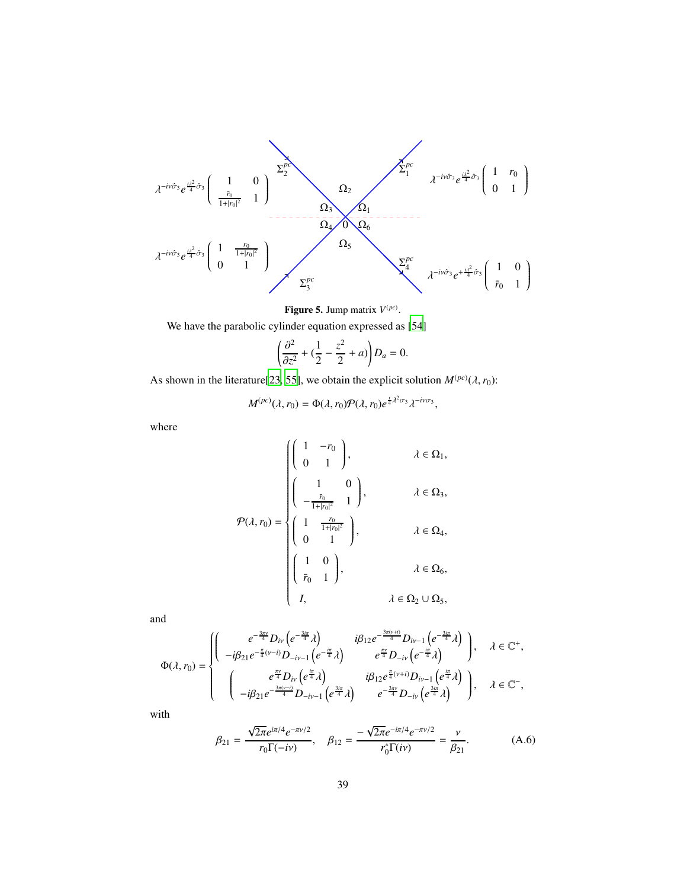$$\lambda^{-i\nu\hat{\sigma}_3}e^{\frac{i\lambda^2}{4}\hat{\sigma}_3}\begin{pmatrix} 1 & 0 \\ \frac{\bar{r}_0}{1+|r_0|^2} & 1 \end{pmatrix} \quad \Sigma_2^{pc} \qquad \Sigma_1^{pc} \quad \lambda^{-i\nu\hat{\sigma}_3}e^{\frac{i\lambda^2}{4}\hat{\sigma}_3}\begin{pmatrix} 1 & r_0 \\ 0 & 1 \end{pmatrix}$$

$$\lambda^{-i\nu\hat{\sigma}_3}e^{\frac{i\lambda^2}{4}\hat{\sigma}_3}\begin{pmatrix} 1 & \frac{r_0}{1+|r_0|^2} \\ 0 & 1 \end{pmatrix} \quad \Sigma_3^{pc} \qquad \Sigma_4^{pc} \quad \lambda^{-i\nu\hat{\sigma}_3}e^{+\frac{i\lambda^2}{4}\hat{\sigma}_3}\begin{pmatrix} 1 & 0 \\ \bar{r}_0 & 1 \end{pmatrix}$$

**Figure 5.** Jump matrix $V^{(pc)}$.

We have the parabolic cylinder equation expressed as [54]

$$\left(\frac{\partial^2}{\partial z^2} + (\frac{1}{2} - \frac{z^2}{2} + a)\right)D_a = 0.$$

As shown in the literature[23, 55], we obtain the explicit solution $M^{(pc)}(\lambda, r_0)$:

$$M^{(pc)}(\lambda, r_0) = \Phi(\lambda, r_0)\mathcal{P}(\lambda, r_0)e^{\frac{i}{4}\lambda^2\sigma_3}\lambda^{-i\nu\sigma_3},$$

where

$$\mathcal{P}(\lambda, r_0) = \begin{cases} \begin{pmatrix} 1 & -r_0 \\ 0 & 1 \end{pmatrix}, & \lambda \in \Omega_1, \\ \begin{pmatrix} 1 & 0 \\ -\frac{\bar{r}_0}{1+|r_0|^2} & 1 \end{pmatrix}, & \lambda \in \Omega_3, \\ \begin{pmatrix} 1 & \frac{r_0}{1+|r_0|^2} \\ 0 & 1 \end{pmatrix}, & \lambda \in \Omega_4, \\ \begin{pmatrix} 1 & 0 \\ \bar{r}_0 & 1 \end{pmatrix}, & \lambda \in \Omega_6, \\ I, & \lambda \in \Omega_2 \cup \Omega_5, \end{cases}$$

and

$$\Phi(\lambda, r_0) = \begin{cases} \begin{pmatrix} e^{-\frac{3\pi\nu}{4}}D_{i\nu}\left(e^{-\frac{3i\pi}{4}}\lambda\right) & i\beta_{12}e^{-\frac{3\pi(\nu+i)}{4}}D_{i\nu-1}\left(e^{-\frac{3i\pi}{4}}\lambda\right) \\ -i\beta_{21}e^{-\frac{\pi}{4}(\nu-i)}D_{-i\nu-1}\left(e^{-\frac{i\pi}{4}}\lambda\right) & e^{\frac{\pi\nu}{4}}D_{-i\nu}\left(e^{-\frac{i\pi}{4}}\lambda\right) \end{pmatrix}, & \lambda \in \mathbb{C}^+, \\ \begin{pmatrix} e^{\frac{\pi\nu}{4}}D_{i\nu}\left(e^{\frac{i\pi}{4}}\lambda\right) & i\beta_{12}e^{\frac{\pi}{4}(\nu+i)}D_{i\nu-1}\left(e^{\frac{i\pi}{4}}\lambda\right) \\ -i\beta_{21}e^{-\frac{3\pi(\nu-i)}{4}}D_{-i\nu-1}\left(e^{\frac{3i\pi}{4}}\lambda\right) & e^{-\frac{3\pi\nu}{4}}D_{-i\nu}\left(e^{\frac{3i\pi}{4}}\lambda\right) \end{pmatrix}, & \lambda \in \mathbb{C}^-, \end{cases}$$

with

$$\beta_{21} = \frac{\sqrt{2\pi}e^{i\pi/4}e^{-\pi\nu/2}}{r_0\Gamma(-i\nu)}, \quad \beta_{12} = \frac{-\sqrt{2\pi}e^{-i\pi/4}e^{-\pi\nu/2}}{r_0^*\Gamma(i\nu)} = \frac{\nu}{\beta_{21}}. \tag{A.6}$$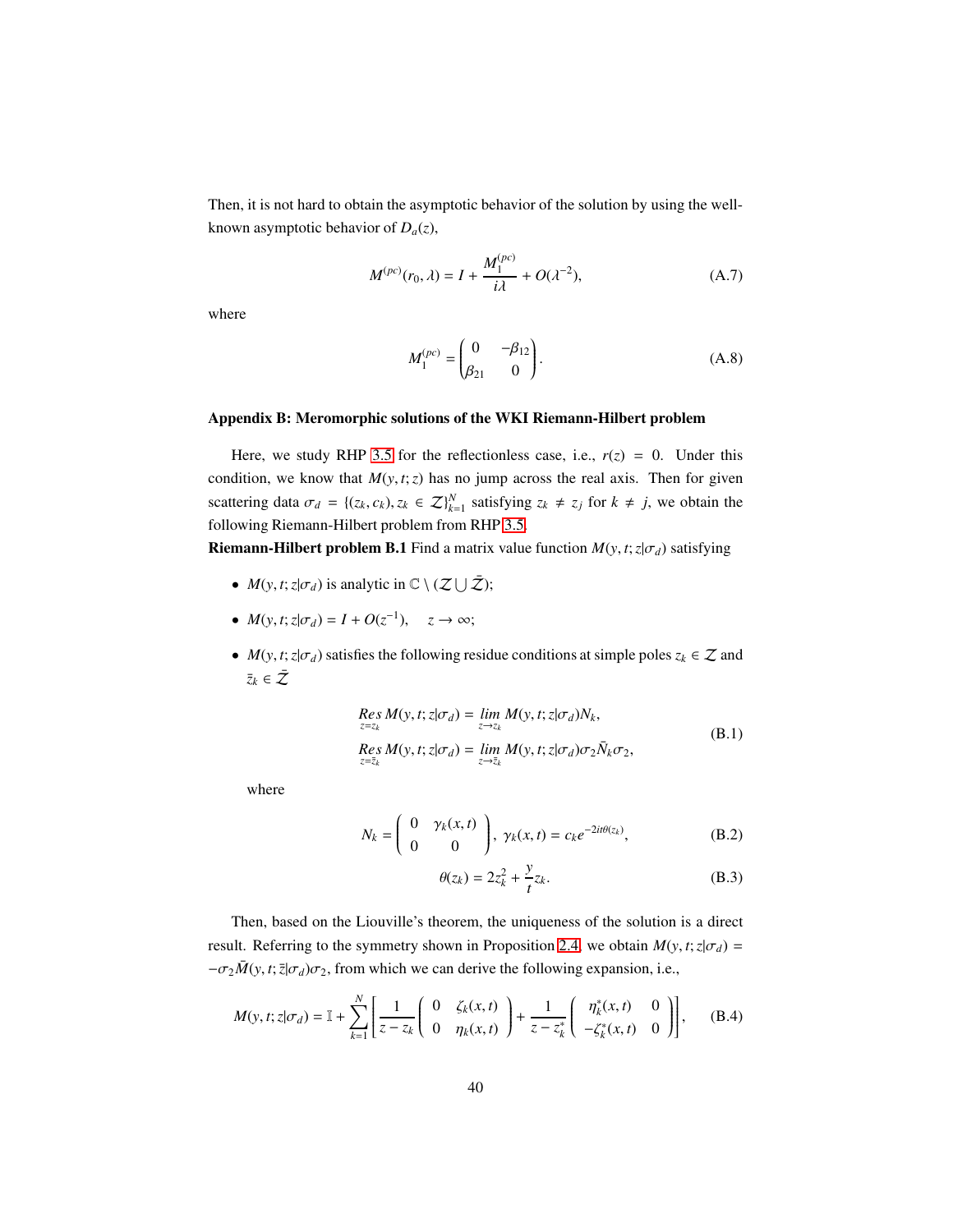Then, it is not hard to obtain the asymptotic behavior of the solution by using the well-known asymptotic behavior of $D_a(z)$,

$$M^{(pc)}(r_0, \lambda) = I + \frac{M_1^{(pc)}}{i\lambda} + O(\lambda^{-2}), \tag{A.7}$$

where

$$M_1^{(pc)} = \begin{pmatrix} 0 & -\beta_{12} \\ \beta_{21} & 0 \end{pmatrix}. \tag{A.8}$$

**Appendix B: Meromorphic solutions of the WKI Riemann-Hilbert problem**

Here, we study RHP 3.5 for the reflectionless case, i.e., $r(z) = 0$. Under this condition, we know that $M(y, t; z)$ has no jump across the real axis. Then for given scattering data $\sigma_d = \{(z_k, c_k), z_k \in \mathcal{Z}\}_{k=1}^N$ satisfying $z_k \neq z_j$ for $k \neq j$, we obtain the following Riemann-Hilbert problem from RHP 3.5.

**Riemann-Hilbert problem B.1** Find a matrix value function $M(y, t; z|\sigma_d)$ satisfying

- $M(y, t; z|\sigma_d)$ is analytic in $\mathbb{C} \setminus (\mathcal{Z} \bigcup \bar{\mathcal{Z}})$;
- $M(y, t; z|\sigma_d) = I + O(z^{-1}), \quad z \to \infty$;
- $M(y, t; z|\sigma_d)$ satisfies the following residue conditions at simple poles $z_k \in \mathcal{Z}$ and $\bar{z}_k \in \bar{\mathcal{Z}}$

$$\begin{aligned} &\underset{z=z_k}{Res}\, M(y, t; z|\sigma_d) = \lim_{z \to z_k} M(y, t; z|\sigma_d) N_k, \\ &\underset{z=\bar{z}_k}{Res}\, M(y, t; z|\sigma_d) = \lim_{z \to \bar{z}_k} M(y, t; z|\sigma_d) \sigma_2 \bar{N}_k \sigma_2, \end{aligned} \tag{B.1}$$

where

$$N_k = \begin{pmatrix} 0 & \gamma_k(x, t) \\ 0 & 0 \end{pmatrix}, \ \gamma_k(x, t) = c_k e^{-2it\theta(z_k)}, \tag{B.2}$$

$$\theta(z_k) = 2z_k^2 + \frac{y}{t} z_k. \tag{B.3}$$

Then, based on the Liouville's theorem, the uniqueness of the solution is a direct result. Referring to the symmetry shown in Proposition 2.4, we obtain $M(y, t; z|\sigma_d) = -\sigma_2 \bar{M}(y, t; \bar{z}|\sigma_d)\sigma_2$, from which we can derive the following expansion, i.e.,

$$M(y, t; z|\sigma_d) = \mathbb{I} + \sum_{k=1}^{N} \left[ \frac{1}{z - z_k} \begin{pmatrix} 0 & \zeta_k(x, t) \\ 0 & \eta_k(x, t) \end{pmatrix} + \frac{1}{z - z_k^*} \begin{pmatrix} \eta_k^*(x, t) & 0 \\ -\zeta_k^*(x, t) & 0 \end{pmatrix} \right], \tag{B.4}$$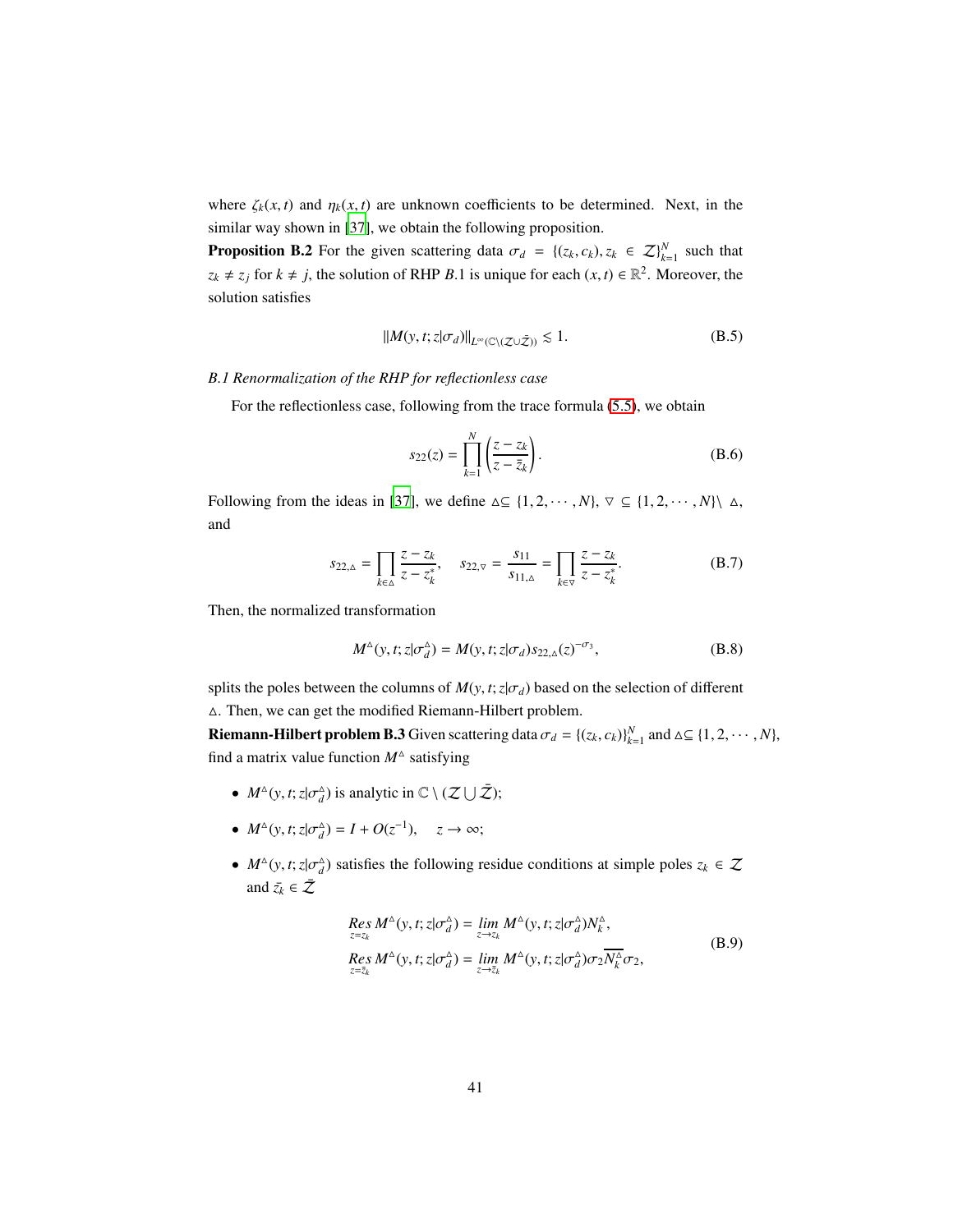where $\zeta_k(x,t)$ and $\eta_k(x,t)$ are unknown coefficients to be determined. Next, in the similar way shown in [37], we obtain the following proposition.

**Proposition B.2** For the given scattering data $\sigma_d = \{(z_k, c_k), z_k \in \mathcal{Z}\}_{k=1}^{N}$ such that $z_k \neq z_j$ for $k \neq j$, the solution of RHP $B.1$ is unique for each $(x,t) \in \mathbb{R}^2$. Moreover, the solution satisfies

$$\|M(y,t;z|\sigma_d)\|_{L^\infty(\mathbb{C}\setminus(\mathcal{Z}\cup\bar{\mathcal{Z}}))} \lesssim 1. \tag{B.5}$$

*B.1 Renormalization of the RHP for reflectionless case*

For the reflectionless case, following from the trace formula (5.5), we obtain

$$s_{22}(z) = \prod_{k=1}^{N}\left(\frac{z-z_k}{z-\bar{z}_k}\right). \tag{B.6}$$

Following from the ideas in [37], we define $\vartriangle \subseteq \{1,2,\cdots,N\}$, $\triangledown \subseteq \{1,2,\cdots,N\}\setminus \vartriangle$, and

$$s_{22,\vartriangle} = \prod_{k\in\vartriangle}\frac{z-z_k}{z-z_k^*}, \quad s_{22,\triangledown} = \frac{s_{11}}{s_{11,\vartriangle}} = \prod_{k\in\triangledown}\frac{z-z_k}{z-z_k^*}. \tag{B.7}$$

Then, the normalized transformation

$$M^{\vartriangle}(y,t;z|\sigma_d^{\vartriangle}) = M(y,t;z|\sigma_d)s_{22,\vartriangle}(z)^{-\sigma_3}, \tag{B.8}$$

splits the poles between the columns of $M(y,t;z|\sigma_d)$ based on the selection of different $\vartriangle$. Then, we can get the modified Riemann-Hilbert problem.

**Riemann-Hilbert problem B.3** Given scattering data $\sigma_d = \{(z_k, c_k)\}_{k=1}^{N}$ and $\vartriangle \subseteq \{1,2,\cdots,N\}$, find a matrix value function $M^{\vartriangle}$ satisfying

- $M^{\vartriangle}(y,t;z|\sigma_d^{\vartriangle})$ is analytic in $\mathbb{C}\setminus(\mathcal{Z}\bigcup\bar{\mathcal{Z}})$;
- $M^{\vartriangle}(y,t;z|\sigma_d^{\vartriangle}) = I + O(z^{-1}), \quad z \to \infty$;
- $M^{\vartriangle}(y,t;z|\sigma_d^{\vartriangle})$ satisfies the following residue conditions at simple poles $z_k \in \mathcal{Z}$ and $\bar{z}_k \in \bar{\mathcal{Z}}$

$$\begin{aligned}
&\mathop{Res}_{z=z_k} M^{\vartriangle}(y,t;z|\sigma_d^{\vartriangle}) = \lim_{z\to z_k} M^{\vartriangle}(y,t;z|\sigma_d^{\vartriangle})N_k^{\vartriangle},\\
&\mathop{Res}_{z=\bar{z}_k} M^{\vartriangle}(y,t;z|\sigma_d^{\vartriangle}) = \lim_{z\to \bar{z}_k} M^{\vartriangle}(y,t;z|\sigma_d^{\vartriangle})\sigma_2\overline{N_k^{\vartriangle}}\sigma_2,
\end{aligned} \tag{B.9}$$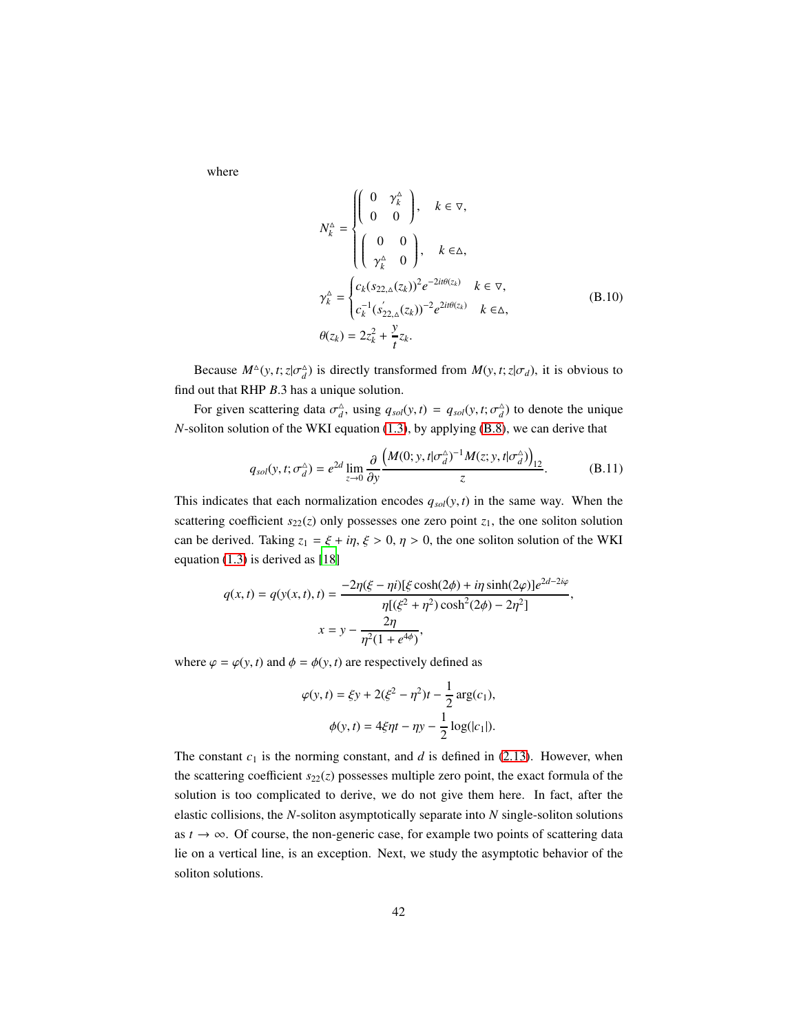where

$$
N_k^{\triangle} = \begin{cases} \begin{pmatrix} 0 & \gamma_k^{\triangle} \\ 0 & 0 \end{pmatrix}, & k \in \nabla, \\ \begin{pmatrix} 0 & 0 \\ \gamma_k^{\triangle} & 0 \end{pmatrix}, & k \in \Delta, \end{cases}
$$

$$
\gamma_k^{\triangle} = \begin{cases} c_k (s_{22,\triangle}(z_k))^2 e^{-2it\theta(z_k)} & k \in \nabla, \\ c_k^{-1} (s_{22,\triangle}'(z_k))^{-2} e^{2it\theta(z_k)} & k \in \Delta, \end{cases} \tag{B.10}
$$

$$
\theta(z_k) = 2z_k^2 + \frac{y}{t} z_k.
$$

Because $M^{\triangle}(y,t;z|\sigma_d^{\triangle})$ is directly transformed from $M(y,t;z|\sigma_d)$, it is obvious to find out that RHP $B.3$ has a unique solution.

For given scattering data $\sigma_d^{\triangle}$, using $q_{sol}(y,t) = q_{sol}(y,t;\sigma_d^{\triangle})$ to denote the unique $N$-soliton solution of the WKI equation (1.3), by applying (B.8), we can derive that

$$
q_{sol}(y,t;\sigma_d^{\triangle}) = e^{2d} \lim_{z \to 0} \frac{\partial}{\partial y} \frac{\left( M(0;y,t|\sigma_d^{\triangle})^{-1} M(z;y,t|\sigma_d^{\triangle}) \right)_{12}}{z}. \tag{B.11}
$$

This indicates that each normalization encodes $q_{sol}(y,t)$ in the same way. When the scattering coefficient $s_{22}(z)$ only possesses one zero point $z_1$, the one soliton solution can be derived. Taking $z_1 = \xi + i\eta$, $\xi > 0$, $\eta > 0$, the one soliton solution of the WKI equation (1.3) is derived as [18]

$$
q(x,t) = q(y(x,t),t) = \frac{-2\eta(\xi - \eta i)[\xi \cosh(2\phi) + i\eta \sinh(2\varphi)] e^{2d-2i\varphi}}{\eta[(\xi^2 + \eta^2)\cosh^2(2\phi) - 2\eta^2]},
$$

$$
x = y - \frac{2\eta}{\eta^2(1 + e^{4\phi})},
$$

where $\varphi = \varphi(y,t)$ and $\phi = \phi(y,t)$ are respectively defined as

$$
\varphi(y,t) = \xi y + 2(\xi^2 - \eta^2)t - \frac{1}{2}\arg(c_1),
$$

$$
\phi(y,t) = 4\xi\eta t - \eta y - \frac{1}{2}\log(|c_1|).
$$

The constant $c_1$ is the norming constant, and $d$ is defined in (2.13). However, when the scattering coefficient $s_{22}(z)$ possesses multiple zero point, the exact formula of the solution is too complicated to derive, we do not give them here. In fact, after the elastic collisions, the $N$-soliton asymptotically separate into $N$ single-soliton solutions as $t \to \infty$. Of course, the non-generic case, for example two points of scattering data lie on a vertical line, is an exception. Next, we study the asymptotic behavior of the soliton solutions.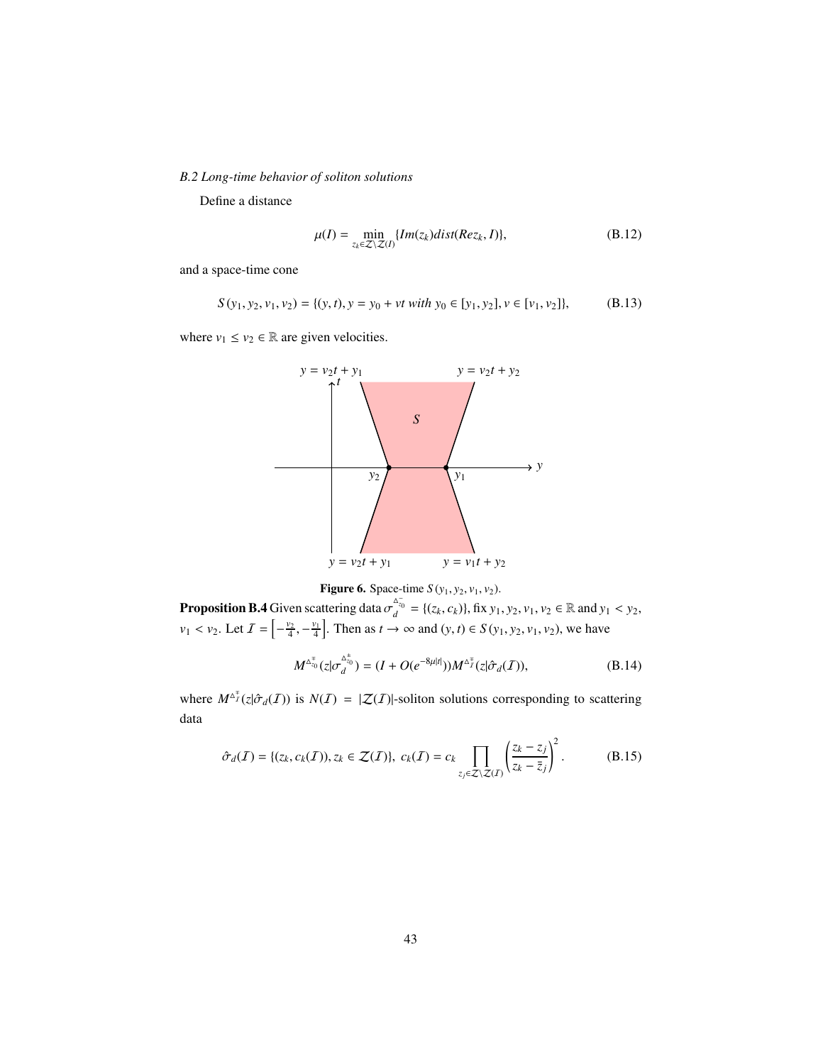*B.2 Long-time behavior of soliton solutions*

Define a distance

$$\mu(I) = \min_{z_k \in \mathcal{Z} \setminus \mathcal{Z}(I)} \{Im(z_k) dist(Rez_k, I)\}, \tag{B.12}$$

and a space-time cone

$$S(y_1, y_2, v_1, v_2) = \{(y, t), y = y_0 + vt \text{ with } y_0 \in [y_1, y_2], v \in [v_1, v_2]\}, \tag{B.13}$$

where $v_1 \leq v_2 \in \mathbb{R}$ are given velocities.

**Figure 6.** Space-time $S(y_1, y_2, v_1, v_2)$.

**Proposition B.4** Given scattering data $\sigma_d^{\Delta_{z_0}^-} = \{(z_k, c_k)\}$, fix $y_1, y_2, v_1, v_2 \in \mathbb{R}$ and $y_1 < y_2$, $v_1 < v_2$. Let $\mathcal{I} = \left[-\frac{v_2}{4}, -\frac{v_1}{4}\right]$. Then as $t \to \infty$ and $(y, t) \in S(y_1, y_2, v_1, v_2)$, we have

$$M^{\Delta_{z_0}^{\mp}}(z|\sigma_d^{\Delta_{z_0}^{\pm}}) = (I + O(e^{-8\mu|t|}))M^{\Delta_{\mathcal{I}}^{\mp}}(z|\hat{\sigma}_d(\mathcal{I})), \tag{B.14}$$

where $M^{\Delta_{\mathcal{I}}^{\mp}}(z|\hat{\sigma}_d(\mathcal{I}))$ is $N(\mathcal{I}) = |\mathcal{Z}(\mathcal{I})|$-soliton solutions corresponding to scattering data

$$\hat{\sigma}_d(\mathcal{I}) = \{(z_k, c_k(\mathcal{I})), z_k \in \mathcal{Z}(\mathcal{I})\}, \; c_k(\mathcal{I}) = c_k \prod_{z_j \in \mathcal{Z} \setminus \mathcal{Z}(\mathcal{I})} \left(\frac{z_k - z_j}{z_k - \bar{z}_j}\right)^2. \tag{B.15}$$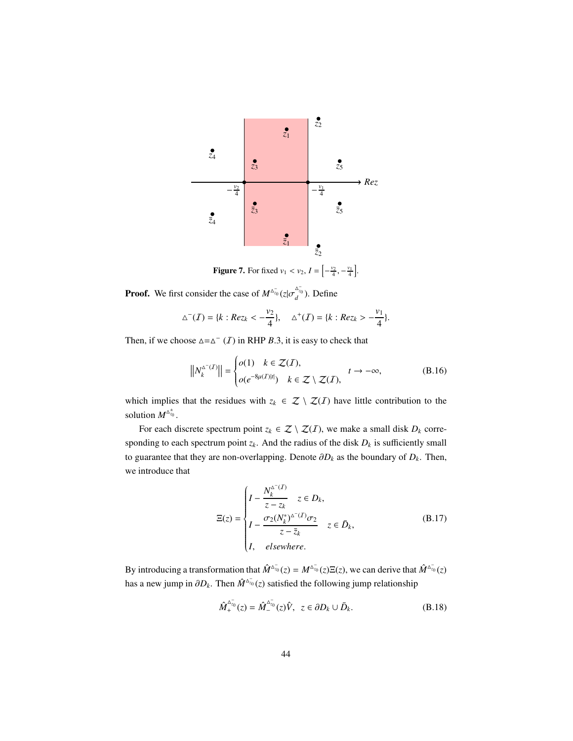**Figure 7.** For fixed $v_1 < v_2$, $\mathcal{I} = \left[-\frac{v_2}{4}, -\frac{v_1}{4}\right]$.

**Proof.** We first consider the case of $M^{\triangle^-_{z_0}}(z|\sigma_d^{\triangle^-_{z_0}})$. Define

$$\triangle^-(\mathcal{I}) = \{k : Rez_k < -\frac{v_2}{4}\}, \quad \triangle^+(\mathcal{I}) = \{k : Rez_k > -\frac{v_1}{4}\}.$$

Then, if we choose $\triangle = \triangle^-(\mathcal{I})$ in RHP $B.3$, it is easy to check that

$$\left\| N_k^{\triangle^-(\mathcal{I})} \right\| = \begin{cases} o(1) & k \in \mathcal{Z}(\mathcal{I}), \\ o(e^{-8\mu(\mathcal{I})|t|}) & k \in \mathcal{Z} \setminus \mathcal{Z}(\mathcal{I}), \end{cases} \quad t \to -\infty, \tag{B.16}$$

which implies that the residues with $z_k \in \mathcal{Z} \setminus \mathcal{Z}(\mathcal{I})$ have little contribution to the solution $M^{\triangle^\pm_{z_0}}$.

For each discrete spectrum point $z_k \in \mathcal{Z} \setminus \mathcal{Z}(\mathcal{I})$, we make a small disk $D_k$ corresponding to each spectrum point $z_k$. And the radius of the disk $D_k$ is sufficiently small to guarantee that they are non-overlapping. Denote $\partial D_k$ as the boundary of $D_k$. Then, we introduce that

$$\Xi(z) = \begin{cases} I - \dfrac{N_k^{\triangle^-(\mathcal{I})}}{z - z_k} & z \in D_k, \\ I - \dfrac{\sigma_2 (N_k^*)^{\triangle^-(\mathcal{I})} \sigma_2}{z - \bar{z}_k} & z \in \bar{D}_k, \\ I, \quad elsewhere. \end{cases} \tag{B.17}$$

By introducing a transformation that $\hat{M}^{\triangle^-_{z_0}}(z) = M^{\triangle^-_{z_0}}(z)\Xi(z)$, we can derive that $\hat{M}^{\triangle^-_{z_0}}(z)$ has a new jump in $\partial D_k$. Then $\hat{M}^{\triangle^-_{z_0}}(z)$ satisfied the following jump relationship

$$\hat{M}_+^{\triangle^-_{z_0}}(z) = \hat{M}_-^{\triangle^-_{z_0}}(z)\hat{V}, \quad z \in \partial D_k \cup \bar{D}_k. \tag{B.18}$$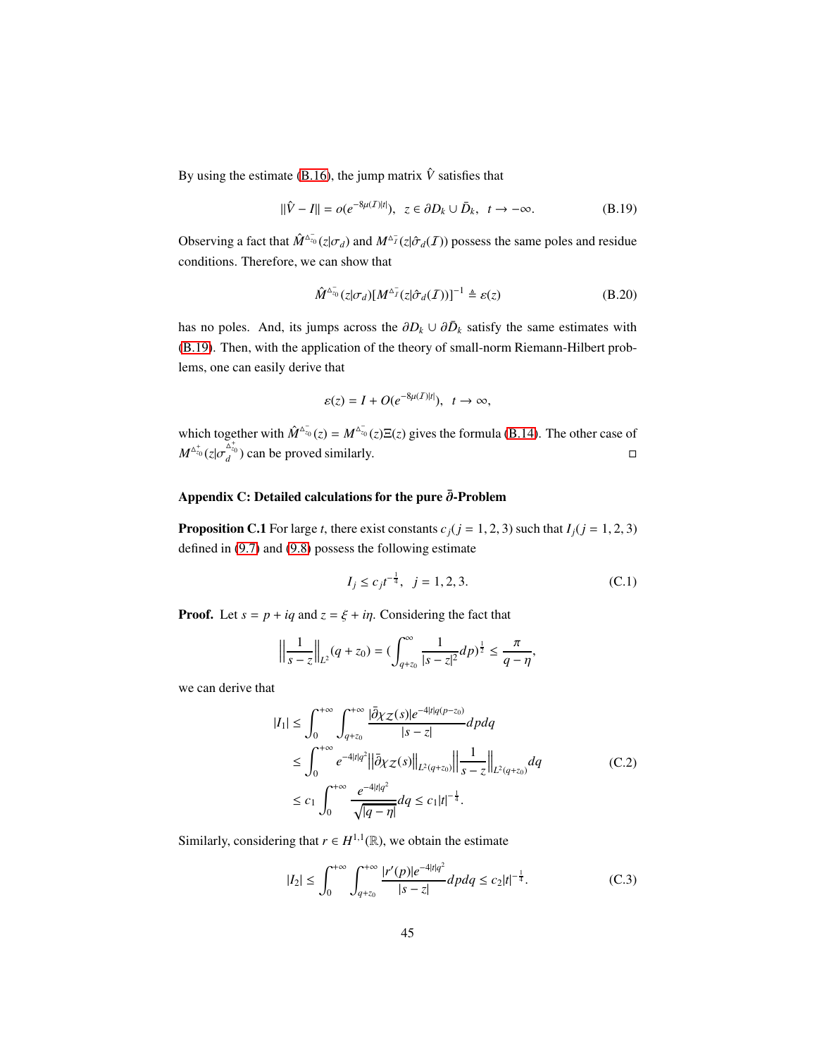By using the estimate (B.16), the jump matrix $\hat{V}$ satisfies that

$$\|\hat{V} - I\| = o(e^{-8\mu(\mathcal{I})|t|}), \quad z \in \partial D_k \cup \bar{D}_k, \quad t \to -\infty. \tag{B.19}$$

Observing a fact that $\hat{M}^{\Delta_{z_0}^-}(z|\sigma_d)$ and $M^{\Delta_{\mathcal{I}}^-}(z|\hat{\sigma}_d(\mathcal{I}))$ possess the same poles and residue conditions. Therefore, we can show that

$$\hat{M}^{\Delta_{z_0}^-}(z|\sigma_d)[M^{\Delta_{\mathcal{I}}^-}(z|\hat{\sigma}_d(\mathcal{I}))]^{-1} \triangleq \varepsilon(z) \tag{B.20}$$

has no poles. And, its jumps across the $\partial D_k \cup \partial \bar{D}_k$ satisfy the same estimates with (B.19). Then, with the application of the theory of small-norm Riemann-Hilbert problems, one can easily derive that

$$\varepsilon(z) = I + O(e^{-8\mu(\mathcal{I})|t|}), \quad t \to \infty,$$

which together with $\hat{M}^{\Delta_{z_0}^-}(z) = M^{\Delta_{z_0}^-}(z)\Xi(z)$ gives the formula (B.14). The other case of $M^{\Delta_{z_0}^+}(z|\sigma_d^{\Delta_{z_0}^+})$ can be proved similarly. □

## Appendix C: Detailed calculations for the pure $\bar{\partial}$-Problem

**Proposition C.1** For large $t$, there exist constants $c_j (j = 1, 2, 3)$ such that $I_j (j = 1, 2, 3)$ defined in (9.7) and (9.8) possess the following estimate

$$I_j \leq c_j t^{-\frac{1}{4}}, \quad j = 1, 2, 3. \tag{C.1}$$

**Proof.** Let $s = p + iq$ and $z = \xi + i\eta$. Considering the fact that

$$\Big\|\frac{1}{s-z}\Big\|_{L^2}(q + z_0) = (\int_{q+z_0}^{\infty} \frac{1}{|s-z|^2} dp)^{\frac{1}{2}} \leq \frac{\pi}{q - \eta},$$

we can derive that

$$\begin{aligned}
|I_1| &\leq \int_0^{+\infty} \int_{q+z_0}^{+\infty} \frac{|\bar{\partial}\chi_{\mathcal{Z}}(s)| e^{-4|t|q(p-z_0)}}{|s-z|} dp dq \\
&\leq \int_0^{+\infty} e^{-4|t|q^2} \big\|\bar{\partial}\chi_{\mathcal{Z}}(s)\big\|_{L^2(q+z_0)} \Big\|\frac{1}{s-z}\Big\|_{L^2(q+z_0)} dq \\
&\leq c_1 \int_0^{+\infty} \frac{e^{-4|t|q^2}}{\sqrt{|q-\eta|}} dq \leq c_1 |t|^{-\frac{1}{4}}.
\end{aligned} \tag{C.2}$$

Similarly, considering that $r \in H^{1,1}(\mathbb{R})$, we obtain the estimate

$$|I_2| \leq \int_0^{+\infty} \int_{q+z_0}^{+\infty} \frac{|r'(p)| e^{-4|t|q^2}}{|s-z|} dp dq \leq c_2 |t|^{-\frac{1}{4}}. \tag{C.3}$$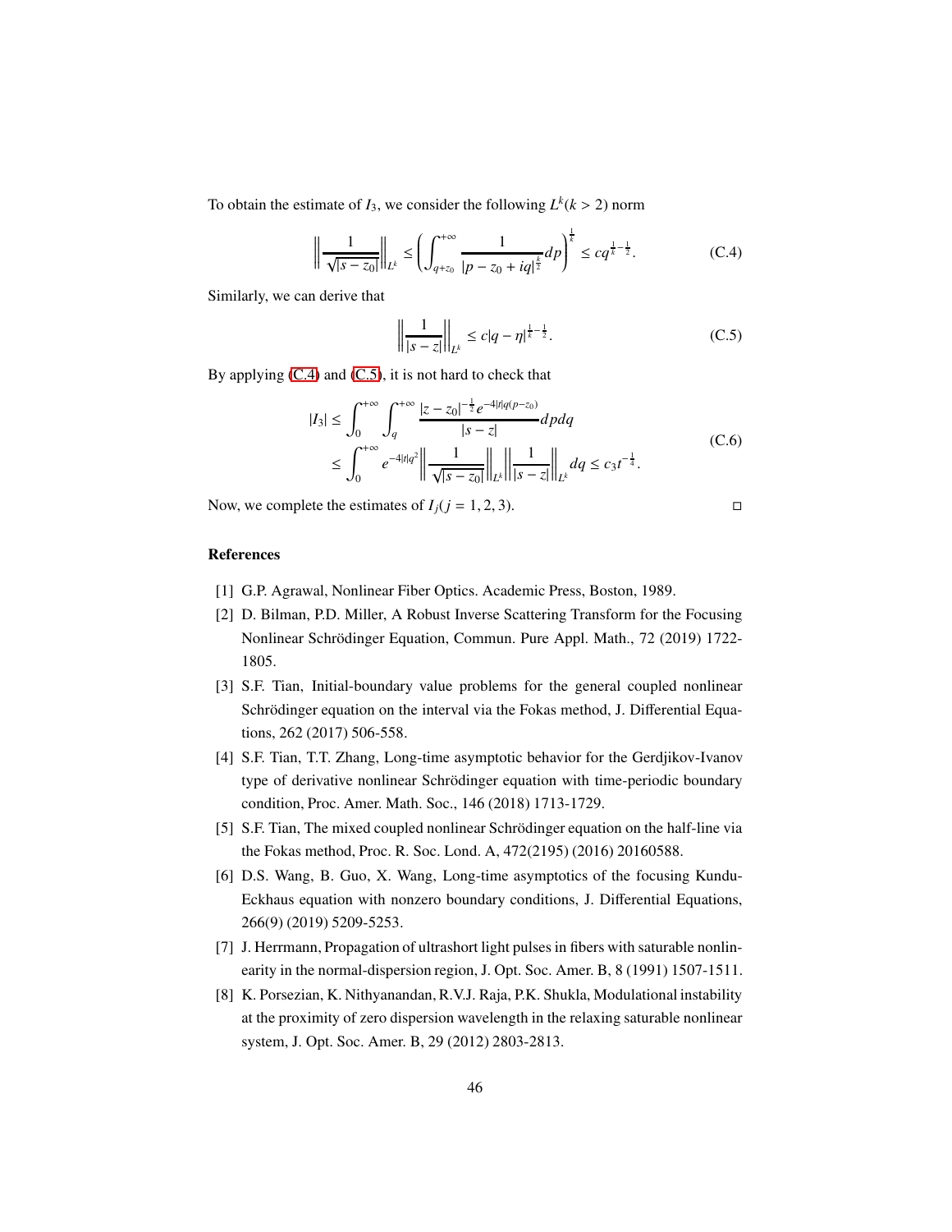To obtain the estimate of $I_3$, we consider the following $L^k (k>2)$ norm

$$\left\| \frac{1}{\sqrt{|s-z_0|}} \right\|_{L^k} \leq \left( \int_{q+z_0}^{+\infty} \frac{1}{|p-z_0+iq|^{\frac{k}{2}}} dp \right)^{\frac{1}{k}} \leq c q^{\frac{1}{k}-\frac{1}{2}}. \tag{C.4}$$

Similarly, we can derive that

$$\left\| \frac{1}{|s-z|} \right\|_{L^k} \leq c|q-\eta|^{\frac{1}{k}-\frac{1}{2}}. \tag{C.5}$$

By applying (C.4) and (C.5), it is not hard to check that

$$\begin{aligned} |I_3| &\leq \int_0^{+\infty} \int_q^{+\infty} \frac{|z-z_0|^{-\frac{1}{2}} e^{-4|t|q(p-z_0)}}{|s-z|} dp dq \\ &\leq \int_0^{+\infty} e^{-4|t|q^2} \left\| \frac{1}{\sqrt{|s-z_0|}} \right\|_{L^k} \left\| \frac{1}{|s-z|} \right\|_{L^k} dq \leq c_3 t^{-\frac{1}{4}}. \end{aligned} \tag{C.6}$$

Now, we complete the estimates of $I_j (j=1,2,3)$. □

## References

[1] G.P. Agrawal, Nonlinear Fiber Optics. Academic Press, Boston, 1989.

[2] D. Bilman, P.D. Miller, A Robust Inverse Scattering Transform for the Focusing Nonlinear Schrödinger Equation, Commun. Pure Appl. Math., 72 (2019) 1722-1805.

[3] S.F. Tian, Initial-boundary value problems for the general coupled nonlinear Schrödinger equation on the interval via the Fokas method, J. Differential Equations, 262 (2017) 506-558.

[4] S.F. Tian, T.T. Zhang, Long-time asymptotic behavior for the Gerdjikov-Ivanov type of derivative nonlinear Schrödinger equation with time-periodic boundary condition, Proc. Amer. Math. Soc., 146 (2018) 1713-1729.

[5] S.F. Tian, The mixed coupled nonlinear Schrödinger equation on the half-line via the Fokas method, Proc. R. Soc. Lond. A, 472(2195) (2016) 20160588.

[6] D.S. Wang, B. Guo, X. Wang, Long-time asymptotics of the focusing Kundu-Eckhaus equation with nonzero boundary conditions, J. Differential Equations, 266(9) (2019) 5209-5253.

[7] J. Herrmann, Propagation of ultrashort light pulses in fibers with saturable nonlinearity in the normal-dispersion region, J. Opt. Soc. Amer. B, 8 (1991) 1507-1511.

[8] K. Porsezian, K. Nithyanandan, R.V.J. Raja, P.K. Shukla, Modulational instability at the proximity of zero dispersion wavelength in the relaxing saturable nonlinear system, J. Opt. Soc. Amer. B, 29 (2012) 2803-2813.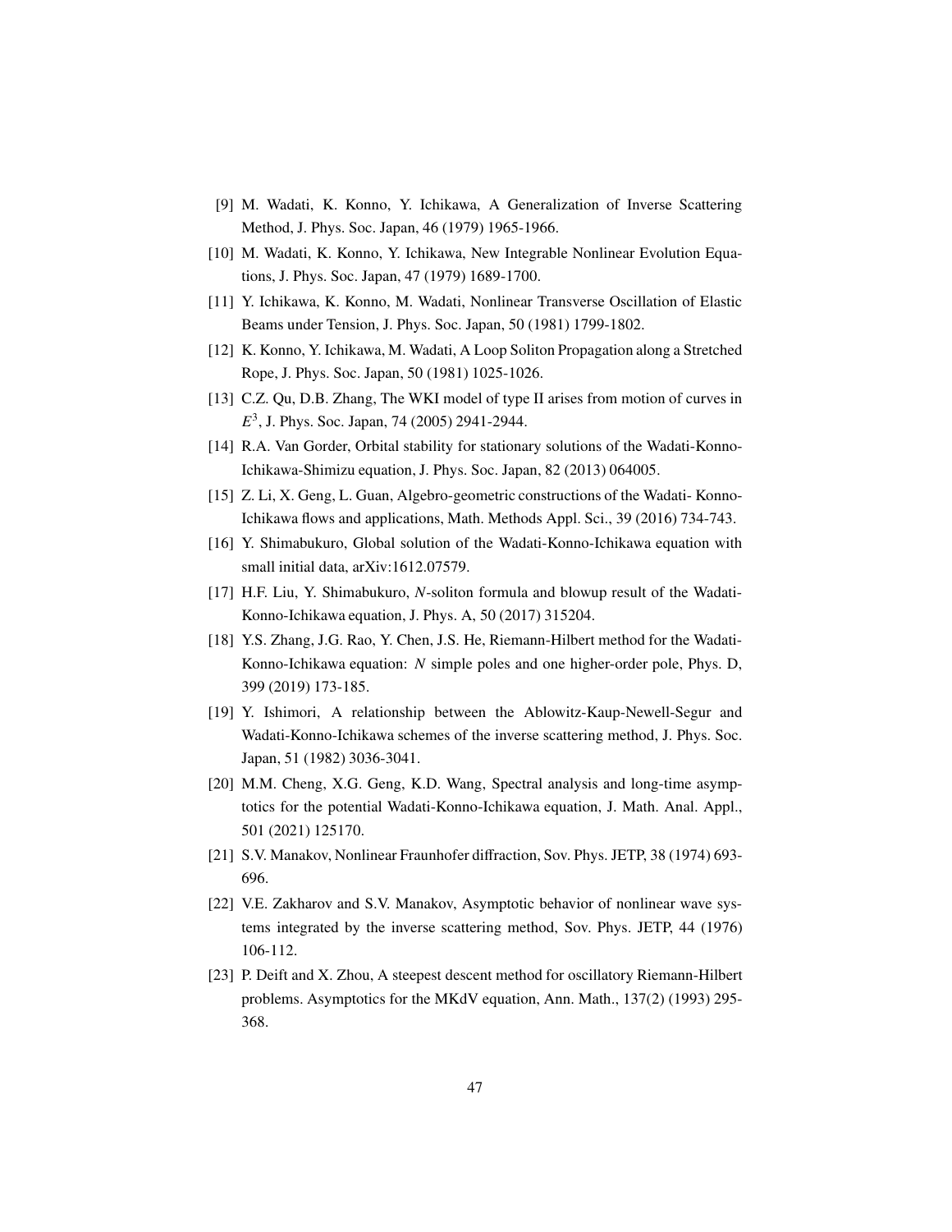[9] M. Wadati, K. Konno, Y. Ichikawa, A Generalization of Inverse Scattering Method, J. Phys. Soc. Japan, 46 (1979) 1965-1966.

[10] M. Wadati, K. Konno, Y. Ichikawa, New Integrable Nonlinear Evolution Equations, J. Phys. Soc. Japan, 47 (1979) 1689-1700.

[11] Y. Ichikawa, K. Konno, M. Wadati, Nonlinear Transverse Oscillation of Elastic Beams under Tension, J. Phys. Soc. Japan, 50 (1981) 1799-1802.

[12] K. Konno, Y. Ichikawa, M. Wadati, A Loop Soliton Propagation along a Stretched Rope, J. Phys. Soc. Japan, 50 (1981) 1025-1026.

[13] C.Z. Qu, D.B. Zhang, The WKI model of type II arises from motion of curves in $E^3$, J. Phys. Soc. Japan, 74 (2005) 2941-2944.

[14] R.A. Van Gorder, Orbital stability for stationary solutions of the Wadati-Konno-Ichikawa-Shimizu equation, J. Phys. Soc. Japan, 82 (2013) 064005.

[15] Z. Li, X. Geng, L. Guan, Algebro-geometric constructions of the Wadati- Konno-Ichikawa flows and applications, Math. Methods Appl. Sci., 39 (2016) 734-743.

[16] Y. Shimabukuro, Global solution of the Wadati-Konno-Ichikawa equation with small initial data, arXiv:1612.07579.

[17] H.F. Liu, Y. Shimabukuro, *N*-soliton formula and blowup result of the Wadati-Konno-Ichikawa equation, J. Phys. A, 50 (2017) 315204.

[18] Y.S. Zhang, J.G. Rao, Y. Chen, J.S. He, Riemann-Hilbert method for the Wadati-Konno-Ichikawa equation: *N* simple poles and one higher-order pole, Phys. D, 399 (2019) 173-185.

[19] Y. Ishimori, A relationship between the Ablowitz-Kaup-Newell-Segur and Wadati-Konno-Ichikawa schemes of the inverse scattering method, J. Phys. Soc. Japan, 51 (1982) 3036-3041.

[20] M.M. Cheng, X.G. Geng, K.D. Wang, Spectral analysis and long-time asymptotics for the potential Wadati-Konno-Ichikawa equation, J. Math. Anal. Appl., 501 (2021) 125170.

[21] S.V. Manakov, Nonlinear Fraunhofer diffraction, Sov. Phys. JETP, 38 (1974) 693-696.

[22] V.E. Zakharov and S.V. Manakov, Asymptotic behavior of nonlinear wave systems integrated by the inverse scattering method, Sov. Phys. JETP, 44 (1976) 106-112.

[23] P. Deift and X. Zhou, A steepest descent method for oscillatory Riemann-Hilbert problems. Asymptotics for the MKdV equation, Ann. Math., 137(2) (1993) 295-368.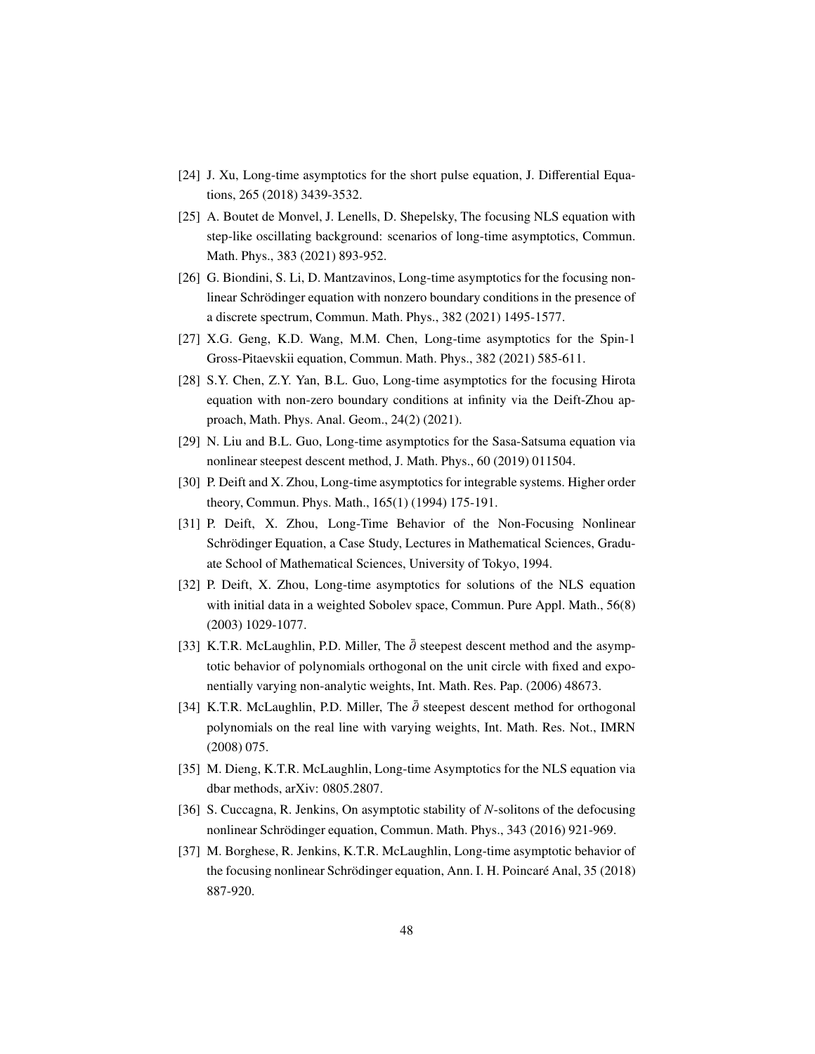[24] J. Xu, Long-time asymptotics for the short pulse equation, J. Differential Equations, 265 (2018) 3439-3532.

[25] A. Boutet de Monvel, J. Lenells, D. Shepelsky, The focusing NLS equation with step-like oscillating background: scenarios of long-time asymptotics, Commun. Math. Phys., 383 (2021) 893-952.

[26] G. Biondini, S. Li, D. Mantzavinos, Long-time asymptotics for the focusing nonlinear Schrödinger equation with nonzero boundary conditions in the presence of a discrete spectrum, Commun. Math. Phys., 382 (2021) 1495-1577.

[27] X.G. Geng, K.D. Wang, M.M. Chen, Long-time asymptotics for the Spin-1 Gross-Pitaevskii equation, Commun. Math. Phys., 382 (2021) 585-611.

[28] S.Y. Chen, Z.Y. Yan, B.L. Guo, Long-time asymptotics for the focusing Hirota equation with non-zero boundary conditions at infinity via the Deift-Zhou approach, Math. Phys. Anal. Geom., 24(2) (2021).

[29] N. Liu and B.L. Guo, Long-time asymptotics for the Sasa-Satsuma equation via nonlinear steepest descent method, J. Math. Phys., 60 (2019) 011504.

[30] P. Deift and X. Zhou, Long-time asymptotics for integrable systems. Higher order theory, Commun. Phys. Math., 165(1) (1994) 175-191.

[31] P. Deift, X. Zhou, Long-Time Behavior of the Non-Focusing Nonlinear Schrödinger Equation, a Case Study, Lectures in Mathematical Sciences, Graduate School of Mathematical Sciences, University of Tokyo, 1994.

[32] P. Deift, X. Zhou, Long-time asymptotics for solutions of the NLS equation with initial data in a weighted Sobolev space, Commun. Pure Appl. Math., 56(8) (2003) 1029-1077.

[33] K.T.R. McLaughlin, P.D. Miller, The $\bar{\partial}$ steepest descent method and the asymptotic behavior of polynomials orthogonal on the unit circle with fixed and exponentially varying non-analytic weights, Int. Math. Res. Pap. (2006) 48673.

[34] K.T.R. McLaughlin, P.D. Miller, The $\bar{\partial}$ steepest descent method for orthogonal polynomials on the real line with varying weights, Int. Math. Res. Not., IMRN (2008) 075.

[35] M. Dieng, K.T.R. McLaughlin, Long-time Asymptotics for the NLS equation via dbar methods, arXiv: 0805.2807.

[36] S. Cuccagna, R. Jenkins, On asymptotic stability of $N$-solitons of the defocusing nonlinear Schrödinger equation, Commun. Math. Phys., 343 (2016) 921-969.

[37] M. Borghese, R. Jenkins, K.T.R. McLaughlin, Long-time asymptotic behavior of the focusing nonlinear Schrödinger equation, Ann. I. H. Poincaré Anal, 35 (2018) 887-920.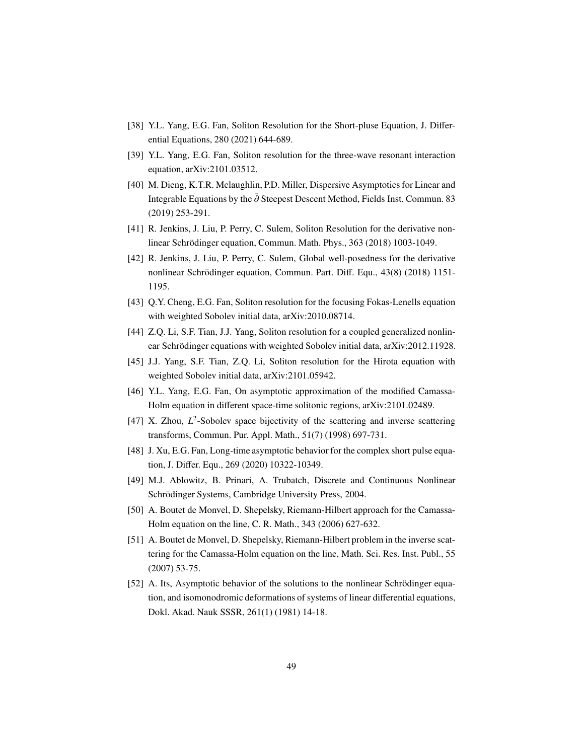[38] Y.L. Yang, E.G. Fan, Soliton Resolution for the Short-pluse Equation, J. Differential Equations, 280 (2021) 644-689.

[39] Y.L. Yang, E.G. Fan, Soliton resolution for the three-wave resonant interaction equation, arXiv:2101.03512.

[40] M. Dieng, K.T.R. Mclaughlin, P.D. Miller, Dispersive Asymptotics for Linear and Integrable Equations by the $\bar{\partial}$ Steepest Descent Method, Fields Inst. Commun. 83 (2019) 253-291.

[41] R. Jenkins, J. Liu, P. Perry, C. Sulem, Soliton Resolution for the derivative nonlinear Schrödinger equation, Commun. Math. Phys., 363 (2018) 1003-1049.

[42] R. Jenkins, J. Liu, P. Perry, C. Sulem, Global well-posedness for the derivative nonlinear Schrödinger equation, Commun. Part. Diff. Equ., 43(8) (2018) 1151-1195.

[43] Q.Y. Cheng, E.G. Fan, Soliton resolution for the focusing Fokas-Lenells equation with weighted Sobolev initial data, arXiv:2010.08714.

[44] Z.Q. Li, S.F. Tian, J.J. Yang, Soliton resolution for a coupled generalized nonlinear Schrödinger equations with weighted Sobolev initial data, arXiv:2012.11928.

[45] J.J. Yang, S.F. Tian, Z.Q. Li, Soliton resolution for the Hirota equation with weighted Sobolev initial data, arXiv:2101.05942.

[46] Y.L. Yang, E.G. Fan, On asymptotic approximation of the modified Camassa-Holm equation in different space-time solitonic regions, arXiv:2101.02489.

[47] X. Zhou, $L^2$-Sobolev space bijectivity of the scattering and inverse scattering transforms, Commun. Pur. Appl. Math., 51(7) (1998) 697-731.

[48] J. Xu, E.G. Fan, Long-time asymptotic behavior for the complex short pulse equation, J. Differ. Equ., 269 (2020) 10322-10349.

[49] M.J. Ablowitz, B. Prinari, A. Trubatch, Discrete and Continuous Nonlinear Schrödinger Systems, Cambridge University Press, 2004.

[50] A. Boutet de Monvel, D. Shepelsky, Riemann-Hilbert approach for the Camassa-Holm equation on the line, C. R. Math., 343 (2006) 627-632.

[51] A. Boutet de Monvel, D. Shepelsky, Riemann-Hilbert problem in the inverse scattering for the Camassa-Holm equation on the line, Math. Sci. Res. Inst. Publ., 55 (2007) 53-75.

[52] A. Its, Asymptotic behavior of the solutions to the nonlinear Schrödinger equation, and isomonodromic deformations of systems of linear differential equations, Dokl. Akad. Nauk SSSR, 261(1) (1981) 14-18.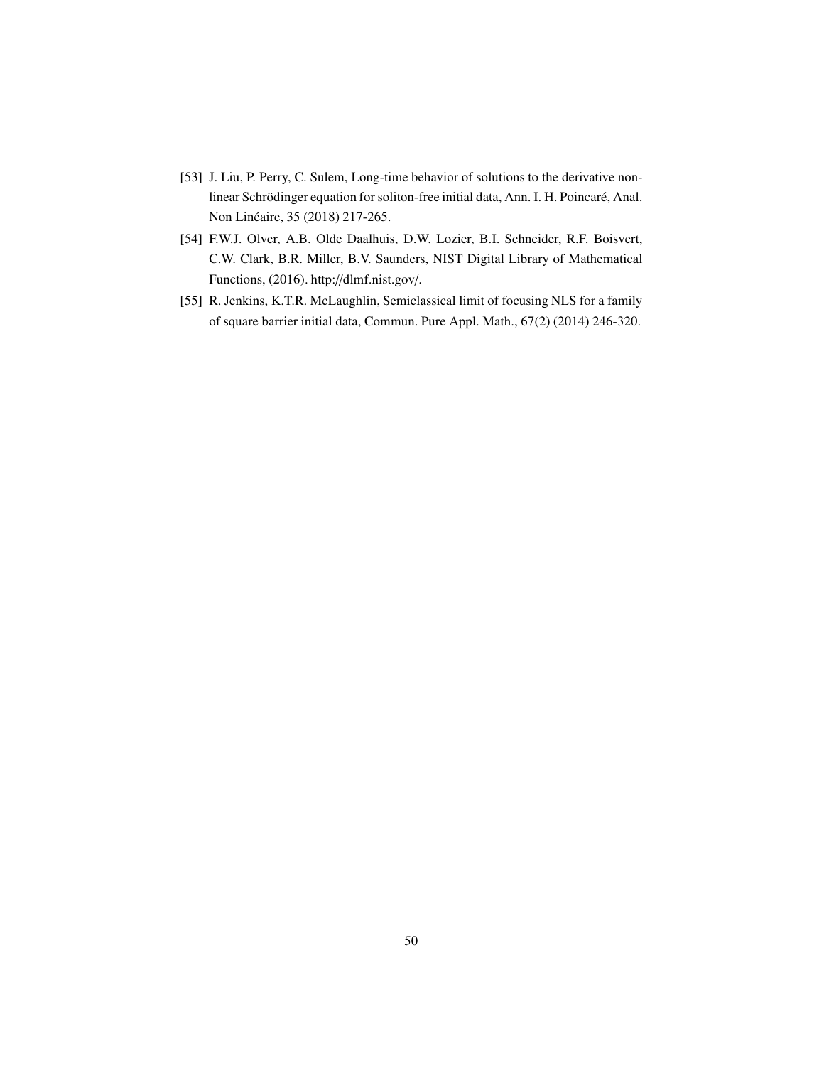[53] J. Liu, P. Perry, C. Sulem, Long-time behavior of solutions to the derivative nonlinear Schrödinger equation for soliton-free initial data, Ann. I. H. Poincaré, Anal. Non Linéaire, 35 (2018) 217-265.

[54] F.W.J. Olver, A.B. Olde Daalhuis, D.W. Lozier, B.I. Schneider, R.F. Boisvert, C.W. Clark, B.R. Miller, B.V. Saunders, NIST Digital Library of Mathematical Functions, (2016). http://dlmf.nist.gov/.

[55] R. Jenkins, K.T.R. McLaughlin, Semiclassical limit of focusing NLS for a family of square barrier initial data, Commun. Pure Appl. Math., 67(2) (2014) 246-320.